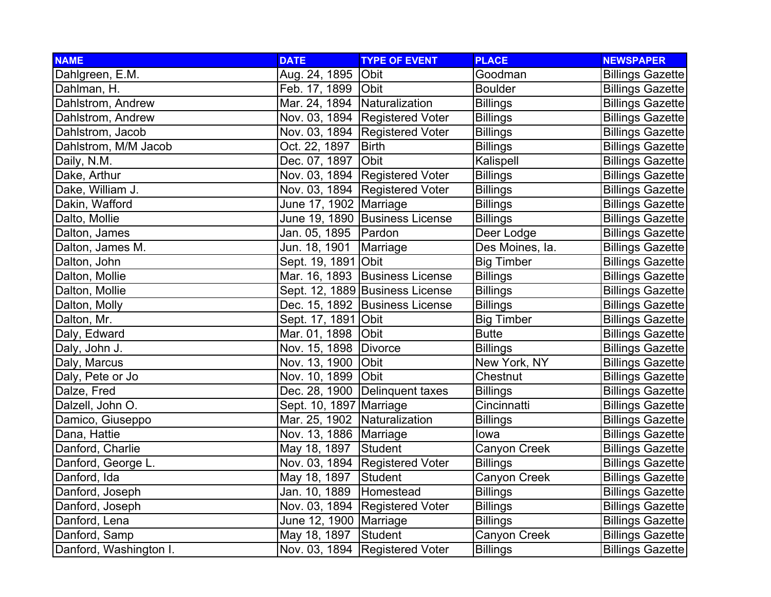| NAME | DATE | TYPE OF EVENT | PLACE | NEWSPAPER |
|---|---|---|---|---|
| Dahlgreen, E.M. | Aug. 24, 1895 | Obit | Goodman | Billings Gazette |
| Dahlman, H. | Feb. 17, 1899 | Obit | Boulder | Billings Gazette |
| Dahlstrom, Andrew | Mar. 24, 1894 | Naturalization | Billings | Billings Gazette |
| Dahlstrom, Andrew | Nov. 03, 1894 | Registered Voter | Billings | Billings Gazette |
| Dahlstrom, Jacob | Nov. 03, 1894 | Registered Voter | Billings | Billings Gazette |
| Dahlstrom, M/M Jacob | Oct. 22, 1897 | Birth | Billings | Billings Gazette |
| Daily, N.M. | Dec. 07, 1897 | Obit | Kalispell | Billings Gazette |
| Dake, Arthur | Nov. 03, 1894 | Registered Voter | Billings | Billings Gazette |
| Dake, William J. | Nov. 03, 1894 | Registered Voter | Billings | Billings Gazette |
| Dakin, Wafford | June 17, 1902 | Marriage | Billings | Billings Gazette |
| Dalto, Mollie | June 19, 1890 | Business License | Billings | Billings Gazette |
| Dalton, James | Jan. 05, 1895 | Pardon | Deer Lodge | Billings Gazette |
| Dalton, James M. | Jun. 18, 1901 | Marriage | Des Moines, Ia. | Billings Gazette |
| Dalton, John | Sept. 19, 1891 | Obit | Big Timber | Billings Gazette |
| Dalton, Mollie | Mar. 16, 1893 | Business License | Billings | Billings Gazette |
| Dalton, Mollie | Sept. 12, 1889 | Business License | Billings | Billings Gazette |
| Dalton, Molly | Dec. 15, 1892 | Business License | Billings | Billings Gazette |
| Dalton, Mr. | Sept. 17, 1891 | Obit | Big Timber | Billings Gazette |
| Daly, Edward | Mar. 01, 1898 | Obit | Butte | Billings Gazette |
| Daly, John J. | Nov. 15, 1898 | Divorce | Billings | Billings Gazette |
| Daly, Marcus | Nov. 13, 1900 | Obit | New York, NY | Billings Gazette |
| Daly, Pete or Jo | Nov. 10, 1899 | Obit | Chestnut | Billings Gazette |
| Dalze, Fred | Dec. 28, 1900 | Delinquent taxes | Billings | Billings Gazette |
| Dalzell, John O. | Sept. 10, 1897 | Marriage | Cincinnatti | Billings Gazette |
| Damico, Giuseppo | Mar. 25, 1902 | Naturalization | Billings | Billings Gazette |
| Dana, Hattie | Nov. 13, 1886 | Marriage | Iowa | Billings Gazette |
| Danford, Charlie | May 18, 1897 | Student | Canyon Creek | Billings Gazette |
| Danford, George L. | Nov. 03, 1894 | Registered Voter | Billings | Billings Gazette |
| Danford, Ida | May 18, 1897 | Student | Canyon Creek | Billings Gazette |
| Danford, Joseph | Jan. 10, 1889 | Homestead | Billings | Billings Gazette |
| Danford, Joseph | Nov. 03, 1894 | Registered Voter | Billings | Billings Gazette |
| Danford, Lena | June 12, 1900 | Marriage | Billings | Billings Gazette |
| Danford, Samp | May 18, 1897 | Student | Canyon Creek | Billings Gazette |
| Danford, Washington I. | Nov. 03, 1894 | Registered Voter | Billings | Billings Gazette |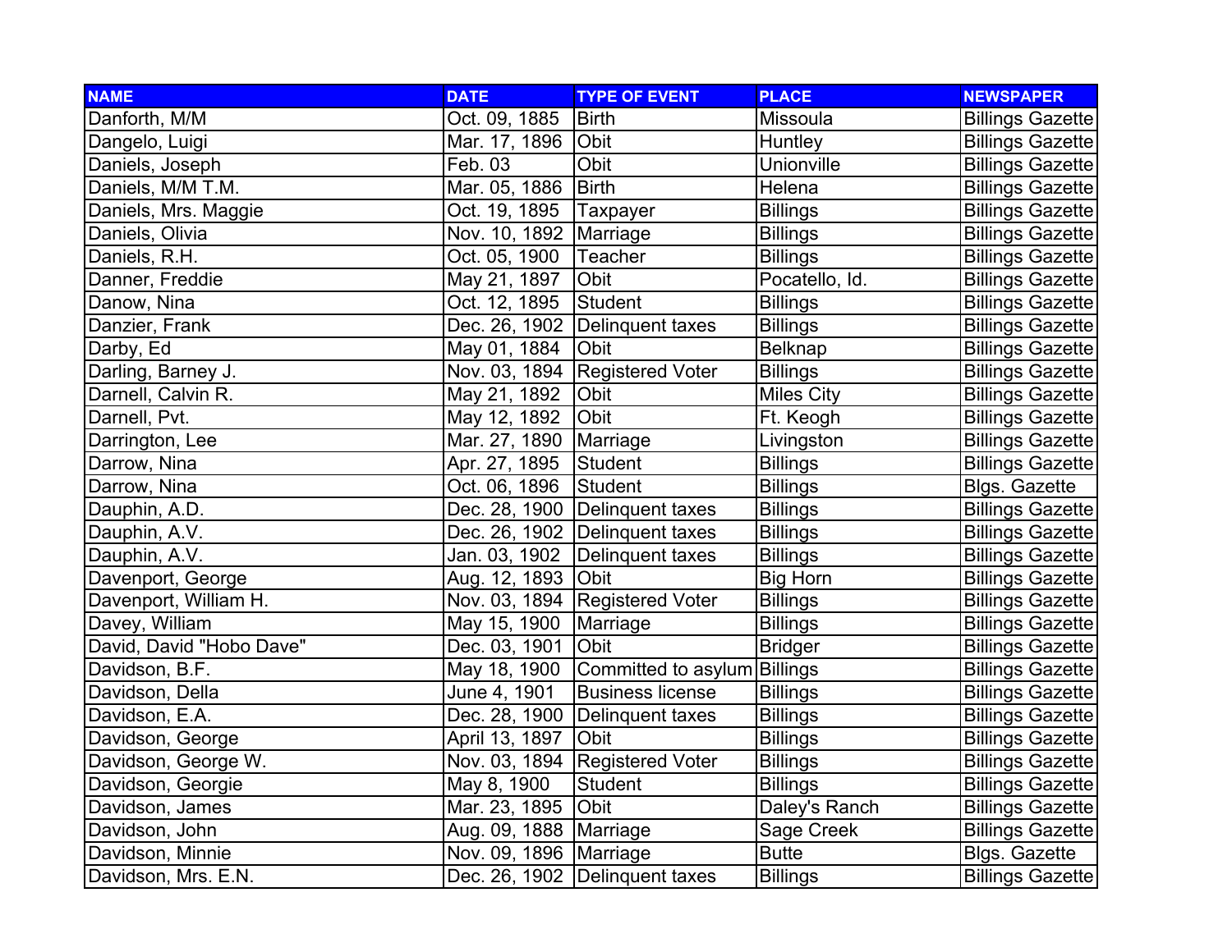| NAME | DATE | TYPE OF EVENT | PLACE | NEWSPAPER |
| --- | --- | --- | --- | --- |
| Danforth, M/M | Oct. 09, 1885 | Birth | Missoula | Billings Gazette |
| Dangelo, Luigi | Mar. 17, 1896 | Obit | Huntley | Billings Gazette |
| Daniels, Joseph | Feb. 03 | Obit | Unionville | Billings Gazette |
| Daniels, M/M T.M. | Mar. 05, 1886 | Birth | Helena | Billings Gazette |
| Daniels, Mrs. Maggie | Oct. 19, 1895 | Taxpayer | Billings | Billings Gazette |
| Daniels, Olivia | Nov. 10, 1892 | Marriage | Billings | Billings Gazette |
| Daniels, R.H. | Oct. 05, 1900 | Teacher | Billings | Billings Gazette |
| Danner, Freddie | May 21, 1897 | Obit | Pocatello, Id. | Billings Gazette |
| Danow, Nina | Oct. 12, 1895 | Student | Billings | Billings Gazette |
| Danzier, Frank | Dec. 26, 1902 | Delinquent taxes | Billings | Billings Gazette |
| Darby, Ed | May 01, 1884 | Obit | Belknap | Billings Gazette |
| Darling, Barney J. | Nov. 03, 1894 | Registered Voter | Billings | Billings Gazette |
| Darnell, Calvin R. | May 21, 1892 | Obit | Miles City | Billings Gazette |
| Darnell, Pvt. | May 12, 1892 | Obit | Ft. Keogh | Billings Gazette |
| Darrington, Lee | Mar. 27, 1890 | Marriage | Livingston | Billings Gazette |
| Darrow, Nina | Apr. 27, 1895 | Student | Billings | Billings Gazette |
| Darrow, Nina | Oct. 06, 1896 | Student | Billings | Blgs. Gazette |
| Dauphin, A.D. | Dec. 28, 1900 | Delinquent taxes | Billings | Billings Gazette |
| Dauphin, A.V. | Dec. 26, 1902 | Delinquent taxes | Billings | Billings Gazette |
| Dauphin, A.V. | Jan. 03, 1902 | Delinquent taxes | Billings | Billings Gazette |
| Davenport, George | Aug. 12, 1893 | Obit | Big Horn | Billings Gazette |
| Davenport, William H. | Nov. 03, 1894 | Registered Voter | Billings | Billings Gazette |
| Davey, William | May 15, 1900 | Marriage | Billings | Billings Gazette |
| David, David "Hobo Dave" | Dec. 03, 1901 | Obit | Bridger | Billings Gazette |
| Davidson, B.F. | May 18, 1900 | Committed to asylum | Billings | Billings Gazette |
| Davidson, Della | June 4, 1901 | Business license | Billings | Billings Gazette |
| Davidson, E.A. | Dec. 28, 1900 | Delinquent taxes | Billings | Billings Gazette |
| Davidson, George | April 13, 1897 | Obit | Billings | Billings Gazette |
| Davidson, George W. | Nov. 03, 1894 | Registered Voter | Billings | Billings Gazette |
| Davidson, Georgie | May 8, 1900 | Student | Billings | Billings Gazette |
| Davidson, James | Mar. 23, 1895 | Obit | Daley's Ranch | Billings Gazette |
| Davidson, John | Aug. 09, 1888 | Marriage | Sage Creek | Billings Gazette |
| Davidson, Minnie | Nov. 09, 1896 | Marriage | Butte | Blgs. Gazette |
| Davidson, Mrs. E.N. | Dec. 26, 1902 | Delinquent taxes | Billings | Billings Gazette |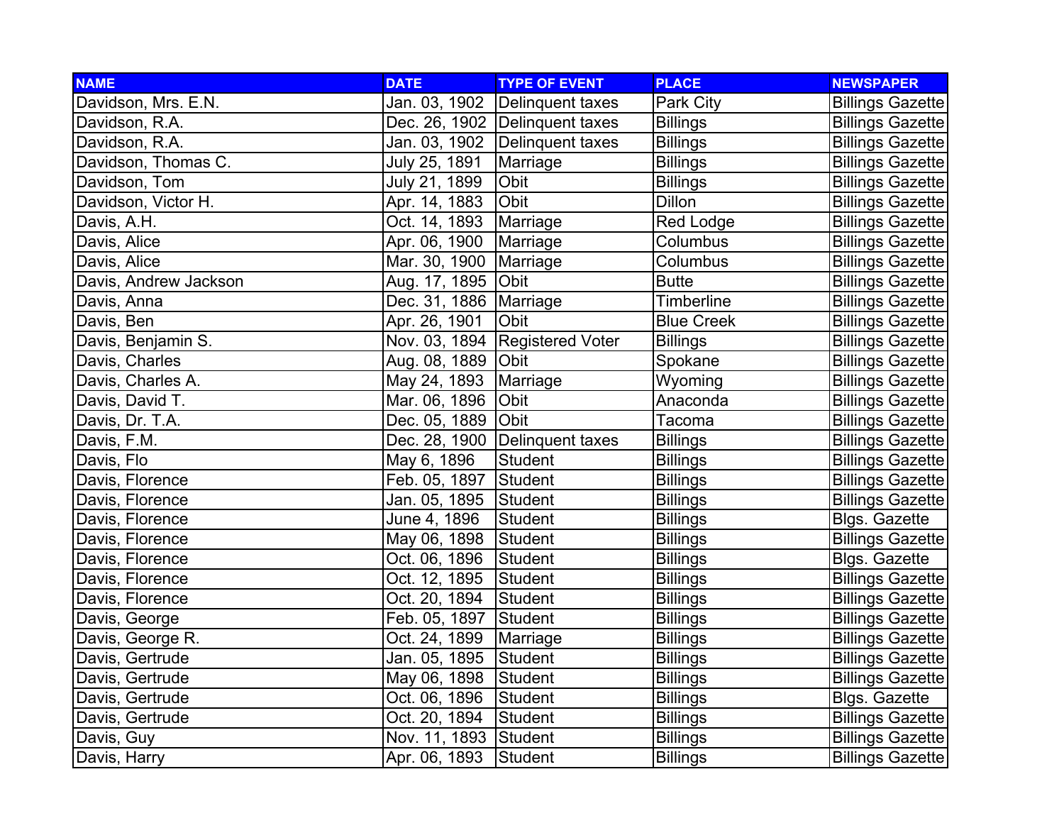| NAME | DATE | TYPE OF EVENT | PLACE | NEWSPAPER |
|---|---|---|---|---|
| Davidson, Mrs. E.N. | Jan. 03, 1902 | Delinquent taxes | Park City | Billings Gazette |
| Davidson, R.A. | Dec. 26, 1902 | Delinquent taxes | Billings | Billings Gazette |
| Davidson, R.A. | Jan. 03, 1902 | Delinquent taxes | Billings | Billings Gazette |
| Davidson, Thomas C. | July 25, 1891 | Marriage | Billings | Billings Gazette |
| Davidson, Tom | July 21, 1899 | Obit | Billings | Billings Gazette |
| Davidson, Victor H. | Apr. 14, 1883 | Obit | Dillon | Billings Gazette |
| Davis, A.H. | Oct. 14, 1893 | Marriage | Red Lodge | Billings Gazette |
| Davis, Alice | Apr. 06, 1900 | Marriage | Columbus | Billings Gazette |
| Davis, Alice | Mar. 30, 1900 | Marriage | Columbus | Billings Gazette |
| Davis, Andrew Jackson | Aug. 17, 1895 | Obit | Butte | Billings Gazette |
| Davis, Anna | Dec. 31, 1886 | Marriage | Timberline | Billings Gazette |
| Davis, Ben | Apr. 26, 1901 | Obit | Blue Creek | Billings Gazette |
| Davis, Benjamin S. | Nov. 03, 1894 | Registered Voter | Billings | Billings Gazette |
| Davis, Charles | Aug. 08, 1889 | Obit | Spokane | Billings Gazette |
| Davis, Charles A. | May 24, 1893 | Marriage | Wyoming | Billings Gazette |
| Davis, David T. | Mar. 06, 1896 | Obit | Anaconda | Billings Gazette |
| Davis, Dr. T.A. | Dec. 05, 1889 | Obit | Tacoma | Billings Gazette |
| Davis, F.M. | Dec. 28, 1900 | Delinquent taxes | Billings | Billings Gazette |
| Davis, Flo | May 6, 1896 | Student | Billings | Billings Gazette |
| Davis, Florence | Feb. 05, 1897 | Student | Billings | Billings Gazette |
| Davis, Florence | Jan. 05, 1895 | Student | Billings | Billings Gazette |
| Davis, Florence | June 4, 1896 | Student | Billings | Blgs. Gazette |
| Davis, Florence | May 06, 1898 | Student | Billings | Billings Gazette |
| Davis, Florence | Oct. 06, 1896 | Student | Billings | Blgs. Gazette |
| Davis, Florence | Oct. 12, 1895 | Student | Billings | Billings Gazette |
| Davis, Florence | Oct. 20, 1894 | Student | Billings | Billings Gazette |
| Davis, George | Feb. 05, 1897 | Student | Billings | Billings Gazette |
| Davis, George R. | Oct. 24, 1899 | Marriage | Billings | Billings Gazette |
| Davis, Gertrude | Jan. 05, 1895 | Student | Billings | Billings Gazette |
| Davis, Gertrude | May 06, 1898 | Student | Billings | Billings Gazette |
| Davis, Gertrude | Oct. 06, 1896 | Student | Billings | Blgs. Gazette |
| Davis, Gertrude | Oct. 20, 1894 | Student | Billings | Billings Gazette |
| Davis, Guy | Nov. 11, 1893 | Student | Billings | Billings Gazette |
| Davis, Harry | Apr. 06, 1893 | Student | Billings | Billings Gazette |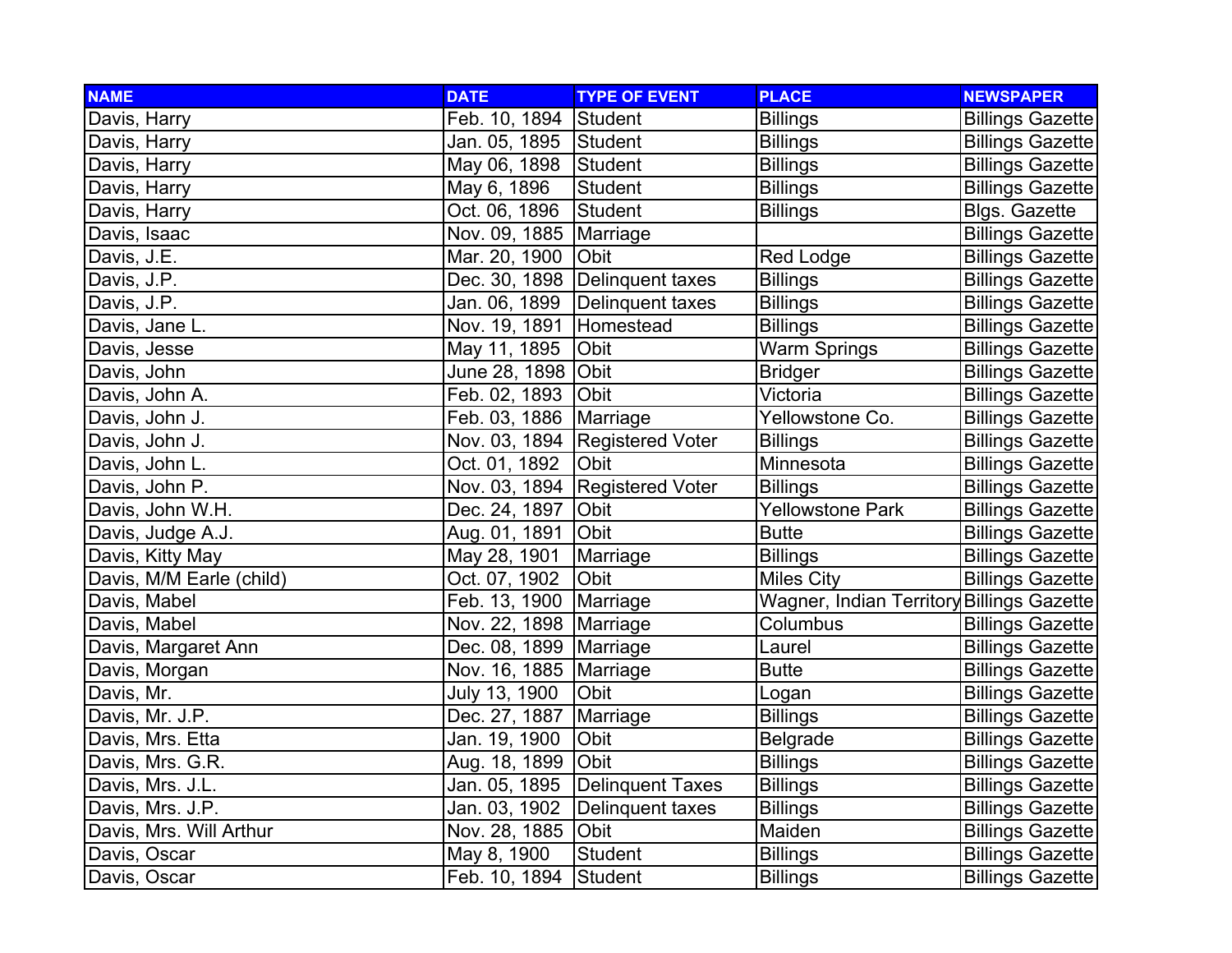| NAME | DATE | TYPE OF EVENT | PLACE | NEWSPAPER |
|---|---|---|---|---|
| Davis, Harry | Feb. 10, 1894 | Student | Billings | Billings Gazette |
| Davis, Harry | Jan. 05, 1895 | Student | Billings | Billings Gazette |
| Davis, Harry | May 06, 1898 | Student | Billings | Billings Gazette |
| Davis, Harry | May 6, 1896 | Student | Billings | Billings Gazette |
| Davis, Harry | Oct. 06, 1896 | Student | Billings | Blgs. Gazette |
| Davis, Isaac | Nov. 09, 1885 | Marriage | | Billings Gazette |
| Davis, J.E. | Mar. 20, 1900 | Obit | Red Lodge | Billings Gazette |
| Davis, J.P. | Dec. 30, 1898 | Delinquent taxes | Billings | Billings Gazette |
| Davis, J.P. | Jan. 06, 1899 | Delinquent taxes | Billings | Billings Gazette |
| Davis, Jane L. | Nov. 19, 1891 | Homestead | Billings | Billings Gazette |
| Davis, Jesse | May 11, 1895 | Obit | Warm Springs | Billings Gazette |
| Davis, John | June 28, 1898 | Obit | Bridger | Billings Gazette |
| Davis, John A. | Feb. 02, 1893 | Obit | Victoria | Billings Gazette |
| Davis, John J. | Feb. 03, 1886 | Marriage | Yellowstone Co. | Billings Gazette |
| Davis, John J. | Nov. 03, 1894 | Registered Voter | Billings | Billings Gazette |
| Davis, John L. | Oct. 01, 1892 | Obit | Minnesota | Billings Gazette |
| Davis, John P. | Nov. 03, 1894 | Registered Voter | Billings | Billings Gazette |
| Davis, John W.H. | Dec. 24, 1897 | Obit | Yellowstone Park | Billings Gazette |
| Davis, Judge A.J. | Aug. 01, 1891 | Obit | Butte | Billings Gazette |
| Davis, Kitty May | May 28, 1901 | Marriage | Billings | Billings Gazette |
| Davis, M/M Earle (child) | Oct. 07, 1902 | Obit | Miles City | Billings Gazette |
| Davis, Mabel | Feb. 13, 1900 | Marriage | Wagner, Indian Territory | Billings Gazette |
| Davis, Mabel | Nov. 22, 1898 | Marriage | Columbus | Billings Gazette |
| Davis, Margaret Ann | Dec. 08, 1899 | Marriage | Laurel | Billings Gazette |
| Davis, Morgan | Nov. 16, 1885 | Marriage | Butte | Billings Gazette |
| Davis, Mr. | July 13, 1900 | Obit | Logan | Billings Gazette |
| Davis, Mr. J.P. | Dec. 27, 1887 | Marriage | Billings | Billings Gazette |
| Davis, Mrs. Etta | Jan. 19, 1900 | Obit | Belgrade | Billings Gazette |
| Davis, Mrs. G.R. | Aug. 18, 1899 | Obit | Billings | Billings Gazette |
| Davis, Mrs. J.L. | Jan. 05, 1895 | Delinquent Taxes | Billings | Billings Gazette |
| Davis, Mrs. J.P. | Jan. 03, 1902 | Delinquent taxes | Billings | Billings Gazette |
| Davis, Mrs. Will Arthur | Nov. 28, 1885 | Obit | Maiden | Billings Gazette |
| Davis, Oscar | May 8, 1900 | Student | Billings | Billings Gazette |
| Davis, Oscar | Feb. 10, 1894 | Student | Billings | Billings Gazette |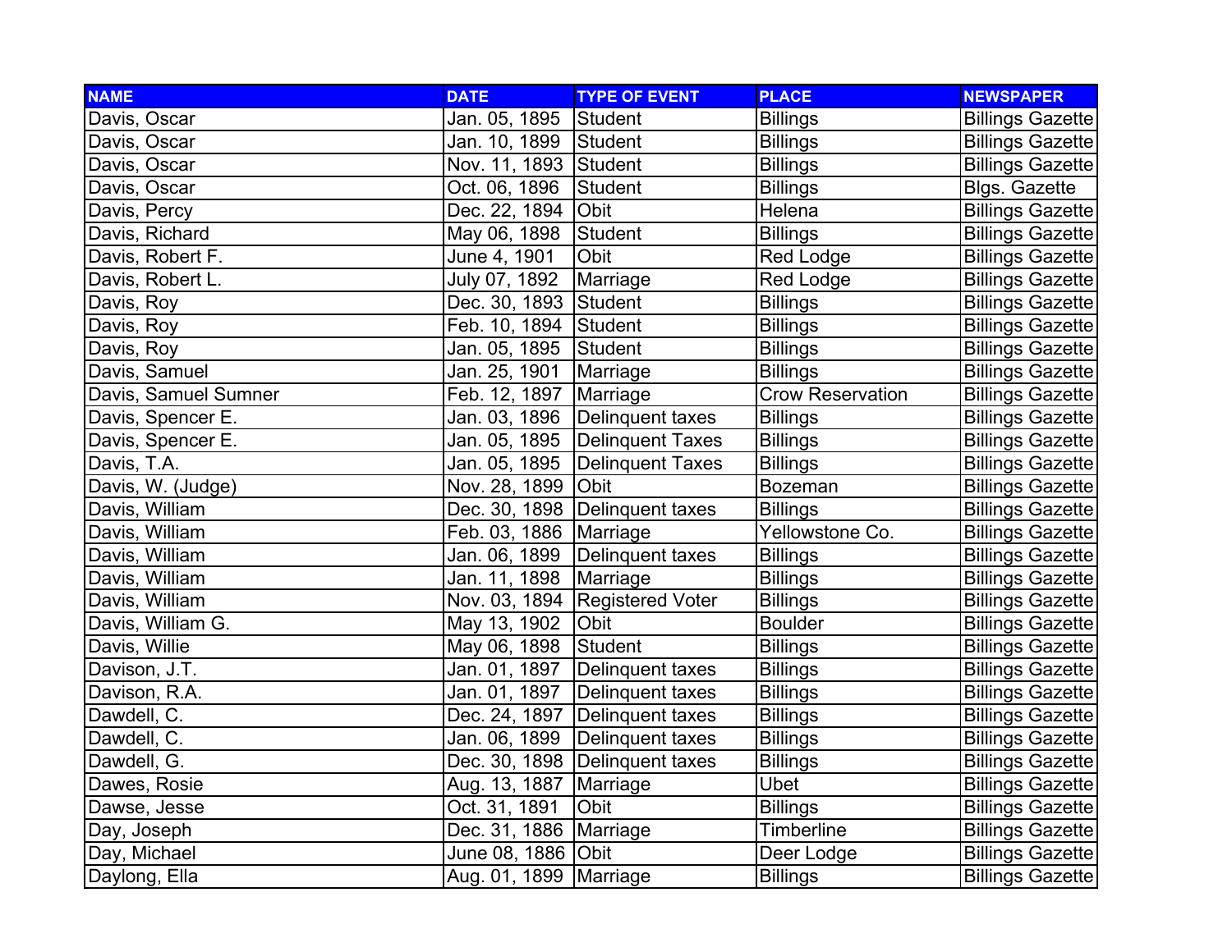| NAME | DATE | TYPE OF EVENT | PLACE | NEWSPAPER |
|---|---|---|---|---|
| Davis, Oscar | Jan. 05, 1895 | Student | Billings | Billings Gazette |
| Davis, Oscar | Jan. 10, 1899 | Student | Billings | Billings Gazette |
| Davis, Oscar | Nov. 11, 1893 | Student | Billings | Billings Gazette |
| Davis, Oscar | Oct. 06, 1896 | Student | Billings | Blgs. Gazette |
| Davis, Percy | Dec. 22, 1894 | Obit | Helena | Billings Gazette |
| Davis, Richard | May 06, 1898 | Student | Billings | Billings Gazette |
| Davis, Robert F. | June 4, 1901 | Obit | Red Lodge | Billings Gazette |
| Davis, Robert L. | July 07, 1892 | Marriage | Red Lodge | Billings Gazette |
| Davis, Roy | Dec. 30, 1893 | Student | Billings | Billings Gazette |
| Davis, Roy | Feb. 10, 1894 | Student | Billings | Billings Gazette |
| Davis, Roy | Jan. 05, 1895 | Student | Billings | Billings Gazette |
| Davis, Samuel | Jan. 25, 1901 | Marriage | Billings | Billings Gazette |
| Davis, Samuel Sumner | Feb. 12, 1897 | Marriage | Crow Reservation | Billings Gazette |
| Davis, Spencer E. | Jan. 03, 1896 | Delinquent taxes | Billings | Billings Gazette |
| Davis, Spencer E. | Jan. 05, 1895 | Delinquent Taxes | Billings | Billings Gazette |
| Davis, T.A. | Jan. 05, 1895 | Delinquent Taxes | Billings | Billings Gazette |
| Davis, W. (Judge) | Nov. 28, 1899 | Obit | Bozeman | Billings Gazette |
| Davis, William | Dec. 30, 1898 | Delinquent taxes | Billings | Billings Gazette |
| Davis, William | Feb. 03, 1886 | Marriage | Yellowstone Co. | Billings Gazette |
| Davis, William | Jan. 06, 1899 | Delinquent taxes | Billings | Billings Gazette |
| Davis, William | Jan. 11, 1898 | Marriage | Billings | Billings Gazette |
| Davis, William | Nov. 03, 1894 | Registered Voter | Billings | Billings Gazette |
| Davis, William G. | May 13, 1902 | Obit | Boulder | Billings Gazette |
| Davis, Willie | May 06, 1898 | Student | Billings | Billings Gazette |
| Davison, J.T. | Jan. 01, 1897 | Delinquent taxes | Billings | Billings Gazette |
| Davison, R.A. | Jan. 01, 1897 | Delinquent taxes | Billings | Billings Gazette |
| Dawdell, C. | Dec. 24, 1897 | Delinquent taxes | Billings | Billings Gazette |
| Dawdell, C. | Jan. 06, 1899 | Delinquent taxes | Billings | Billings Gazette |
| Dawdell, G. | Dec. 30, 1898 | Delinquent taxes | Billings | Billings Gazette |
| Dawes, Rosie | Aug. 13, 1887 | Marriage | Ubet | Billings Gazette |
| Dawse, Jesse | Oct. 31, 1891 | Obit | Billings | Billings Gazette |
| Day, Joseph | Dec. 31, 1886 | Marriage | Timberline | Billings Gazette |
| Day, Michael | June 08, 1886 | Obit | Deer Lodge | Billings Gazette |
| Daylong, Ella | Aug. 01, 1899 | Marriage | Billings | Billings Gazette |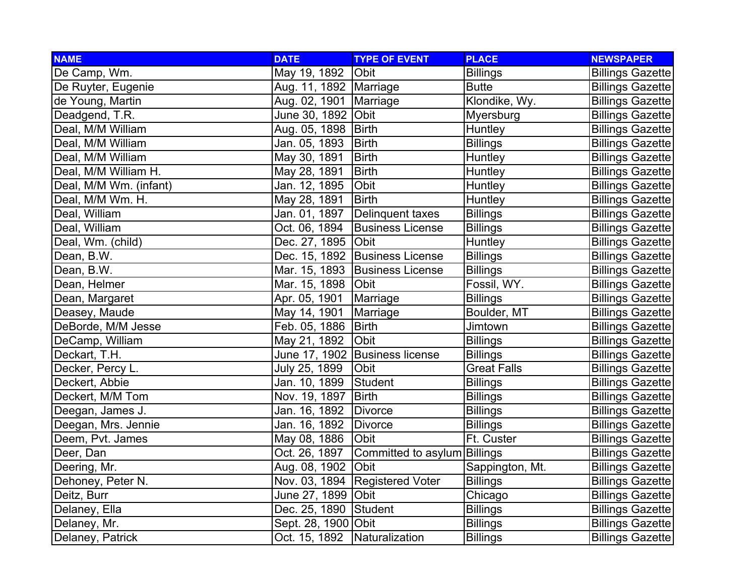| NAME | DATE | TYPE OF EVENT | PLACE | NEWSPAPER |
|---|---|---|---|---|
| De Camp, Wm. | May 19, 1892 | Obit | Billings | Billings Gazette |
| De Ruyter, Eugenie | Aug. 11, 1892 | Marriage | Butte | Billings Gazette |
| de Young, Martin | Aug. 02, 1901 | Marriage | Klondike, Wy. | Billings Gazette |
| Deadgend, T.R. | June 30, 1892 | Obit | Myersburg | Billings Gazette |
| Deal, M/M William | Aug. 05, 1898 | Birth | Huntley | Billings Gazette |
| Deal, M/M William | Jan. 05, 1893 | Birth | Billings | Billings Gazette |
| Deal, M/M William | May 30, 1891 | Birth | Huntley | Billings Gazette |
| Deal, M/M William H. | May 28, 1891 | Birth | Huntley | Billings Gazette |
| Deal, M/M Wm. (infant) | Jan. 12, 1895 | Obit | Huntley | Billings Gazette |
| Deal, M/M Wm. H. | May 28, 1891 | Birth | Huntley | Billings Gazette |
| Deal, William | Jan. 01, 1897 | Delinquent taxes | Billings | Billings Gazette |
| Deal, William | Oct. 06, 1894 | Business License | Billings | Billings Gazette |
| Deal, Wm. (child) | Dec. 27, 1895 | Obit | Huntley | Billings Gazette |
| Dean, B.W. | Dec. 15, 1892 | Business License | Billings | Billings Gazette |
| Dean, B.W. | Mar. 15, 1893 | Business License | Billings | Billings Gazette |
| Dean, Helmer | Mar. 15, 1898 | Obit | Fossil, WY. | Billings Gazette |
| Dean, Margaret | Apr. 05, 1901 | Marriage | Billings | Billings Gazette |
| Deasey, Maude | May 14, 1901 | Marriage | Boulder, MT | Billings Gazette |
| DeBorde, M/M Jesse | Feb. 05, 1886 | Birth | Jimtown | Billings Gazette |
| DeCamp, William | May 21, 1892 | Obit | Billings | Billings Gazette |
| Deckart, T.H. | June 17, 1902 | Business license | Billings | Billings Gazette |
| Decker, Percy L. | July 25, 1899 | Obit | Great Falls | Billings Gazette |
| Deckert, Abbie | Jan. 10, 1899 | Student | Billings | Billings Gazette |
| Deckert, M/M Tom | Nov. 19, 1897 | Birth | Billings | Billings Gazette |
| Deegan, James J. | Jan. 16, 1892 | Divorce | Billings | Billings Gazette |
| Deegan, Mrs. Jennie | Jan. 16, 1892 | Divorce | Billings | Billings Gazette |
| Deem, Pvt. James | May 08, 1886 | Obit | Ft. Custer | Billings Gazette |
| Deer, Dan | Oct. 26, 1897 | Committed to asylum | Billings | Billings Gazette |
| Deering, Mr. | Aug. 08, 1902 | Obit | Sappington, Mt. | Billings Gazette |
| Dehoney, Peter N. | Nov. 03, 1894 | Registered Voter | Billings | Billings Gazette |
| Deitz, Burr | June 27, 1899 | Obit | Chicago | Billings Gazette |
| Delaney, Ella | Dec. 25, 1890 | Student | Billings | Billings Gazette |
| Delaney, Mr. | Sept. 28, 1900 | Obit | Billings | Billings Gazette |
| Delaney, Patrick | Oct. 15, 1892 | Naturalization | Billings | Billings Gazette |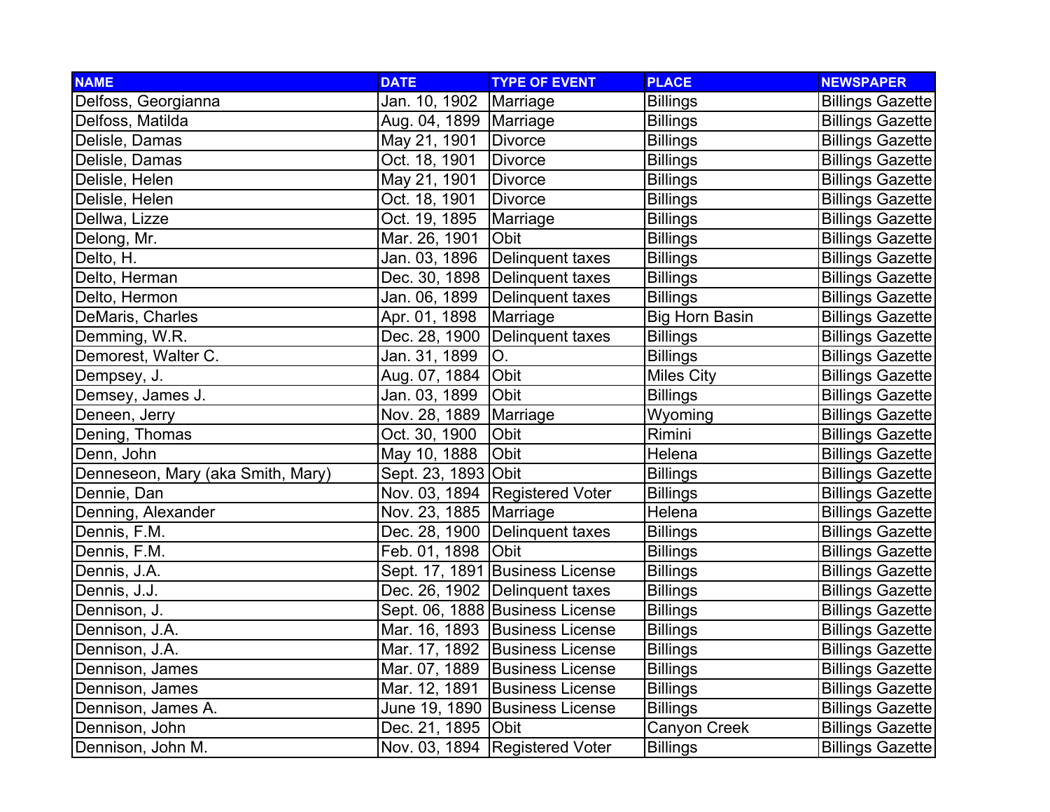| NAME | DATE | TYPE OF EVENT | PLACE | NEWSPAPER |
| --- | --- | --- | --- | --- |
| Delfoss, Georgianna | Jan. 10, 1902 | Marriage | Billings | Billings Gazette |
| Delfoss, Matilda | Aug. 04, 1899 | Marriage | Billings | Billings Gazette |
| Delisle, Damas | May 21, 1901 | Divorce | Billings | Billings Gazette |
| Delisle, Damas | Oct. 18, 1901 | Divorce | Billings | Billings Gazette |
| Delisle, Helen | May 21, 1901 | Divorce | Billings | Billings Gazette |
| Delisle, Helen | Oct. 18, 1901 | Divorce | Billings | Billings Gazette |
| Dellwa, Lizze | Oct. 19, 1895 | Marriage | Billings | Billings Gazette |
| Delong, Mr. | Mar. 26, 1901 | Obit | Billings | Billings Gazette |
| Delto, H. | Jan. 03, 1896 | Delinquent taxes | Billings | Billings Gazette |
| Delto, Herman | Dec. 30, 1898 | Delinquent taxes | Billings | Billings Gazette |
| Delto, Hermon | Jan. 06, 1899 | Delinquent taxes | Billings | Billings Gazette |
| DeMaris, Charles | Apr. 01, 1898 | Marriage | Big Horn Basin | Billings Gazette |
| Demming, W.R. | Dec. 28, 1900 | Delinquent taxes | Billings | Billings Gazette |
| Demorest, Walter C. | Jan. 31, 1899 | O. | Billings | Billings Gazette |
| Dempsey, J. | Aug. 07, 1884 | Obit | Miles City | Billings Gazette |
| Demsey, James J. | Jan. 03, 1899 | Obit | Billings | Billings Gazette |
| Deneen, Jerry | Nov. 28, 1889 | Marriage | Wyoming | Billings Gazette |
| Dening, Thomas | Oct. 30, 1900 | Obit | Rimini | Billings Gazette |
| Denn, John | May 10, 1888 | Obit | Helena | Billings Gazette |
| Denneseon, Mary (aka Smith, Mary) | Sept. 23, 1893 | Obit | Billings | Billings Gazette |
| Dennie, Dan | Nov. 03, 1894 | Registered Voter | Billings | Billings Gazette |
| Denning, Alexander | Nov. 23, 1885 | Marriage | Helena | Billings Gazette |
| Dennis, F.M. | Dec. 28, 1900 | Delinquent taxes | Billings | Billings Gazette |
| Dennis, F.M. | Feb. 01, 1898 | Obit | Billings | Billings Gazette |
| Dennis, J.A. | Sept. 17, 1891 | Business License | Billings | Billings Gazette |
| Dennis, J.J. | Dec. 26, 1902 | Delinquent taxes | Billings | Billings Gazette |
| Dennison, J. | Sept. 06, 1888 | Business License | Billings | Billings Gazette |
| Dennison, J.A. | Mar. 16, 1893 | Business License | Billings | Billings Gazette |
| Dennison, J.A. | Mar. 17, 1892 | Business License | Billings | Billings Gazette |
| Dennison, James | Mar. 07, 1889 | Business License | Billings | Billings Gazette |
| Dennison, James | Mar. 12, 1891 | Business License | Billings | Billings Gazette |
| Dennison, James A. | June 19, 1890 | Business License | Billings | Billings Gazette |
| Dennison, John | Dec. 21, 1895 | Obit | Canyon Creek | Billings Gazette |
| Dennison, John M. | Nov. 03, 1894 | Registered Voter | Billings | Billings Gazette |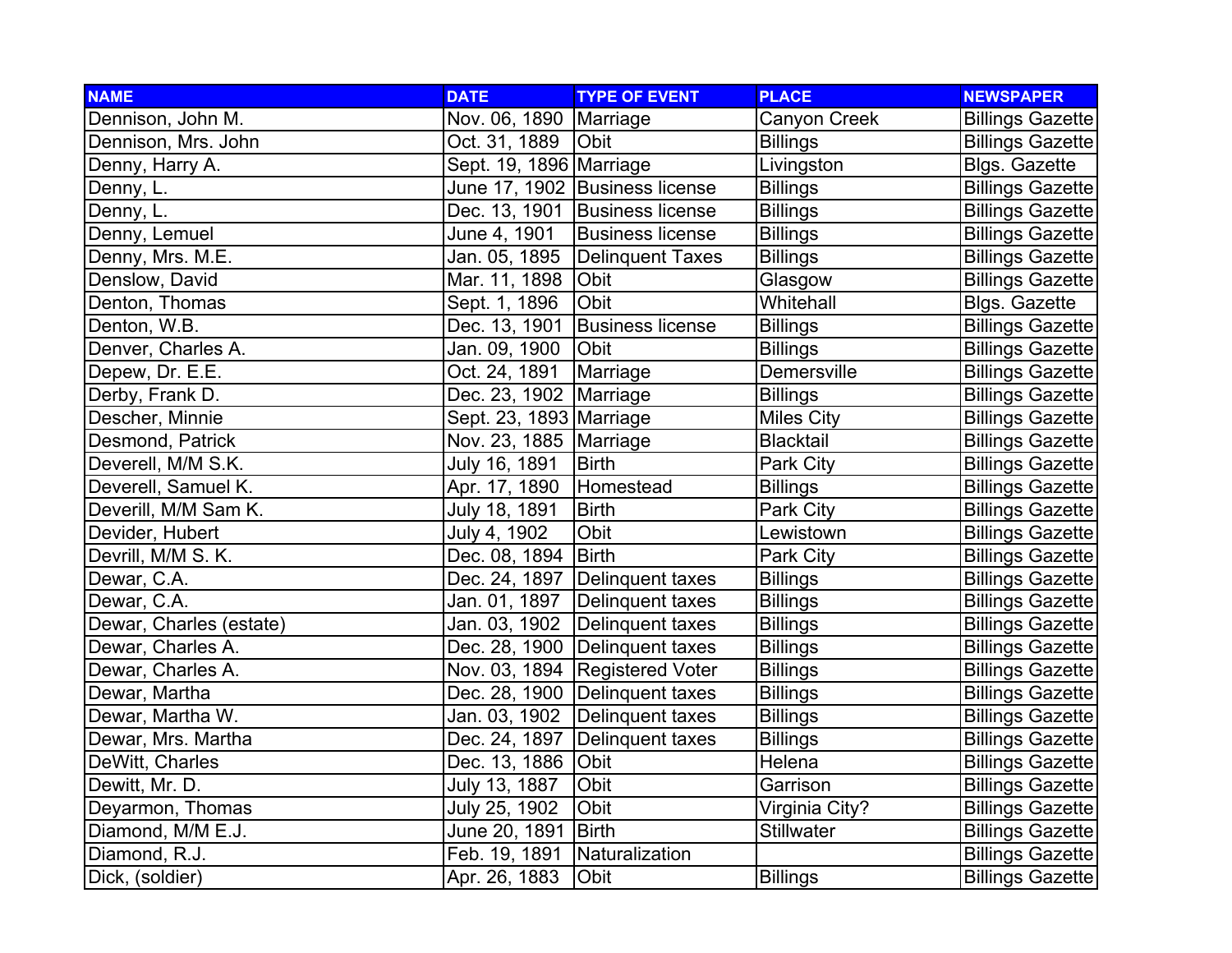| NAME | DATE | TYPE OF EVENT | PLACE | NEWSPAPER |
|---|---|---|---|---|
| Dennison, John M. | Nov. 06, 1890 | Marriage | Canyon Creek | Billings Gazette |
| Dennison, Mrs. John | Oct. 31, 1889 | Obit | Billings | Billings Gazette |
| Denny, Harry A. | Sept. 19, 1896 | Marriage | Livingston | Blgs. Gazette |
| Denny, L. | June 17, 1902 | Business license | Billings | Billings Gazette |
| Denny, L. | Dec. 13, 1901 | Business license | Billings | Billings Gazette |
| Denny, Lemuel | June 4, 1901 | Business license | Billings | Billings Gazette |
| Denny, Mrs. M.E. | Jan. 05, 1895 | Delinquent Taxes | Billings | Billings Gazette |
| Denslow, David | Mar. 11, 1898 | Obit | Glasgow | Billings Gazette |
| Denton, Thomas | Sept. 1, 1896 | Obit | Whitehall | Blgs. Gazette |
| Denton, W.B. | Dec. 13, 1901 | Business license | Billings | Billings Gazette |
| Denver, Charles A. | Jan. 09, 1900 | Obit | Billings | Billings Gazette |
| Depew, Dr. E.E. | Oct. 24, 1891 | Marriage | Demersville | Billings Gazette |
| Derby, Frank D. | Dec. 23, 1902 | Marriage | Billings | Billings Gazette |
| Descher, Minnie | Sept. 23, 1893 | Marriage | Miles City | Billings Gazette |
| Desmond, Patrick | Nov. 23, 1885 | Marriage | Blacktail | Billings Gazette |
| Deverell, M/M S.K. | July 16, 1891 | Birth | Park City | Billings Gazette |
| Deverell, Samuel K. | Apr. 17, 1890 | Homestead | Billings | Billings Gazette |
| Deverill, M/M Sam K. | July 18, 1891 | Birth | Park City | Billings Gazette |
| Devider, Hubert | July 4, 1902 | Obit | Lewistown | Billings Gazette |
| Devrill, M/M S. K. | Dec. 08, 1894 | Birth | Park City | Billings Gazette |
| Dewar, C.A. | Dec. 24, 1897 | Delinquent taxes | Billings | Billings Gazette |
| Dewar, C.A. | Jan. 01, 1897 | Delinquent taxes | Billings | Billings Gazette |
| Dewar, Charles (estate) | Jan. 03, 1902 | Delinquent taxes | Billings | Billings Gazette |
| Dewar, Charles A. | Dec. 28, 1900 | Delinquent taxes | Billings | Billings Gazette |
| Dewar, Charles A. | Nov. 03, 1894 | Registered Voter | Billings | Billings Gazette |
| Dewar, Martha | Dec. 28, 1900 | Delinquent taxes | Billings | Billings Gazette |
| Dewar, Martha W. | Jan. 03, 1902 | Delinquent taxes | Billings | Billings Gazette |
| Dewar, Mrs. Martha | Dec. 24, 1897 | Delinquent taxes | Billings | Billings Gazette |
| DeWitt, Charles | Dec. 13, 1886 | Obit | Helena | Billings Gazette |
| Dewitt, Mr. D. | July 13, 1887 | Obit | Garrison | Billings Gazette |
| Deyarmon, Thomas | July 25, 1902 | Obit | Virginia City? | Billings Gazette |
| Diamond, M/M E.J. | June 20, 1891 | Birth | Stillwater | Billings Gazette |
| Diamond, R.J. | Feb. 19, 1891 | Naturalization | | Billings Gazette |
| Dick, (soldier) | Apr. 26, 1883 | Obit | Billings | Billings Gazette |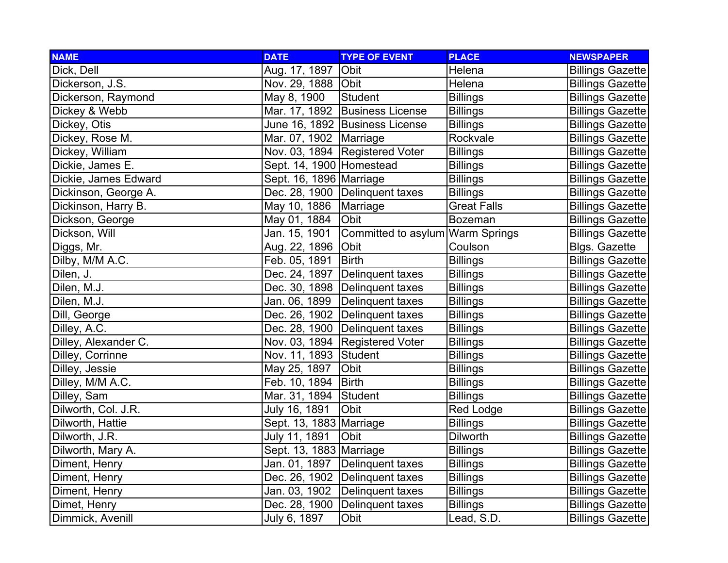| NAME | DATE | TYPE OF EVENT | PLACE | NEWSPAPER |
|---|---|---|---|---|
| Dick, Dell | Aug. 17, 1897 | Obit | Helena | Billings Gazette |
| Dickerson, J.S. | Nov. 29, 1888 | Obit | Helena | Billings Gazette |
| Dickerson, Raymond | May 8, 1900 | Student | Billings | Billings Gazette |
| Dickey & Webb | Mar. 17, 1892 | Business License | Billings | Billings Gazette |
| Dickey, Otis | June 16, 1892 | Business License | Billings | Billings Gazette |
| Dickey, Rose M. | Mar. 07, 1902 | Marriage | Rockvale | Billings Gazette |
| Dickey, William | Nov. 03, 1894 | Registered Voter | Billings | Billings Gazette |
| Dickie, James E. | Sept. 14, 1900 | Homestead | Billings | Billings Gazette |
| Dickie, James Edward | Sept. 16, 1896 | Marriage | Billings | Billings Gazette |
| Dickinson, George A. | Dec. 28, 1900 | Delinquent taxes | Billings | Billings Gazette |
| Dickinson, Harry B. | May 10, 1886 | Marriage | Great Falls | Billings Gazette |
| Dickson, George | May 01, 1884 | Obit | Bozeman | Billings Gazette |
| Dickson, Will | Jan. 15, 1901 | Committed to asylum | Warm Springs | Billings Gazette |
| Diggs, Mr. | Aug. 22, 1896 | Obit | Coulson | Blgs. Gazette |
| Dilby, M/M A.C. | Feb. 05, 1891 | Birth | Billings | Billings Gazette |
| Dilen, J. | Dec. 24, 1897 | Delinquent taxes | Billings | Billings Gazette |
| Dilen, M.J. | Dec. 30, 1898 | Delinquent taxes | Billings | Billings Gazette |
| Dilen, M.J. | Jan. 06, 1899 | Delinquent taxes | Billings | Billings Gazette |
| Dill, George | Dec. 26, 1902 | Delinquent taxes | Billings | Billings Gazette |
| Dilley, A.C. | Dec. 28, 1900 | Delinquent taxes | Billings | Billings Gazette |
| Dilley, Alexander C. | Nov. 03, 1894 | Registered Voter | Billings | Billings Gazette |
| Dilley, Corrinne | Nov. 11, 1893 | Student | Billings | Billings Gazette |
| Dilley, Jessie | May 25, 1897 | Obit | Billings | Billings Gazette |
| Dilley, M/M A.C. | Feb. 10, 1894 | Birth | Billings | Billings Gazette |
| Dilley, Sam | Mar. 31, 1894 | Student | Billings | Billings Gazette |
| Dilworth, Col. J.R. | July 16, 1891 | Obit | Red Lodge | Billings Gazette |
| Dilworth, Hattie | Sept. 13, 1883 | Marriage | Billings | Billings Gazette |
| Dilworth, J.R. | July 11, 1891 | Obit | Dilworth | Billings Gazette |
| Dilworth, Mary A. | Sept. 13, 1883 | Marriage | Billings | Billings Gazette |
| Diment, Henry | Jan. 01, 1897 | Delinquent taxes | Billings | Billings Gazette |
| Diment, Henry | Dec. 26, 1902 | Delinquent taxes | Billings | Billings Gazette |
| Diment, Henry | Jan. 03, 1902 | Delinquent taxes | Billings | Billings Gazette |
| Dimet, Henry | Dec. 28, 1900 | Delinquent taxes | Billings | Billings Gazette |
| Dimmick, Avenill | July 6, 1897 | Obit | Lead, S.D. | Billings Gazette |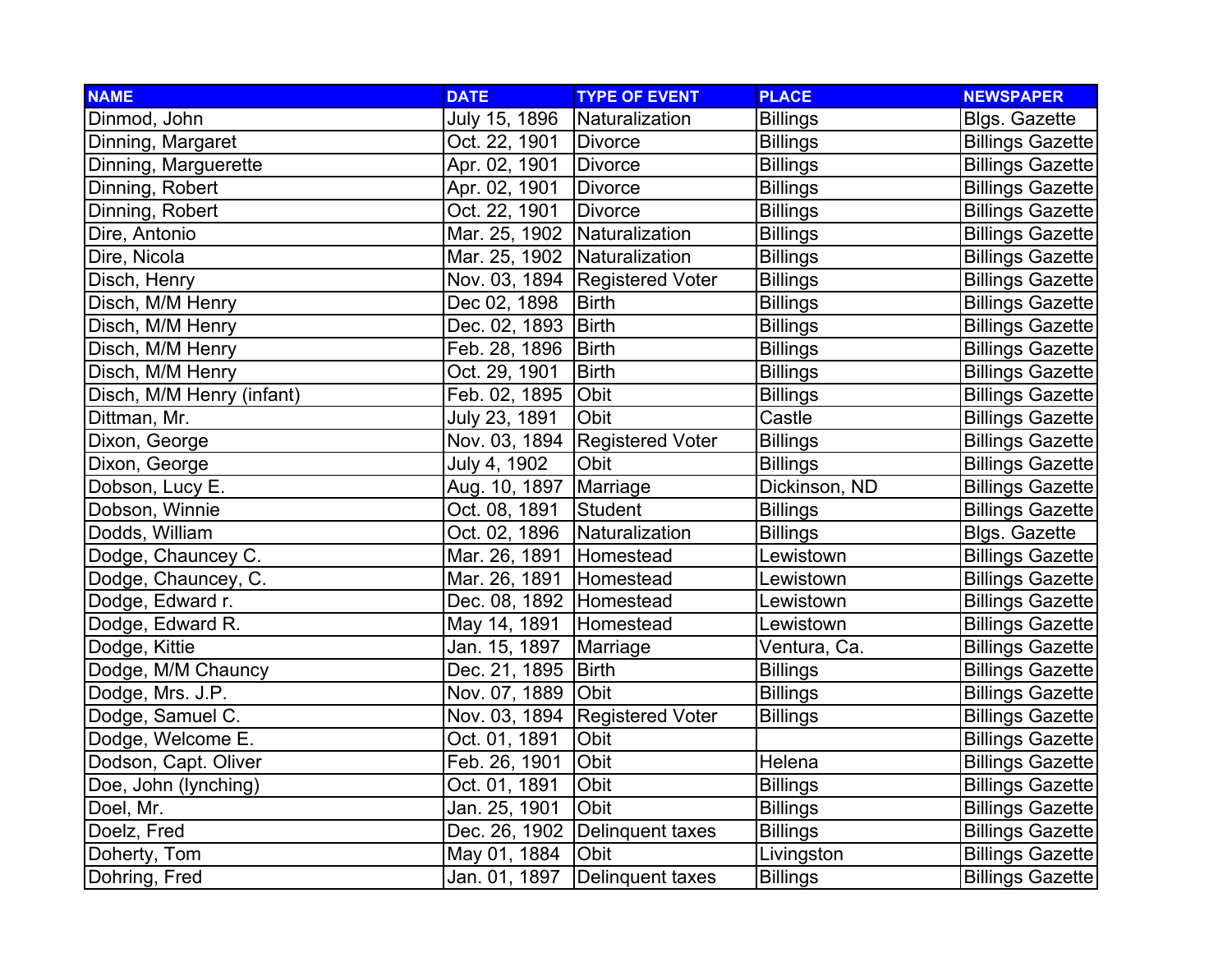| NAME | DATE | TYPE OF EVENT | PLACE | NEWSPAPER |
|---|---|---|---|---|
| Dinmod, John | July 15, 1896 | Naturalization | Billings | Blgs. Gazette |
| Dinning, Margaret | Oct. 22, 1901 | Divorce | Billings | Billings Gazette |
| Dinning, Marguerette | Apr. 02, 1901 | Divorce | Billings | Billings Gazette |
| Dinning, Robert | Apr. 02, 1901 | Divorce | Billings | Billings Gazette |
| Dinning, Robert | Oct. 22, 1901 | Divorce | Billings | Billings Gazette |
| Dire, Antonio | Mar. 25, 1902 | Naturalization | Billings | Billings Gazette |
| Dire, Nicola | Mar. 25, 1902 | Naturalization | Billings | Billings Gazette |
| Disch, Henry | Nov. 03, 1894 | Registered Voter | Billings | Billings Gazette |
| Disch, M/M Henry | Dec 02, 1898 | Birth | Billings | Billings Gazette |
| Disch, M/M Henry | Dec. 02, 1893 | Birth | Billings | Billings Gazette |
| Disch, M/M Henry | Feb. 28, 1896 | Birth | Billings | Billings Gazette |
| Disch, M/M Henry | Oct. 29, 1901 | Birth | Billings | Billings Gazette |
| Disch, M/M Henry (infant) | Feb. 02, 1895 | Obit | Billings | Billings Gazette |
| Dittman, Mr. | July 23, 1891 | Obit | Castle | Billings Gazette |
| Dixon, George | Nov. 03, 1894 | Registered Voter | Billings | Billings Gazette |
| Dixon, George | July 4, 1902 | Obit | Billings | Billings Gazette |
| Dobson, Lucy E. | Aug. 10, 1897 | Marriage | Dickinson, ND | Billings Gazette |
| Dobson, Winnie | Oct. 08, 1891 | Student | Billings | Billings Gazette |
| Dodds, William | Oct. 02, 1896 | Naturalization | Billings | Blgs. Gazette |
| Dodge, Chauncey C. | Mar. 26, 1891 | Homestead | Lewistown | Billings Gazette |
| Dodge, Chauncey, C. | Mar. 26, 1891 | Homestead | Lewistown | Billings Gazette |
| Dodge, Edward r. | Dec. 08, 1892 | Homestead | Lewistown | Billings Gazette |
| Dodge, Edward R. | May 14, 1891 | Homestead | Lewistown | Billings Gazette |
| Dodge, Kittie | Jan. 15, 1897 | Marriage | Ventura, Ca. | Billings Gazette |
| Dodge, M/M Chauncy | Dec. 21, 1895 | Birth | Billings | Billings Gazette |
| Dodge, Mrs. J.P. | Nov. 07, 1889 | Obit | Billings | Billings Gazette |
| Dodge, Samuel C. | Nov. 03, 1894 | Registered Voter | Billings | Billings Gazette |
| Dodge, Welcome E. | Oct. 01, 1891 | Obit | | Billings Gazette |
| Dodson, Capt. Oliver | Feb. 26, 1901 | Obit | Helena | Billings Gazette |
| Doe, John (lynching) | Oct. 01, 1891 | Obit | Billings | Billings Gazette |
| Doel, Mr. | Jan. 25, 1901 | Obit | Billings | Billings Gazette |
| Doelz, Fred | Dec. 26, 1902 | Delinquent taxes | Billings | Billings Gazette |
| Doherty, Tom | May 01, 1884 | Obit | Livingston | Billings Gazette |
| Dohring, Fred | Jan. 01, 1897 | Delinquent taxes | Billings | Billings Gazette |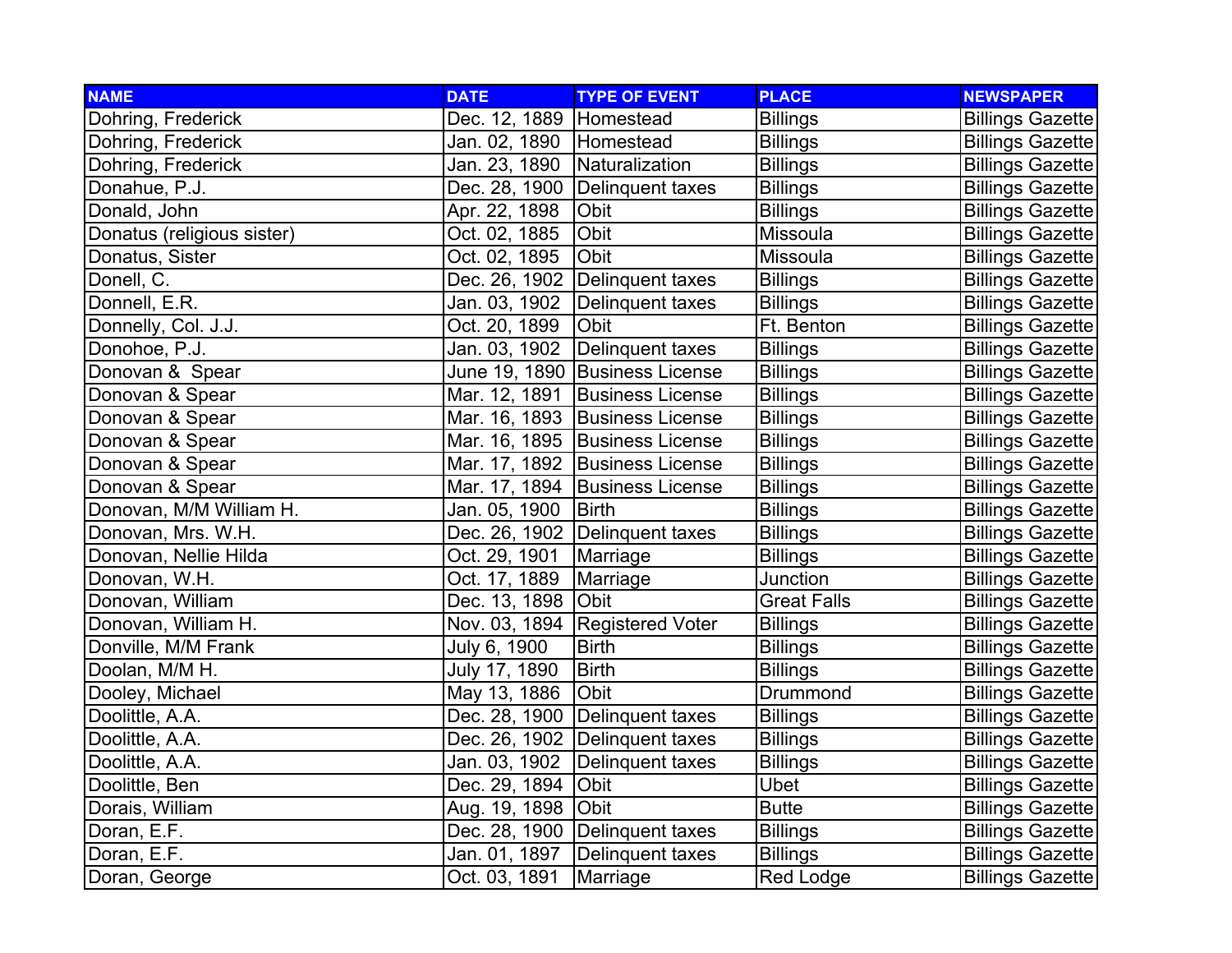| NAME | DATE | TYPE OF EVENT | PLACE | NEWSPAPER |
|---|---|---|---|---|
| Dohring, Frederick | Dec. 12, 1889 | Homestead | Billings | Billings Gazette |
| Dohring, Frederick | Jan. 02, 1890 | Homestead | Billings | Billings Gazette |
| Dohring, Frederick | Jan. 23, 1890 | Naturalization | Billings | Billings Gazette |
| Donahue, P.J. | Dec. 28, 1900 | Delinquent taxes | Billings | Billings Gazette |
| Donald, John | Apr. 22, 1898 | Obit | Billings | Billings Gazette |
| Donatus (religious sister) | Oct. 02, 1885 | Obit | Missoula | Billings Gazette |
| Donatus, Sister | Oct. 02, 1895 | Obit | Missoula | Billings Gazette |
| Donell, C. | Dec. 26, 1902 | Delinquent taxes | Billings | Billings Gazette |
| Donnell, E.R. | Jan. 03, 1902 | Delinquent taxes | Billings | Billings Gazette |
| Donnelly, Col. J.J. | Oct. 20, 1899 | Obit | Ft. Benton | Billings Gazette |
| Donohoe, P.J. | Jan. 03, 1902 | Delinquent taxes | Billings | Billings Gazette |
| Donovan & Spear | June 19, 1890 | Business License | Billings | Billings Gazette |
| Donovan & Spear | Mar. 12, 1891 | Business License | Billings | Billings Gazette |
| Donovan & Spear | Mar. 16, 1893 | Business License | Billings | Billings Gazette |
| Donovan & Spear | Mar. 16, 1895 | Business License | Billings | Billings Gazette |
| Donovan & Spear | Mar. 17, 1892 | Business License | Billings | Billings Gazette |
| Donovan & Spear | Mar. 17, 1894 | Business License | Billings | Billings Gazette |
| Donovan, M/M William H. | Jan. 05, 1900 | Birth | Billings | Billings Gazette |
| Donovan, Mrs. W.H. | Dec. 26, 1902 | Delinquent taxes | Billings | Billings Gazette |
| Donovan, Nellie Hilda | Oct. 29, 1901 | Marriage | Billings | Billings Gazette |
| Donovan, W.H. | Oct. 17, 1889 | Marriage | Junction | Billings Gazette |
| Donovan, William | Dec. 13, 1898 | Obit | Great Falls | Billings Gazette |
| Donovan, William H. | Nov. 03, 1894 | Registered Voter | Billings | Billings Gazette |
| Donville, M/M Frank | July 6, 1900 | Birth | Billings | Billings Gazette |
| Doolan, M/M H. | July 17, 1890 | Birth | Billings | Billings Gazette |
| Dooley, Michael | May 13, 1886 | Obit | Drummond | Billings Gazette |
| Doolittle, A.A. | Dec. 28, 1900 | Delinquent taxes | Billings | Billings Gazette |
| Doolittle, A.A. | Dec. 26, 1902 | Delinquent taxes | Billings | Billings Gazette |
| Doolittle, A.A. | Jan. 03, 1902 | Delinquent taxes | Billings | Billings Gazette |
| Doolittle, Ben | Dec. 29, 1894 | Obit | Ubet | Billings Gazette |
| Dorais, William | Aug. 19, 1898 | Obit | Butte | Billings Gazette |
| Doran, E.F. | Dec. 28, 1900 | Delinquent taxes | Billings | Billings Gazette |
| Doran, E.F. | Jan. 01, 1897 | Delinquent taxes | Billings | Billings Gazette |
| Doran, George | Oct. 03, 1891 | Marriage | Red Lodge | Billings Gazette |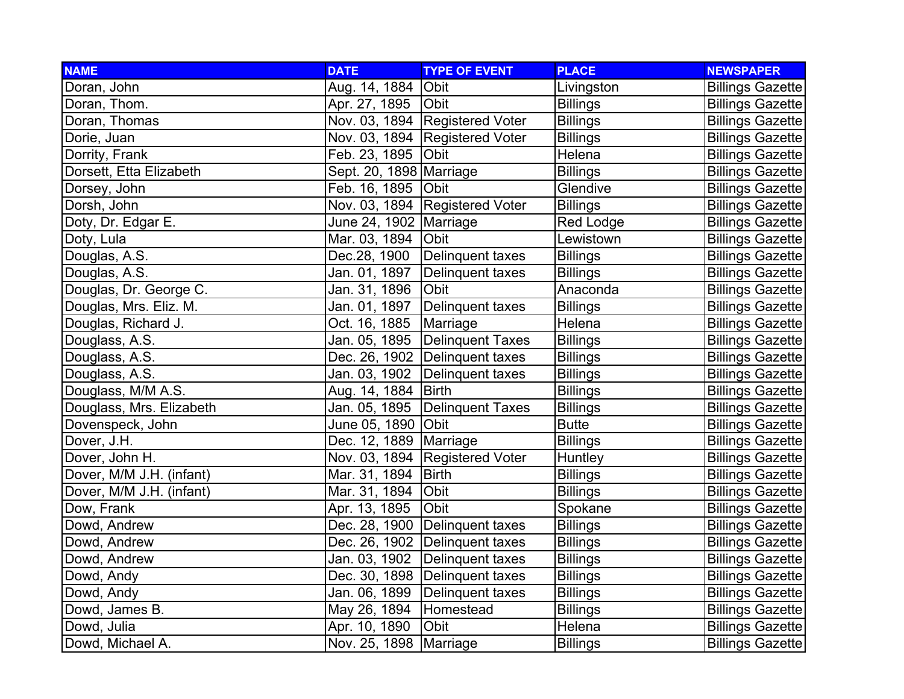| NAME | DATE | TYPE OF EVENT | PLACE | NEWSPAPER |
| --- | --- | --- | --- | --- |
| Doran, John | Aug. 14, 1884 | Obit | Livingston | Billings Gazette |
| Doran, Thom. | Apr. 27, 1895 | Obit | Billings | Billings Gazette |
| Doran, Thomas | Nov. 03, 1894 | Registered Voter | Billings | Billings Gazette |
| Dorie, Juan | Nov. 03, 1894 | Registered Voter | Billings | Billings Gazette |
| Dorrity, Frank | Feb. 23, 1895 | Obit | Helena | Billings Gazette |
| Dorsett, Etta Elizabeth | Sept. 20, 1898 | Marriage | Billings | Billings Gazette |
| Dorsey, John | Feb. 16, 1895 | Obit | Glendive | Billings Gazette |
| Dorsh, John | Nov. 03, 1894 | Registered Voter | Billings | Billings Gazette |
| Doty, Dr. Edgar E. | June 24, 1902 | Marriage | Red Lodge | Billings Gazette |
| Doty, Lula | Mar. 03, 1894 | Obit | Lewistown | Billings Gazette |
| Douglas, A.S. | Dec.28, 1900 | Delinquent taxes | Billings | Billings Gazette |
| Douglas, A.S. | Jan. 01, 1897 | Delinquent taxes | Billings | Billings Gazette |
| Douglas, Dr. George C. | Jan. 31, 1896 | Obit | Anaconda | Billings Gazette |
| Douglas, Mrs. Eliz. M. | Jan. 01, 1897 | Delinquent taxes | Billings | Billings Gazette |
| Douglas, Richard J. | Oct. 16, 1885 | Marriage | Helena | Billings Gazette |
| Douglass, A.S. | Jan. 05, 1895 | Delinquent Taxes | Billings | Billings Gazette |
| Douglass, A.S. | Dec. 26, 1902 | Delinquent taxes | Billings | Billings Gazette |
| Douglass, A.S. | Jan. 03, 1902 | Delinquent taxes | Billings | Billings Gazette |
| Douglass, M/M A.S. | Aug. 14, 1884 | Birth | Billings | Billings Gazette |
| Douglass, Mrs. Elizabeth | Jan. 05, 1895 | Delinquent Taxes | Billings | Billings Gazette |
| Dovenspeck, John | June 05, 1890 | Obit | Butte | Billings Gazette |
| Dover, J.H. | Dec. 12, 1889 | Marriage | Billings | Billings Gazette |
| Dover, John H. | Nov. 03, 1894 | Registered Voter | Huntley | Billings Gazette |
| Dover, M/M J.H. (infant) | Mar. 31, 1894 | Birth | Billings | Billings Gazette |
| Dover, M/M J.H. (infant) | Mar. 31, 1894 | Obit | Billings | Billings Gazette |
| Dow, Frank | Apr. 13, 1895 | Obit | Spokane | Billings Gazette |
| Dowd, Andrew | Dec. 28, 1900 | Delinquent taxes | Billings | Billings Gazette |
| Dowd, Andrew | Dec. 26, 1902 | Delinquent taxes | Billings | Billings Gazette |
| Dowd, Andrew | Jan. 03, 1902 | Delinquent taxes | Billings | Billings Gazette |
| Dowd, Andy | Dec. 30, 1898 | Delinquent taxes | Billings | Billings Gazette |
| Dowd, Andy | Jan. 06, 1899 | Delinquent taxes | Billings | Billings Gazette |
| Dowd, James B. | May 26, 1894 | Homestead | Billings | Billings Gazette |
| Dowd, Julia | Apr. 10, 1890 | Obit | Helena | Billings Gazette |
| Dowd, Michael A. | Nov. 25, 1898 | Marriage | Billings | Billings Gazette |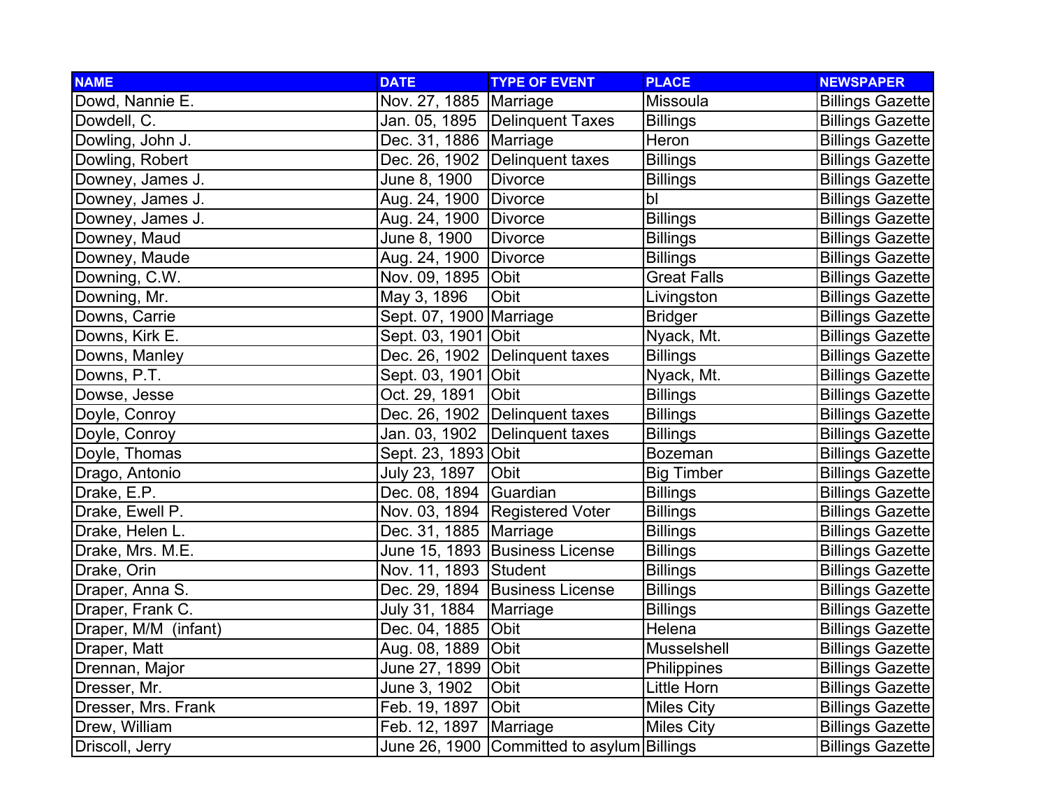| NAME | DATE | TYPE OF EVENT | PLACE | NEWSPAPER |
|---|---|---|---|---|
| Dowd, Nannie E. | Nov. 27, 1885 | Marriage | Missoula | Billings Gazette |
| Dowdell, C. | Jan. 05, 1895 | Delinquent Taxes | Billings | Billings Gazette |
| Dowling, John J. | Dec. 31, 1886 | Marriage | Heron | Billings Gazette |
| Dowling, Robert | Dec. 26, 1902 | Delinquent taxes | Billings | Billings Gazette |
| Downey, James J. | June 8, 1900 | Divorce | Billings | Billings Gazette |
| Downey, James J. | Aug. 24, 1900 | Divorce | bl | Billings Gazette |
| Downey, James J. | Aug. 24, 1900 | Divorce | Billings | Billings Gazette |
| Downey, Maud | June 8, 1900 | Divorce | Billings | Billings Gazette |
| Downey, Maude | Aug. 24, 1900 | Divorce | Billings | Billings Gazette |
| Downing, C.W. | Nov. 09, 1895 | Obit | Great Falls | Billings Gazette |
| Downing, Mr. | May 3, 1896 | Obit | Livingston | Billings Gazette |
| Downs, Carrie | Sept. 07, 1900 | Marriage | Bridger | Billings Gazette |
| Downs, Kirk E. | Sept. 03, 1901 | Obit | Nyack, Mt. | Billings Gazette |
| Downs, Manley | Dec. 26, 1902 | Delinquent taxes | Billings | Billings Gazette |
| Downs, P.T. | Sept. 03, 1901 | Obit | Nyack, Mt. | Billings Gazette |
| Dowse, Jesse | Oct. 29, 1891 | Obit | Billings | Billings Gazette |
| Doyle, Conroy | Dec. 26, 1902 | Delinquent taxes | Billings | Billings Gazette |
| Doyle, Conroy | Jan. 03, 1902 | Delinquent taxes | Billings | Billings Gazette |
| Doyle, Thomas | Sept. 23, 1893 | Obit | Bozeman | Billings Gazette |
| Drago, Antonio | July 23, 1897 | Obit | Big Timber | Billings Gazette |
| Drake, E.P. | Dec. 08, 1894 | Guardian | Billings | Billings Gazette |
| Drake, Ewell P. | Nov. 03, 1894 | Registered Voter | Billings | Billings Gazette |
| Drake, Helen L. | Dec. 31, 1885 | Marriage | Billings | Billings Gazette |
| Drake, Mrs. M.E. | June 15, 1893 | Business License | Billings | Billings Gazette |
| Drake, Orin | Nov. 11, 1893 | Student | Billings | Billings Gazette |
| Draper, Anna S. | Dec. 29, 1894 | Business License | Billings | Billings Gazette |
| Draper, Frank C. | July 31, 1884 | Marriage | Billings | Billings Gazette |
| Draper, M/M (infant) | Dec. 04, 1885 | Obit | Helena | Billings Gazette |
| Draper, Matt | Aug. 08, 1889 | Obit | Musselshell | Billings Gazette |
| Drennan, Major | June 27, 1899 | Obit | Philippines | Billings Gazette |
| Dresser, Mr. | June 3, 1902 | Obit | Little Horn | Billings Gazette |
| Dresser, Mrs. Frank | Feb. 19, 1897 | Obit | Miles City | Billings Gazette |
| Drew, William | Feb. 12, 1897 | Marriage | Miles City | Billings Gazette |
| Driscoll, Jerry | June 26, 1900 | Committed to asylum | Billings | Billings Gazette |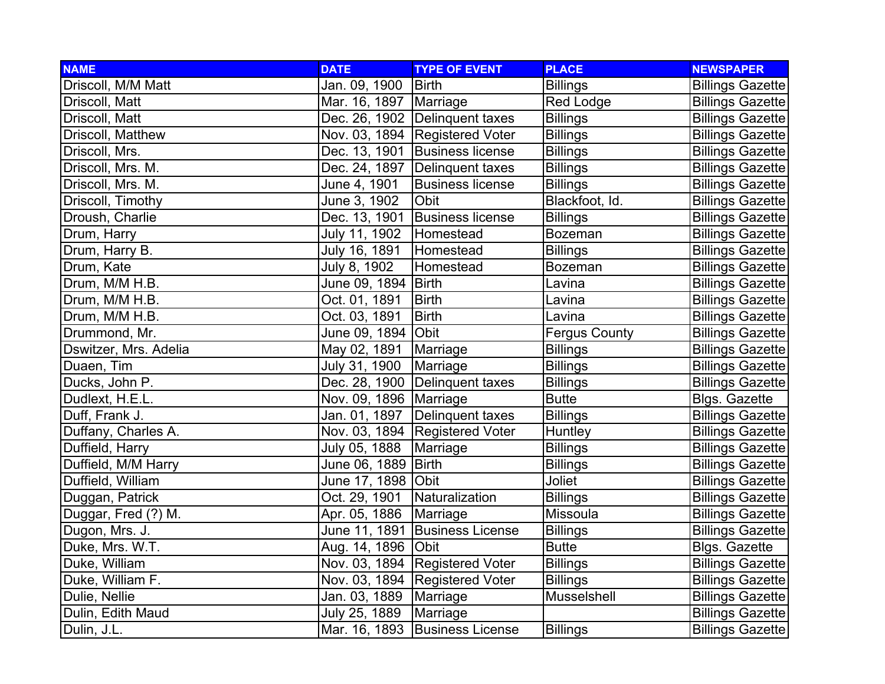| NAME | DATE | TYPE OF EVENT | PLACE | NEWSPAPER |
| --- | --- | --- | --- | --- |
| Driscoll, M/M Matt | Jan. 09, 1900 | Birth | Billings | Billings Gazette |
| Driscoll, Matt | Mar. 16, 1897 | Marriage | Red Lodge | Billings Gazette |
| Driscoll, Matt | Dec. 26, 1902 | Delinquent taxes | Billings | Billings Gazette |
| Driscoll, Matthew | Nov. 03, 1894 | Registered Voter | Billings | Billings Gazette |
| Driscoll, Mrs. | Dec. 13, 1901 | Business license | Billings | Billings Gazette |
| Driscoll, Mrs. M. | Dec. 24, 1897 | Delinquent taxes | Billings | Billings Gazette |
| Driscoll, Mrs. M. | June 4, 1901 | Business license | Billings | Billings Gazette |
| Driscoll, Timothy | June 3, 1902 | Obit | Blackfoot, Id. | Billings Gazette |
| Droush, Charlie | Dec. 13, 1901 | Business license | Billings | Billings Gazette |
| Drum, Harry | July 11, 1902 | Homestead | Bozeman | Billings Gazette |
| Drum, Harry B. | July 16, 1891 | Homestead | Billings | Billings Gazette |
| Drum, Kate | July 8, 1902 | Homestead | Bozeman | Billings Gazette |
| Drum, M/M H.B. | June 09, 1894 | Birth | Lavina | Billings Gazette |
| Drum, M/M H.B. | Oct. 01, 1891 | Birth | Lavina | Billings Gazette |
| Drum, M/M H.B. | Oct. 03, 1891 | Birth | Lavina | Billings Gazette |
| Drummond, Mr. | June 09, 1894 | Obit | Fergus County | Billings Gazette |
| Dswitzer, Mrs. Adelia | May 02, 1891 | Marriage | Billings | Billings Gazette |
| Duaen, Tim | July 31, 1900 | Marriage | Billings | Billings Gazette |
| Ducks, John P. | Dec. 28, 1900 | Delinquent taxes | Billings | Billings Gazette |
| Dudlext, H.E.L. | Nov. 09, 1896 | Marriage | Butte | Blgs. Gazette |
| Duff, Frank J. | Jan. 01, 1897 | Delinquent taxes | Billings | Billings Gazette |
| Duffany, Charles A. | Nov. 03, 1894 | Registered Voter | Huntley | Billings Gazette |
| Duffield, Harry | July 05, 1888 | Marriage | Billings | Billings Gazette |
| Duffield, M/M Harry | June 06, 1889 | Birth | Billings | Billings Gazette |
| Duffield, William | June 17, 1898 | Obit | Joliet | Billings Gazette |
| Duggan, Patrick | Oct. 29, 1901 | Naturalization | Billings | Billings Gazette |
| Duggar, Fred (?) M. | Apr. 05, 1886 | Marriage | Missoula | Billings Gazette |
| Dugon, Mrs. J. | June 11, 1891 | Business License | Billings | Billings Gazette |
| Duke, Mrs. W.T. | Aug. 14, 1896 | Obit | Butte | Blgs. Gazette |
| Duke, William | Nov. 03, 1894 | Registered Voter | Billings | Billings Gazette |
| Duke, William F. | Nov. 03, 1894 | Registered Voter | Billings | Billings Gazette |
| Dulie, Nellie | Jan. 03, 1889 | Marriage | Musselshell | Billings Gazette |
| Dulin, Edith Maud | July 25, 1889 | Marriage | | Billings Gazette |
| Dulin, J.L. | Mar. 16, 1893 | Business License | Billings | Billings Gazette |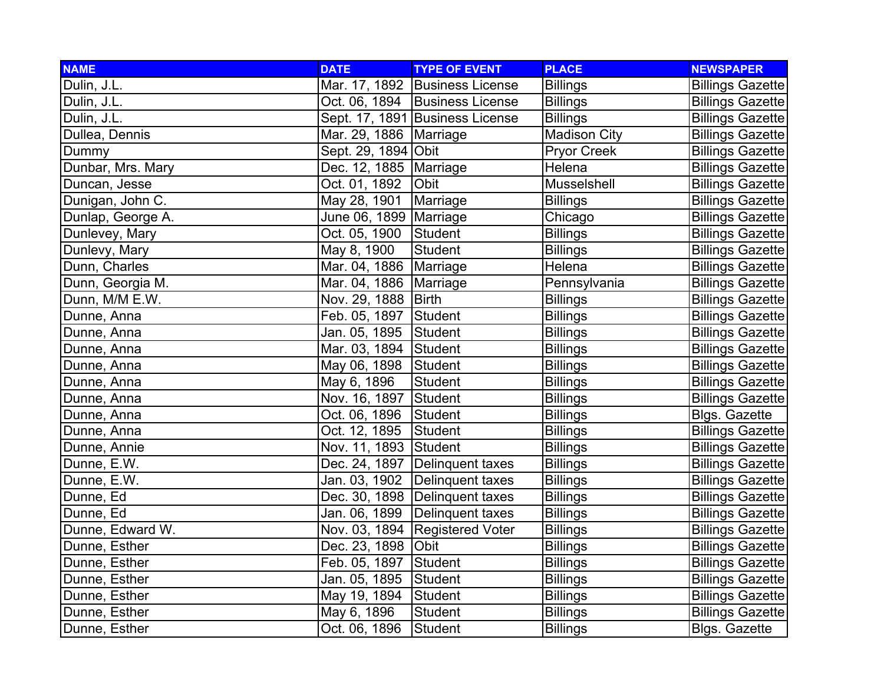| NAME | DATE | TYPE OF EVENT | PLACE | NEWSPAPER |
|---|---|---|---|---|
| Dulin, J.L. | Mar. 17, 1892 | Business License | Billings | Billings Gazette |
| Dulin, J.L. | Oct. 06, 1894 | Business License | Billings | Billings Gazette |
| Dulin, J.L. | Sept. 17, 1891 | Business License | Billings | Billings Gazette |
| Dullea, Dennis | Mar. 29, 1886 | Marriage | Madison City | Billings Gazette |
| Dummy | Sept. 29, 1894 | Obit | Pryor Creek | Billings Gazette |
| Dunbar, Mrs. Mary | Dec. 12, 1885 | Marriage | Helena | Billings Gazette |
| Duncan, Jesse | Oct. 01, 1892 | Obit | Musselshell | Billings Gazette |
| Dunigan, John C. | May 28, 1901 | Marriage | Billings | Billings Gazette |
| Dunlap, George A. | June 06, 1899 | Marriage | Chicago | Billings Gazette |
| Dunlevey, Mary | Oct. 05, 1900 | Student | Billings | Billings Gazette |
| Dunlevy, Mary | May 8, 1900 | Student | Billings | Billings Gazette |
| Dunn, Charles | Mar. 04, 1886 | Marriage | Helena | Billings Gazette |
| Dunn, Georgia M. | Mar. 04, 1886 | Marriage | Pennsylvania | Billings Gazette |
| Dunn, M/M E.W. | Nov. 29, 1888 | Birth | Billings | Billings Gazette |
| Dunne, Anna | Feb. 05, 1897 | Student | Billings | Billings Gazette |
| Dunne, Anna | Jan. 05, 1895 | Student | Billings | Billings Gazette |
| Dunne, Anna | Mar. 03, 1894 | Student | Billings | Billings Gazette |
| Dunne, Anna | May 06, 1898 | Student | Billings | Billings Gazette |
| Dunne, Anna | May 6, 1896 | Student | Billings | Billings Gazette |
| Dunne, Anna | Nov. 16, 1897 | Student | Billings | Billings Gazette |
| Dunne, Anna | Oct. 06, 1896 | Student | Billings | Blgs. Gazette |
| Dunne, Anna | Oct. 12, 1895 | Student | Billings | Billings Gazette |
| Dunne, Annie | Nov. 11, 1893 | Student | Billings | Billings Gazette |
| Dunne, E.W. | Dec. 24, 1897 | Delinquent taxes | Billings | Billings Gazette |
| Dunne, E.W. | Jan. 03, 1902 | Delinquent taxes | Billings | Billings Gazette |
| Dunne, Ed | Dec. 30, 1898 | Delinquent taxes | Billings | Billings Gazette |
| Dunne, Ed | Jan. 06, 1899 | Delinquent taxes | Billings | Billings Gazette |
| Dunne, Edward W. | Nov. 03, 1894 | Registered Voter | Billings | Billings Gazette |
| Dunne, Esther | Dec. 23, 1898 | Obit | Billings | Billings Gazette |
| Dunne, Esther | Feb. 05, 1897 | Student | Billings | Billings Gazette |
| Dunne, Esther | Jan. 05, 1895 | Student | Billings | Billings Gazette |
| Dunne, Esther | May 19, 1894 | Student | Billings | Billings Gazette |
| Dunne, Esther | May 6, 1896 | Student | Billings | Billings Gazette |
| Dunne, Esther | Oct. 06, 1896 | Student | Billings | Blgs. Gazette |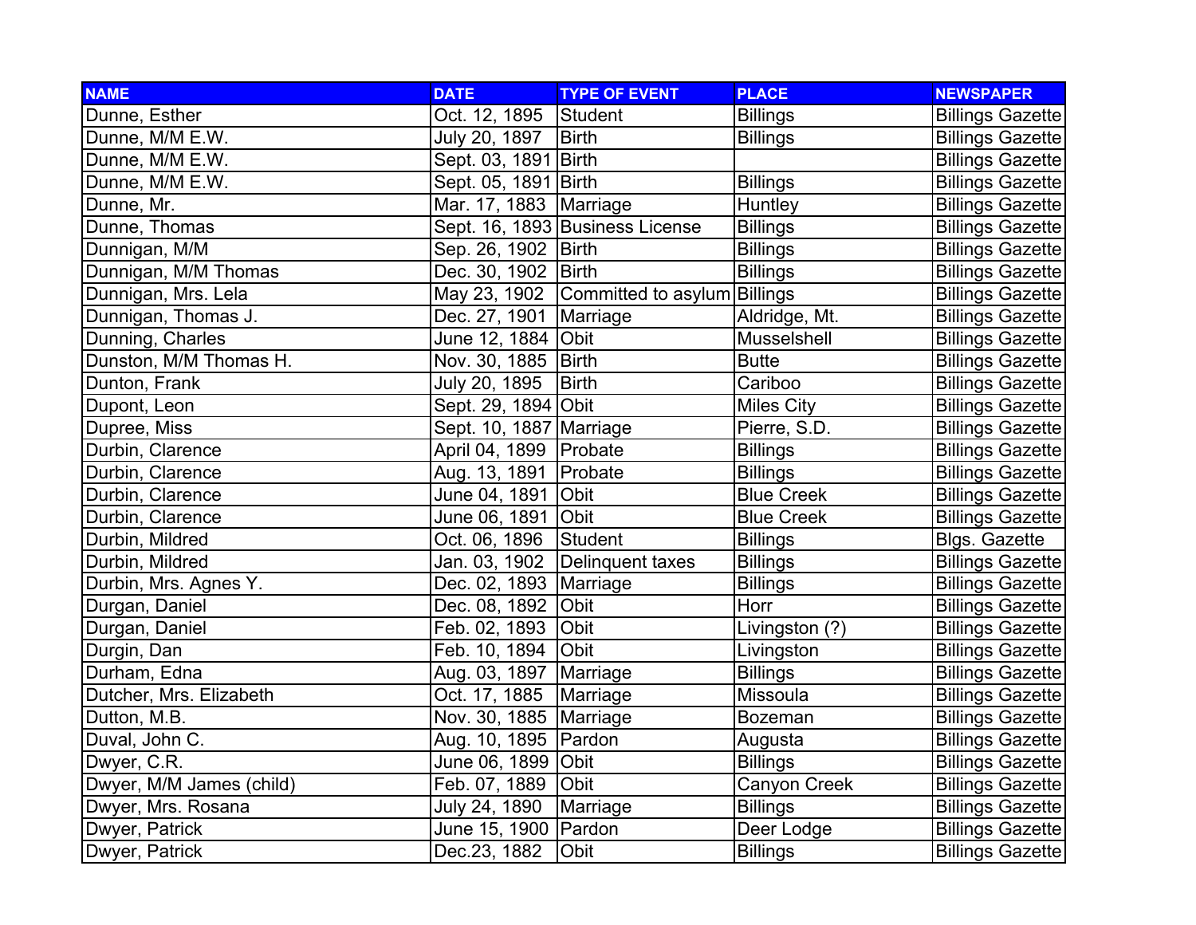| NAME | DATE | TYPE OF EVENT | PLACE | NEWSPAPER |
|---|---|---|---|---|
| Dunne, Esther | Oct. 12, 1895 | Student | Billings | Billings Gazette |
| Dunne, M/M E.W. | July 20, 1897 | Birth | Billings | Billings Gazette |
| Dunne, M/M E.W. | Sept. 03, 1891 | Birth | | Billings Gazette |
| Dunne, M/M E.W. | Sept. 05, 1891 | Birth | Billings | Billings Gazette |
| Dunne, Mr. | Mar. 17, 1883 | Marriage | Huntley | Billings Gazette |
| Dunne, Thomas | Sept. 16, 1893 | Business License | Billings | Billings Gazette |
| Dunnigan, M/M | Sep. 26, 1902 | Birth | Billings | Billings Gazette |
| Dunnigan, M/M Thomas | Dec. 30, 1902 | Birth | Billings | Billings Gazette |
| Dunnigan, Mrs. Lela | May 23, 1902 | Committed to asylum | Billings | Billings Gazette |
| Dunnigan, Thomas J. | Dec. 27, 1901 | Marriage | Aldridge, Mt. | Billings Gazette |
| Dunning, Charles | June 12, 1884 | Obit | Musselshell | Billings Gazette |
| Dunston, M/M Thomas H. | Nov. 30, 1885 | Birth | Butte | Billings Gazette |
| Dunton, Frank | July 20, 1895 | Birth | Cariboo | Billings Gazette |
| Dupont, Leon | Sept. 29, 1894 | Obit | Miles City | Billings Gazette |
| Dupree, Miss | Sept. 10, 1887 | Marriage | Pierre, S.D. | Billings Gazette |
| Durbin, Clarence | April 04, 1899 | Probate | Billings | Billings Gazette |
| Durbin, Clarence | Aug. 13, 1891 | Probate | Billings | Billings Gazette |
| Durbin, Clarence | June 04, 1891 | Obit | Blue Creek | Billings Gazette |
| Durbin, Clarence | June 06, 1891 | Obit | Blue Creek | Billings Gazette |
| Durbin, Mildred | Oct. 06, 1896 | Student | Billings | Blgs. Gazette |
| Durbin, Mildred | Jan. 03, 1902 | Delinquent taxes | Billings | Billings Gazette |
| Durbin, Mrs. Agnes Y. | Dec. 02, 1893 | Marriage | Billings | Billings Gazette |
| Durgan, Daniel | Dec. 08, 1892 | Obit | Horr | Billings Gazette |
| Durgan, Daniel | Feb. 02, 1893 | Obit | Livingston (?) | Billings Gazette |
| Durgin, Dan | Feb. 10, 1894 | Obit | Livingston | Billings Gazette |
| Durham, Edna | Aug. 03, 1897 | Marriage | Billings | Billings Gazette |
| Dutcher, Mrs. Elizabeth | Oct. 17, 1885 | Marriage | Missoula | Billings Gazette |
| Dutton, M.B. | Nov. 30, 1885 | Marriage | Bozeman | Billings Gazette |
| Duval, John C. | Aug. 10, 1895 | Pardon | Augusta | Billings Gazette |
| Dwyer, C.R. | June 06, 1899 | Obit | Billings | Billings Gazette |
| Dwyer, M/M James (child) | Feb. 07, 1889 | Obit | Canyon Creek | Billings Gazette |
| Dwyer, Mrs. Rosana | July 24, 1890 | Marriage | Billings | Billings Gazette |
| Dwyer, Patrick | June 15, 1900 | Pardon | Deer Lodge | Billings Gazette |
| Dwyer, Patrick | Dec.23, 1882 | Obit | Billings | Billings Gazette |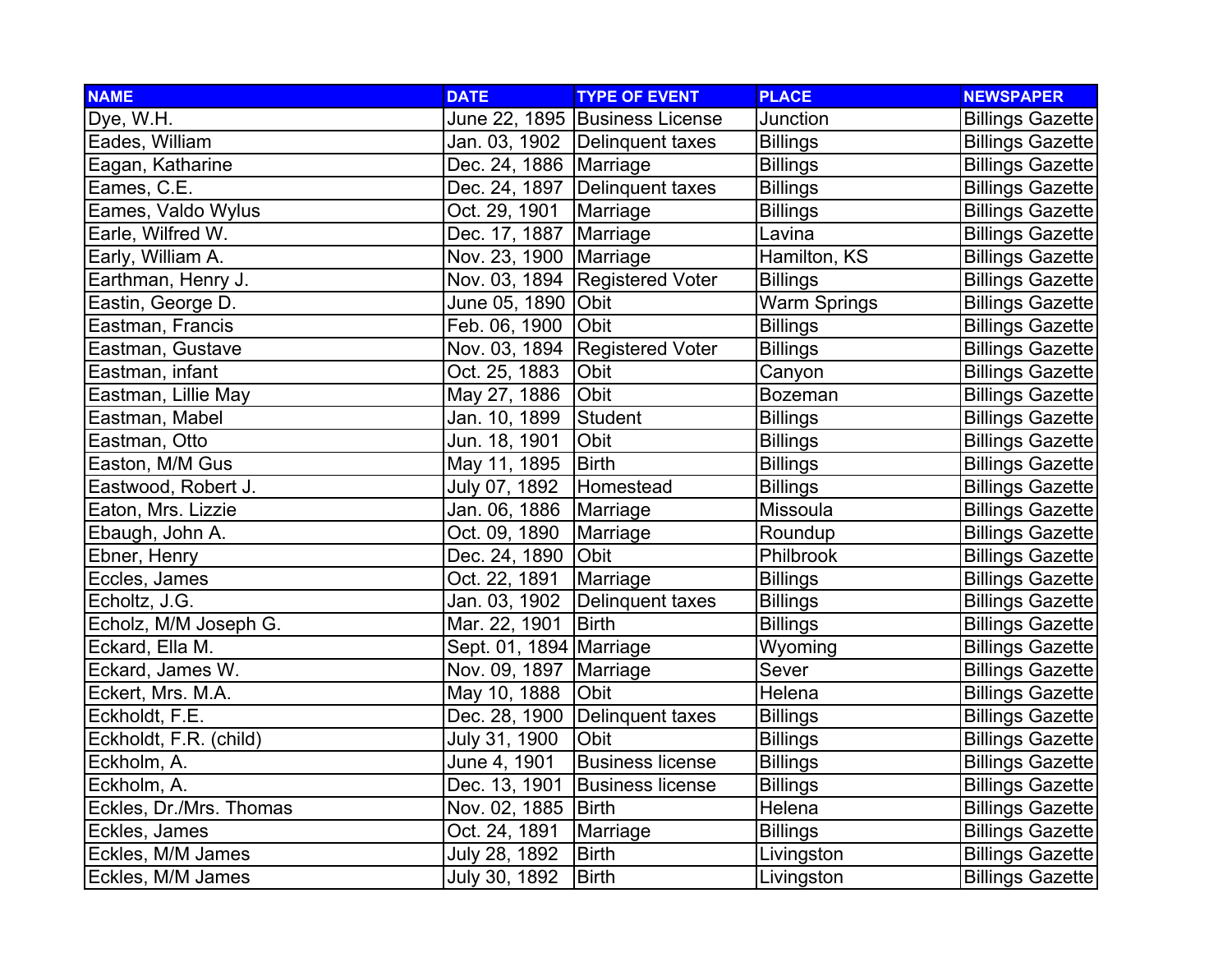| NAME | DATE | TYPE OF EVENT | PLACE | NEWSPAPER |
| --- | --- | --- | --- | --- |
| Dye, W.H. | June 22, 1895 | Business License | Junction | Billings Gazette |
| Eades, William | Jan. 03, 1902 | Delinquent taxes | Billings | Billings Gazette |
| Eagan, Katharine | Dec. 24, 1886 | Marriage | Billings | Billings Gazette |
| Eames, C.E. | Dec. 24, 1897 | Delinquent taxes | Billings | Billings Gazette |
| Eames, Valdo Wylus | Oct. 29, 1901 | Marriage | Billings | Billings Gazette |
| Earle, Wilfred W. | Dec. 17, 1887 | Marriage | Lavina | Billings Gazette |
| Early, William A. | Nov. 23, 1900 | Marriage | Hamilton, KS | Billings Gazette |
| Earthman, Henry J. | Nov. 03, 1894 | Registered Voter | Billings | Billings Gazette |
| Eastin, George D. | June 05, 1890 | Obit | Warm Springs | Billings Gazette |
| Eastman, Francis | Feb. 06, 1900 | Obit | Billings | Billings Gazette |
| Eastman, Gustave | Nov. 03, 1894 | Registered Voter | Billings | Billings Gazette |
| Eastman, infant | Oct. 25, 1883 | Obit | Canyon | Billings Gazette |
| Eastman, Lillie May | May 27, 1886 | Obit | Bozeman | Billings Gazette |
| Eastman, Mabel | Jan. 10, 1899 | Student | Billings | Billings Gazette |
| Eastman, Otto | Jun. 18, 1901 | Obit | Billings | Billings Gazette |
| Easton, M/M Gus | May 11, 1895 | Birth | Billings | Billings Gazette |
| Eastwood, Robert J. | July 07, 1892 | Homestead | Billings | Billings Gazette |
| Eaton, Mrs. Lizzie | Jan. 06, 1886 | Marriage | Missoula | Billings Gazette |
| Ebaugh, John A. | Oct. 09, 1890 | Marriage | Roundup | Billings Gazette |
| Ebner, Henry | Dec. 24, 1890 | Obit | Philbrook | Billings Gazette |
| Eccles, James | Oct. 22, 1891 | Marriage | Billings | Billings Gazette |
| Echoltz, J.G. | Jan. 03, 1902 | Delinquent taxes | Billings | Billings Gazette |
| Echolz, M/M Joseph G. | Mar. 22, 1901 | Birth | Billings | Billings Gazette |
| Eckard, Ella M. | Sept. 01, 1894 | Marriage | Wyoming | Billings Gazette |
| Eckard, James W. | Nov. 09, 1897 | Marriage | Sever | Billings Gazette |
| Eckert, Mrs. M.A. | May 10, 1888 | Obit | Helena | Billings Gazette |
| Eckholdt, F.E. | Dec. 28, 1900 | Delinquent taxes | Billings | Billings Gazette |
| Eckholdt, F.R. (child) | July 31, 1900 | Obit | Billings | Billings Gazette |
| Eckholm, A. | June 4, 1901 | Business license | Billings | Billings Gazette |
| Eckholm, A. | Dec. 13, 1901 | Business license | Billings | Billings Gazette |
| Eckles, Dr./Mrs. Thomas | Nov. 02, 1885 | Birth | Helena | Billings Gazette |
| Eckles, James | Oct. 24, 1891 | Marriage | Billings | Billings Gazette |
| Eckles, M/M James | July 28, 1892 | Birth | Livingston | Billings Gazette |
| Eckles, M/M James | July 30, 1892 | Birth | Livingston | Billings Gazette |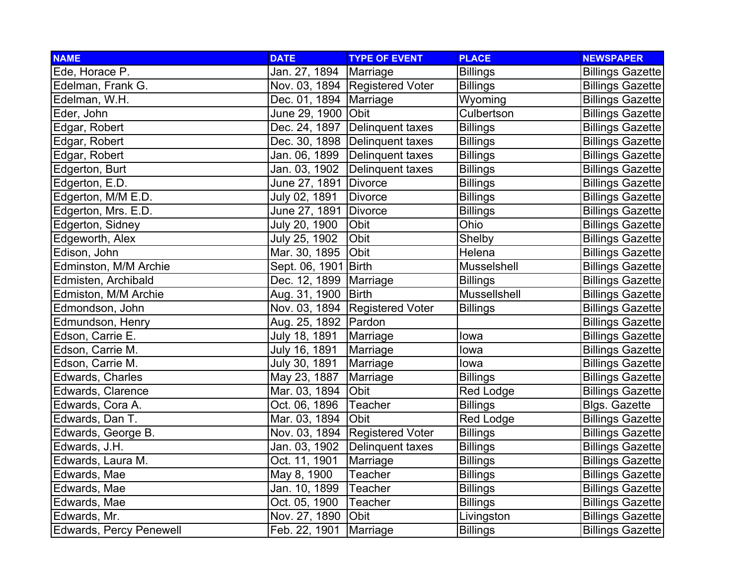| NAME | DATE | TYPE OF EVENT | PLACE | NEWSPAPER |
|---|---|---|---|---|
| Ede, Horace P. | Jan. 27, 1894 | Marriage | Billings | Billings Gazette |
| Edelman, Frank G. | Nov. 03, 1894 | Registered Voter | Billings | Billings Gazette |
| Edelman, W.H. | Dec. 01, 1894 | Marriage | Wyoming | Billings Gazette |
| Eder, John | June 29, 1900 | Obit | Culbertson | Billings Gazette |
| Edgar, Robert | Dec. 24, 1897 | Delinquent taxes | Billings | Billings Gazette |
| Edgar, Robert | Dec. 30, 1898 | Delinquent taxes | Billings | Billings Gazette |
| Edgar, Robert | Jan. 06, 1899 | Delinquent taxes | Billings | Billings Gazette |
| Edgerton, Burt | Jan. 03, 1902 | Delinquent taxes | Billings | Billings Gazette |
| Edgerton, E.D. | June 27, 1891 | Divorce | Billings | Billings Gazette |
| Edgerton, M/M E.D. | July 02, 1891 | Divorce | Billings | Billings Gazette |
| Edgerton, Mrs. E.D. | June 27, 1891 | Divorce | Billings | Billings Gazette |
| Edgerton, Sidney | July 20, 1900 | Obit | Ohio | Billings Gazette |
| Edgeworth, Alex | July 25, 1902 | Obit | Shelby | Billings Gazette |
| Edison, John | Mar. 30, 1895 | Obit | Helena | Billings Gazette |
| Edminston, M/M Archie | Sept. 06, 1901 | Birth | Musselshell | Billings Gazette |
| Edmisten, Archibald | Dec. 12, 1899 | Marriage | Billings | Billings Gazette |
| Edmiston, M/M Archie | Aug. 31, 1900 | Birth | Mussellshell | Billings Gazette |
| Edmondson, John | Nov. 03, 1894 | Registered Voter | Billings | Billings Gazette |
| Edmundson, Henry | Aug. 25, 1892 | Pardon | | Billings Gazette |
| Edson, Carrie E. | July 18, 1891 | Marriage | Iowa | Billings Gazette |
| Edson, Carrie M. | July 16, 1891 | Marriage | Iowa | Billings Gazette |
| Edson, Carrie M. | July 30, 1891 | Marriage | Iowa | Billings Gazette |
| Edwards, Charles | May 23, 1887 | Marriage | Billings | Billings Gazette |
| Edwards, Clarence | Mar. 03, 1894 | Obit | Red Lodge | Billings Gazette |
| Edwards, Cora A. | Oct. 06, 1896 | Teacher | Billings | Blgs. Gazette |
| Edwards, Dan T. | Mar. 03, 1894 | Obit | Red Lodge | Billings Gazette |
| Edwards, George B. | Nov. 03, 1894 | Registered Voter | Billings | Billings Gazette |
| Edwards, J.H. | Jan. 03, 1902 | Delinquent taxes | Billings | Billings Gazette |
| Edwards, Laura M. | Oct. 11, 1901 | Marriage | Billings | Billings Gazette |
| Edwards, Mae | May 8, 1900 | Teacher | Billings | Billings Gazette |
| Edwards, Mae | Jan. 10, 1899 | Teacher | Billings | Billings Gazette |
| Edwards, Mae | Oct. 05, 1900 | Teacher | Billings | Billings Gazette |
| Edwards, Mr. | Nov. 27, 1890 | Obit | Livingston | Billings Gazette |
| Edwards, Percy Penewell | Feb. 22, 1901 | Marriage | Billings | Billings Gazette |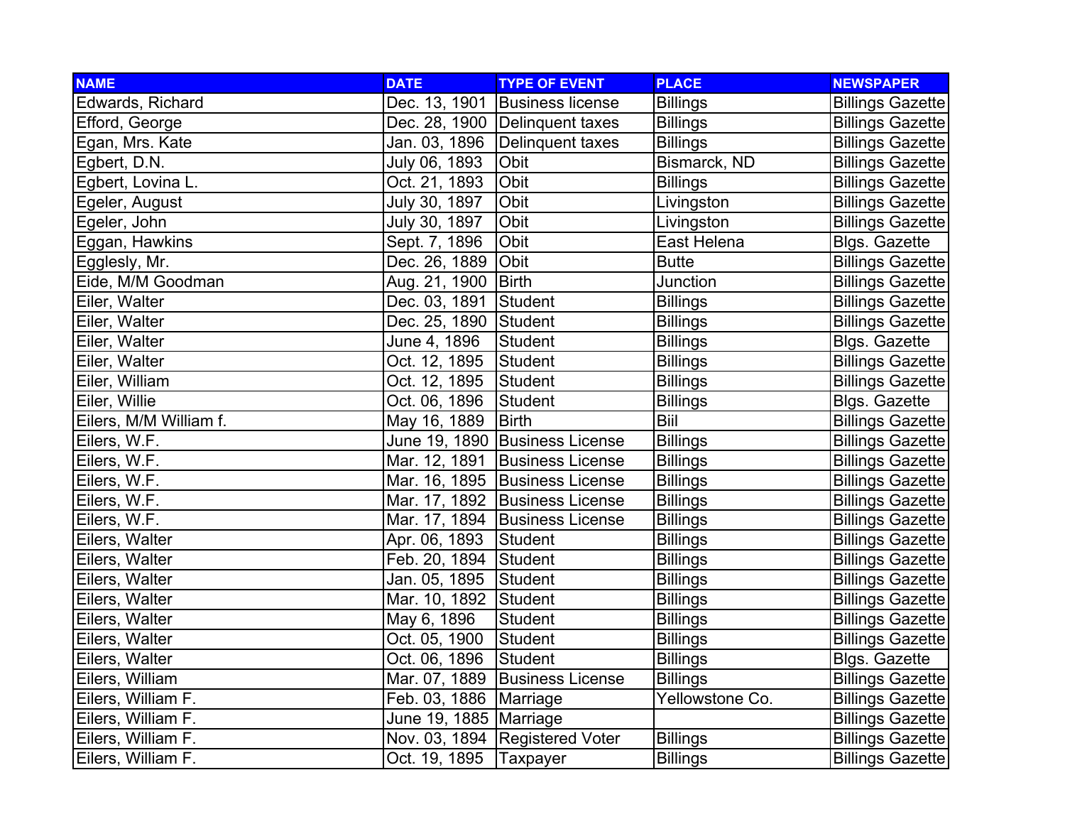| NAME | DATE | TYPE OF EVENT | PLACE | NEWSPAPER |
|---|---|---|---|---|
| Edwards, Richard | Dec. 13, 1901 | Business license | Billings | Billings Gazette |
| Efford, George | Dec. 28, 1900 | Delinquent taxes | Billings | Billings Gazette |
| Egan, Mrs. Kate | Jan. 03, 1896 | Delinquent taxes | Billings | Billings Gazette |
| Egbert, D.N. | July 06, 1893 | Obit | Bismarck, ND | Billings Gazette |
| Egbert, Lovina L. | Oct. 21, 1893 | Obit | Billings | Billings Gazette |
| Egeler, August | July 30, 1897 | Obit | Livingston | Billings Gazette |
| Egeler, John | July 30, 1897 | Obit | Livingston | Billings Gazette |
| Eggan, Hawkins | Sept. 7, 1896 | Obit | East Helena | Blgs. Gazette |
| Egglesly, Mr. | Dec. 26, 1889 | Obit | Butte | Billings Gazette |
| Eide, M/M Goodman | Aug. 21, 1900 | Birth | Junction | Billings Gazette |
| Eiler, Walter | Dec. 03, 1891 | Student | Billings | Billings Gazette |
| Eiler, Walter | Dec. 25, 1890 | Student | Billings | Billings Gazette |
| Eiler, Walter | June 4, 1896 | Student | Billings | Blgs. Gazette |
| Eiler, Walter | Oct. 12, 1895 | Student | Billings | Billings Gazette |
| Eiler, William | Oct. 12, 1895 | Student | Billings | Billings Gazette |
| Eiler, Willie | Oct. 06, 1896 | Student | Billings | Blgs. Gazette |
| Eilers, M/M William f. | May 16, 1889 | Birth | Biil | Billings Gazette |
| Eilers, W.F. | June 19, 1890 | Business License | Billings | Billings Gazette |
| Eilers, W.F. | Mar. 12, 1891 | Business License | Billings | Billings Gazette |
| Eilers, W.F. | Mar. 16, 1895 | Business License | Billings | Billings Gazette |
| Eilers, W.F. | Mar. 17, 1892 | Business License | Billings | Billings Gazette |
| Eilers, W.F. | Mar. 17, 1894 | Business License | Billings | Billings Gazette |
| Eilers, Walter | Apr. 06, 1893 | Student | Billings | Billings Gazette |
| Eilers, Walter | Feb. 20, 1894 | Student | Billings | Billings Gazette |
| Eilers, Walter | Jan. 05, 1895 | Student | Billings | Billings Gazette |
| Eilers, Walter | Mar. 10, 1892 | Student | Billings | Billings Gazette |
| Eilers, Walter | May 6, 1896 | Student | Billings | Billings Gazette |
| Eilers, Walter | Oct. 05, 1900 | Student | Billings | Billings Gazette |
| Eilers, Walter | Oct. 06, 1896 | Student | Billings | Blgs. Gazette |
| Eilers, William | Mar. 07, 1889 | Business License | Billings | Billings Gazette |
| Eilers, William F. | Feb. 03, 1886 | Marriage | Yellowstone Co. | Billings Gazette |
| Eilers, William F. | June 19, 1885 | Marriage | | Billings Gazette |
| Eilers, William F. | Nov. 03, 1894 | Registered Voter | Billings | Billings Gazette |
| Eilers, William F. | Oct. 19, 1895 | Taxpayer | Billings | Billings Gazette |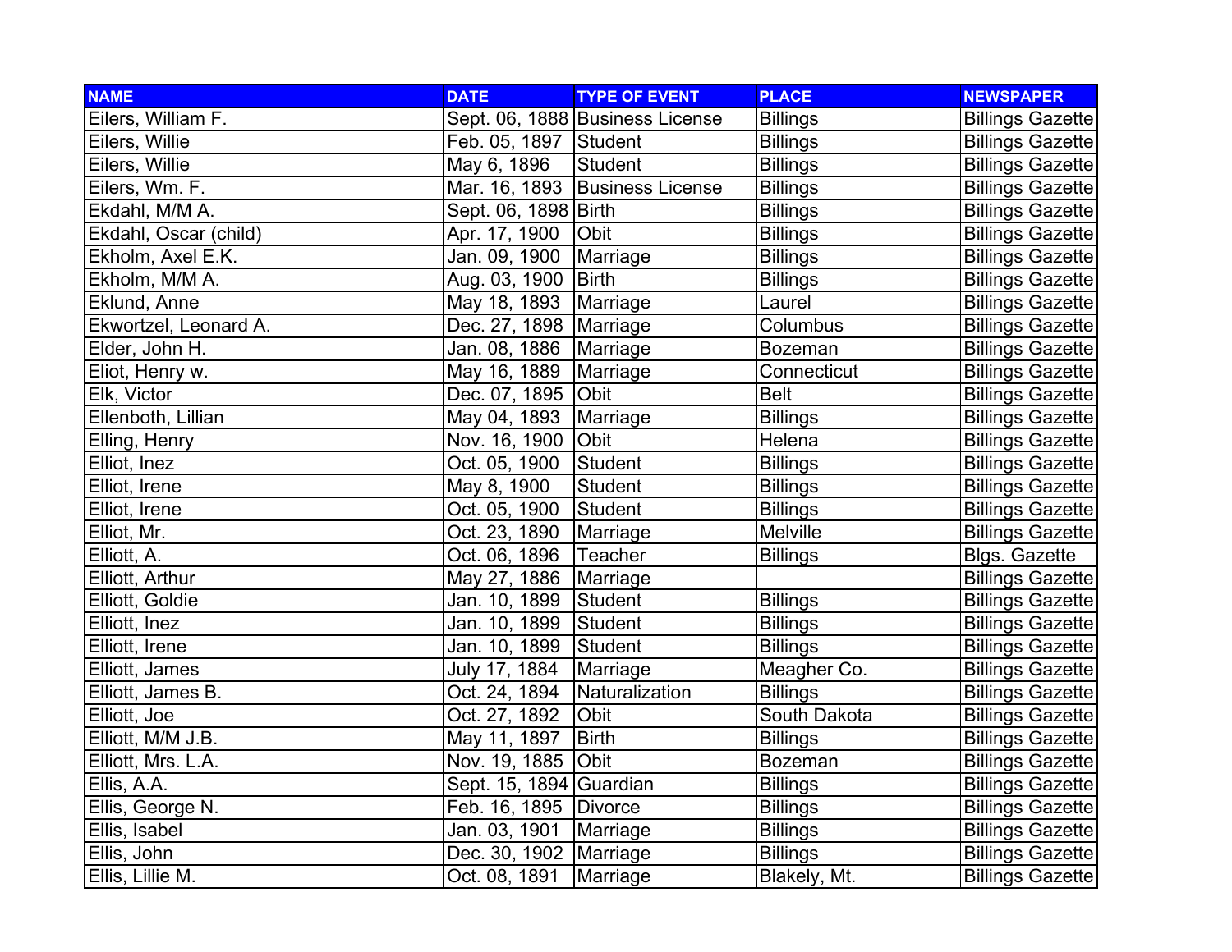| NAME | DATE | TYPE OF EVENT | PLACE | NEWSPAPER |
|---|---|---|---|---|
| Eilers, William F. | Sept. 06, 1888 | Business License | Billings | Billings Gazette |
| Eilers, Willie | Feb. 05, 1897 | Student | Billings | Billings Gazette |
| Eilers, Willie | May 6, 1896 | Student | Billings | Billings Gazette |
| Eilers, Wm. F. | Mar. 16, 1893 | Business License | Billings | Billings Gazette |
| Ekdahl, M/M A. | Sept. 06, 1898 | Birth | Billings | Billings Gazette |
| Ekdahl, Oscar (child) | Apr. 17, 1900 | Obit | Billings | Billings Gazette |
| Ekholm, Axel E.K. | Jan. 09, 1900 | Marriage | Billings | Billings Gazette |
| Ekholm, M/M A. | Aug. 03, 1900 | Birth | Billings | Billings Gazette |
| Eklund, Anne | May 18, 1893 | Marriage | Laurel | Billings Gazette |
| Ekwortzel, Leonard A. | Dec. 27, 1898 | Marriage | Columbus | Billings Gazette |
| Elder, John H. | Jan. 08, 1886 | Marriage | Bozeman | Billings Gazette |
| Eliot, Henry w. | May 16, 1889 | Marriage | Connecticut | Billings Gazette |
| Elk, Victor | Dec. 07, 1895 | Obit | Belt | Billings Gazette |
| Ellenboth, Lillian | May 04, 1893 | Marriage | Billings | Billings Gazette |
| Elling, Henry | Nov. 16, 1900 | Obit | Helena | Billings Gazette |
| Elliot, Inez | Oct. 05, 1900 | Student | Billings | Billings Gazette |
| Elliot, Irene | May 8, 1900 | Student | Billings | Billings Gazette |
| Elliot, Irene | Oct. 05, 1900 | Student | Billings | Billings Gazette |
| Elliot, Mr. | Oct. 23, 1890 | Marriage | Melville | Billings Gazette |
| Elliott, A. | Oct. 06, 1896 | Teacher | Billings | Blgs. Gazette |
| Elliott, Arthur | May 27, 1886 | Marriage | | Billings Gazette |
| Elliott, Goldie | Jan. 10, 1899 | Student | Billings | Billings Gazette |
| Elliott, Inez | Jan. 10, 1899 | Student | Billings | Billings Gazette |
| Elliott, Irene | Jan. 10, 1899 | Student | Billings | Billings Gazette |
| Elliott, James | July 17, 1884 | Marriage | Meagher Co. | Billings Gazette |
| Elliott, James B. | Oct. 24, 1894 | Naturalization | Billings | Billings Gazette |
| Elliott, Joe | Oct. 27, 1892 | Obit | South Dakota | Billings Gazette |
| Elliott, M/M J.B. | May 11, 1897 | Birth | Billings | Billings Gazette |
| Elliott, Mrs. L.A. | Nov. 19, 1885 | Obit | Bozeman | Billings Gazette |
| Ellis, A.A. | Sept. 15, 1894 | Guardian | Billings | Billings Gazette |
| Ellis, George N. | Feb. 16, 1895 | Divorce | Billings | Billings Gazette |
| Ellis, Isabel | Jan. 03, 1901 | Marriage | Billings | Billings Gazette |
| Ellis, John | Dec. 30, 1902 | Marriage | Billings | Billings Gazette |
| Ellis, Lillie M. | Oct. 08, 1891 | Marriage | Blakely, Mt. | Billings Gazette |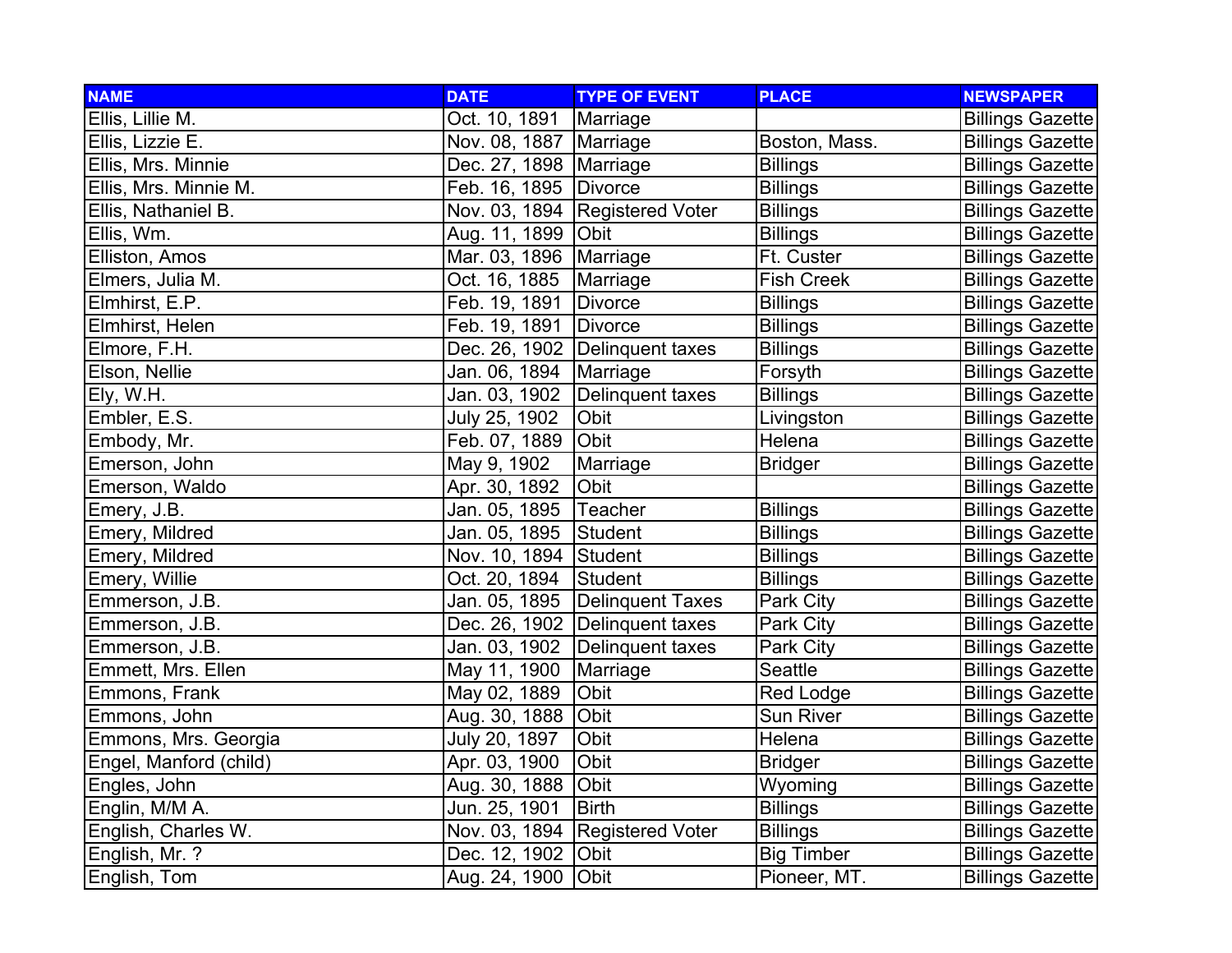| NAME | DATE | TYPE OF EVENT | PLACE | NEWSPAPER |
|---|---|---|---|---|
| Ellis, Lillie M. | Oct. 10, 1891 | Marriage | | Billings Gazette |
| Ellis, Lizzie E. | Nov. 08, 1887 | Marriage | Boston, Mass. | Billings Gazette |
| Ellis, Mrs. Minnie | Dec. 27, 1898 | Marriage | Billings | Billings Gazette |
| Ellis, Mrs. Minnie M. | Feb. 16, 1895 | Divorce | Billings | Billings Gazette |
| Ellis, Nathaniel B. | Nov. 03, 1894 | Registered Voter | Billings | Billings Gazette |
| Ellis, Wm. | Aug. 11, 1899 | Obit | Billings | Billings Gazette |
| Elliston, Amos | Mar. 03, 1896 | Marriage | Ft. Custer | Billings Gazette |
| Elmers, Julia M. | Oct. 16, 1885 | Marriage | Fish Creek | Billings Gazette |
| Elmhirst, E.P. | Feb. 19, 1891 | Divorce | Billings | Billings Gazette |
| Elmhirst, Helen | Feb. 19, 1891 | Divorce | Billings | Billings Gazette |
| Elmore, F.H. | Dec. 26, 1902 | Delinquent taxes | Billings | Billings Gazette |
| Elson, Nellie | Jan. 06, 1894 | Marriage | Forsyth | Billings Gazette |
| Ely, W.H. | Jan. 03, 1902 | Delinquent taxes | Billings | Billings Gazette |
| Embler, E.S. | July 25, 1902 | Obit | Livingston | Billings Gazette |
| Embody, Mr. | Feb. 07, 1889 | Obit | Helena | Billings Gazette |
| Emerson, John | May 9, 1902 | Marriage | Bridger | Billings Gazette |
| Emerson, Waldo | Apr. 30, 1892 | Obit | | Billings Gazette |
| Emery, J.B. | Jan. 05, 1895 | Teacher | Billings | Billings Gazette |
| Emery, Mildred | Jan. 05, 1895 | Student | Billings | Billings Gazette |
| Emery, Mildred | Nov. 10, 1894 | Student | Billings | Billings Gazette |
| Emery, Willie | Oct. 20, 1894 | Student | Billings | Billings Gazette |
| Emmerson, J.B. | Jan. 05, 1895 | Delinquent Taxes | Park City | Billings Gazette |
| Emmerson, J.B. | Dec. 26, 1902 | Delinquent taxes | Park City | Billings Gazette |
| Emmerson, J.B. | Jan. 03, 1902 | Delinquent taxes | Park City | Billings Gazette |
| Emmett, Mrs. Ellen | May 11, 1900 | Marriage | Seattle | Billings Gazette |
| Emmons, Frank | May 02, 1889 | Obit | Red Lodge | Billings Gazette |
| Emmons, John | Aug. 30, 1888 | Obit | Sun River | Billings Gazette |
| Emmons, Mrs. Georgia | July 20, 1897 | Obit | Helena | Billings Gazette |
| Engel, Manford (child) | Apr. 03, 1900 | Obit | Bridger | Billings Gazette |
| Engles, John | Aug. 30, 1888 | Obit | Wyoming | Billings Gazette |
| Englin, M/M A. | Jun. 25, 1901 | Birth | Billings | Billings Gazette |
| English, Charles W. | Nov. 03, 1894 | Registered Voter | Billings | Billings Gazette |
| English, Mr. ? | Dec. 12, 1902 | Obit | Big Timber | Billings Gazette |
| English, Tom | Aug. 24, 1900 | Obit | Pioneer, MT. | Billings Gazette |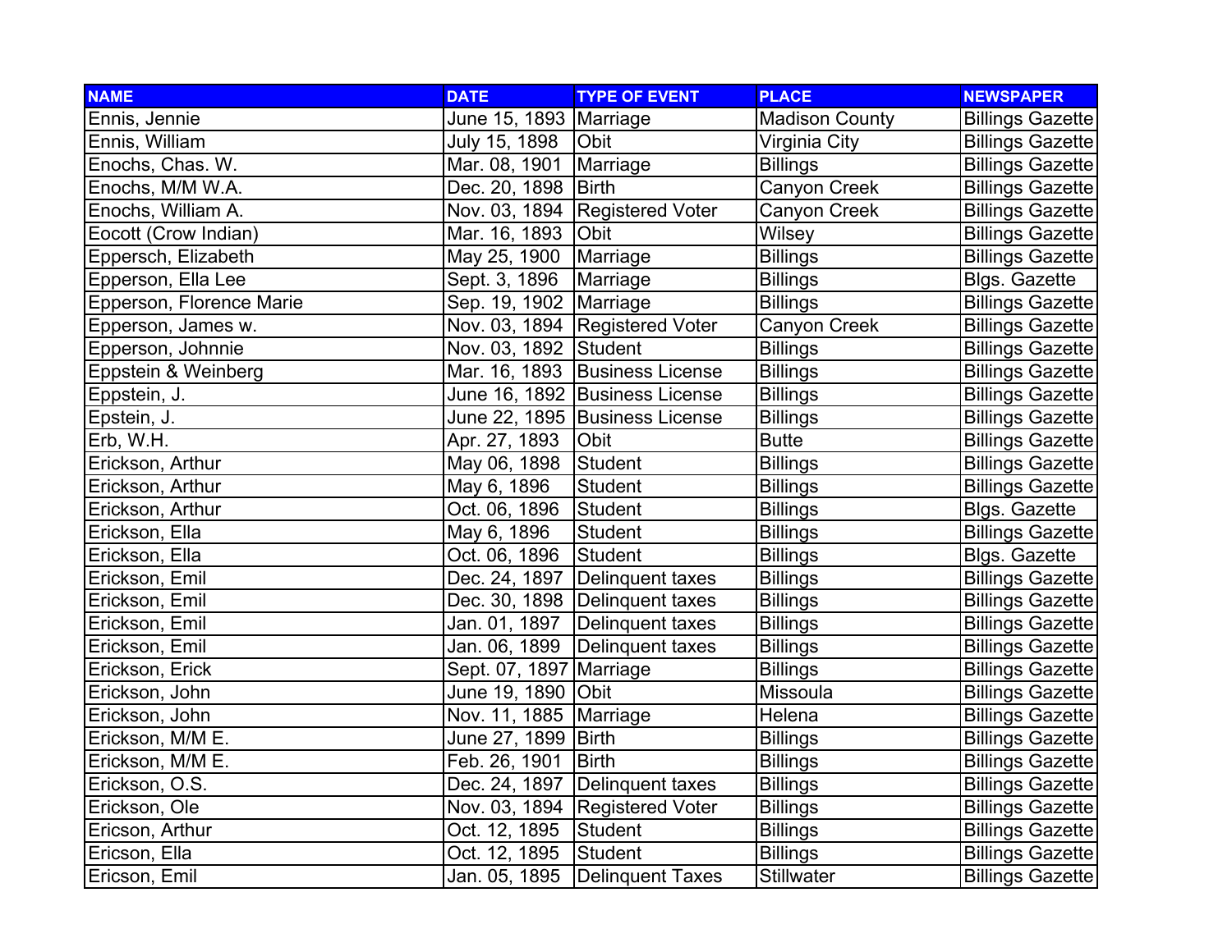| NAME | DATE | TYPE OF EVENT | PLACE | NEWSPAPER |
|---|---|---|---|---|
| Ennis, Jennie | June 15, 1893 | Marriage | Madison County | Billings Gazette |
| Ennis, William | July 15, 1898 | Obit | Virginia City | Billings Gazette |
| Enochs, Chas. W. | Mar. 08, 1901 | Marriage | Billings | Billings Gazette |
| Enochs, M/M W.A. | Dec. 20, 1898 | Birth | Canyon Creek | Billings Gazette |
| Enochs, William A. | Nov. 03, 1894 | Registered Voter | Canyon Creek | Billings Gazette |
| Eocott (Crow Indian) | Mar. 16, 1893 | Obit | Wilsey | Billings Gazette |
| Eppersch, Elizabeth | May 25, 1900 | Marriage | Billings | Billings Gazette |
| Epperson, Ella Lee | Sept. 3, 1896 | Marriage | Billings | Blgs. Gazette |
| Epperson, Florence Marie | Sep. 19, 1902 | Marriage | Billings | Billings Gazette |
| Epperson, James w. | Nov. 03, 1894 | Registered Voter | Canyon Creek | Billings Gazette |
| Epperson, Johnnie | Nov. 03, 1892 | Student | Billings | Billings Gazette |
| Eppstein & Weinberg | Mar. 16, 1893 | Business License | Billings | Billings Gazette |
| Eppstein, J. | June 16, 1892 | Business License | Billings | Billings Gazette |
| Epstein, J. | June 22, 1895 | Business License | Billings | Billings Gazette |
| Erb, W.H. | Apr. 27, 1893 | Obit | Butte | Billings Gazette |
| Erickson, Arthur | May 06, 1898 | Student | Billings | Billings Gazette |
| Erickson, Arthur | May 6, 1896 | Student | Billings | Billings Gazette |
| Erickson, Arthur | Oct. 06, 1896 | Student | Billings | Blgs. Gazette |
| Erickson, Ella | May 6, 1896 | Student | Billings | Billings Gazette |
| Erickson, Ella | Oct. 06, 1896 | Student | Billings | Blgs. Gazette |
| Erickson, Emil | Dec. 24, 1897 | Delinquent taxes | Billings | Billings Gazette |
| Erickson, Emil | Dec. 30, 1898 | Delinquent taxes | Billings | Billings Gazette |
| Erickson, Emil | Jan. 01, 1897 | Delinquent taxes | Billings | Billings Gazette |
| Erickson, Emil | Jan. 06, 1899 | Delinquent taxes | Billings | Billings Gazette |
| Erickson, Erick | Sept. 07, 1897 | Marriage | Billings | Billings Gazette |
| Erickson, John | June 19, 1890 | Obit | Missoula | Billings Gazette |
| Erickson, John | Nov. 11, 1885 | Marriage | Helena | Billings Gazette |
| Erickson, M/M E. | June 27, 1899 | Birth | Billings | Billings Gazette |
| Erickson, M/M E. | Feb. 26, 1901 | Birth | Billings | Billings Gazette |
| Erickson, O.S. | Dec. 24, 1897 | Delinquent taxes | Billings | Billings Gazette |
| Erickson, Ole | Nov. 03, 1894 | Registered Voter | Billings | Billings Gazette |
| Ericson, Arthur | Oct. 12, 1895 | Student | Billings | Billings Gazette |
| Ericson, Ella | Oct. 12, 1895 | Student | Billings | Billings Gazette |
| Ericson, Emil | Jan. 05, 1895 | Delinquent Taxes | Stillwater | Billings Gazette |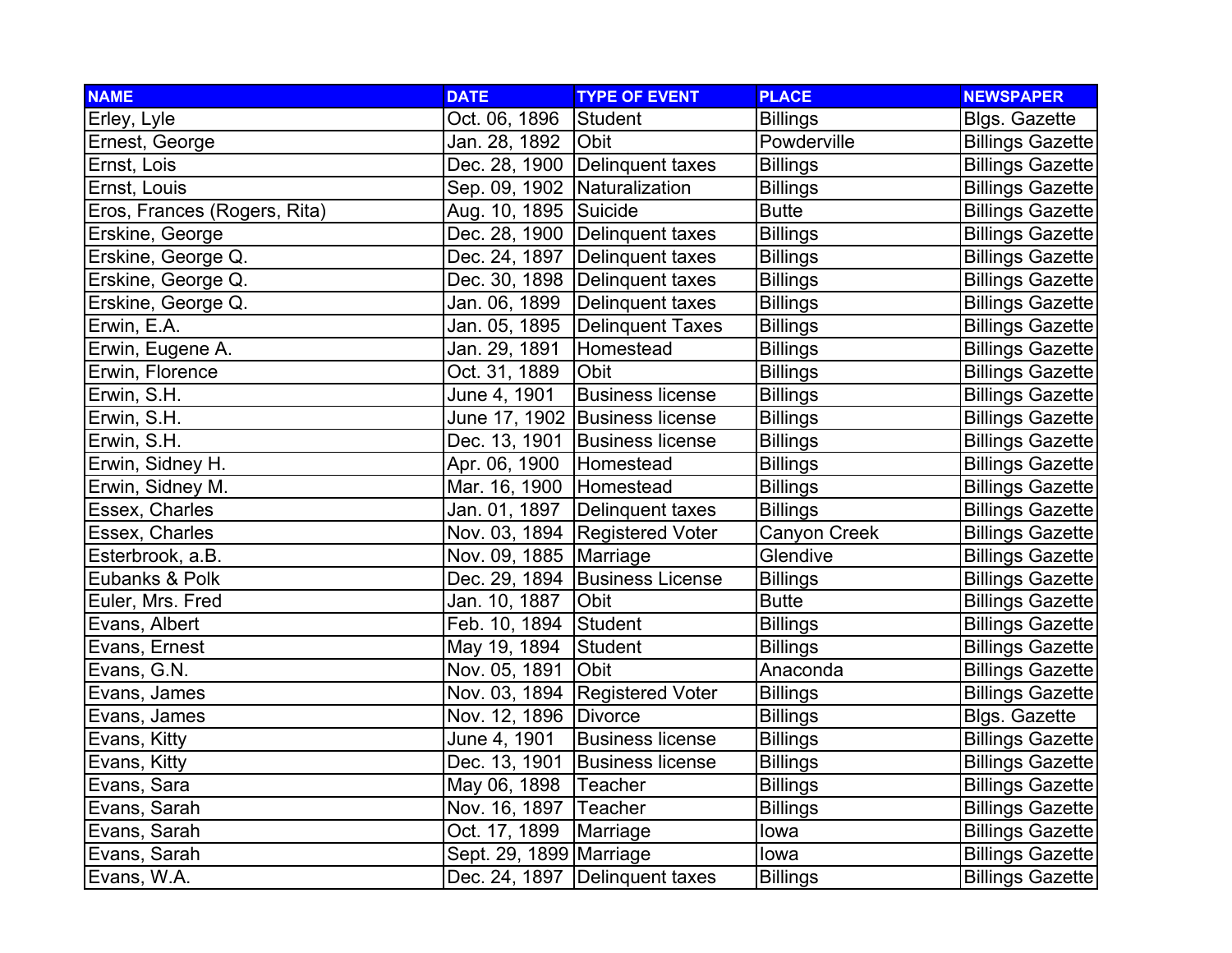| NAME | DATE | TYPE OF EVENT | PLACE | NEWSPAPER |
|---|---|---|---|---|
| Erley, Lyle | Oct. 06, 1896 | Student | Billings | Blgs. Gazette |
| Ernest, George | Jan. 28, 1892 | Obit | Powderville | Billings Gazette |
| Ernst, Lois | Dec. 28, 1900 | Delinquent taxes | Billings | Billings Gazette |
| Ernst, Louis | Sep. 09, 1902 | Naturalization | Billings | Billings Gazette |
| Eros, Frances (Rogers, Rita) | Aug. 10, 1895 | Suicide | Butte | Billings Gazette |
| Erskine, George | Dec. 28, 1900 | Delinquent taxes | Billings | Billings Gazette |
| Erskine, George Q. | Dec. 24, 1897 | Delinquent taxes | Billings | Billings Gazette |
| Erskine, George Q. | Dec. 30, 1898 | Delinquent taxes | Billings | Billings Gazette |
| Erskine, George Q. | Jan. 06, 1899 | Delinquent taxes | Billings | Billings Gazette |
| Erwin, E.A. | Jan. 05, 1895 | Delinquent Taxes | Billings | Billings Gazette |
| Erwin, Eugene A. | Jan. 29, 1891 | Homestead | Billings | Billings Gazette |
| Erwin, Florence | Oct. 31, 1889 | Obit | Billings | Billings Gazette |
| Erwin, S.H. | June 4, 1901 | Business license | Billings | Billings Gazette |
| Erwin, S.H. | June 17, 1902 | Business license | Billings | Billings Gazette |
| Erwin, S.H. | Dec. 13, 1901 | Business license | Billings | Billings Gazette |
| Erwin, Sidney H. | Apr. 06, 1900 | Homestead | Billings | Billings Gazette |
| Erwin, Sidney M. | Mar. 16, 1900 | Homestead | Billings | Billings Gazette |
| Essex, Charles | Jan. 01, 1897 | Delinquent taxes | Billings | Billings Gazette |
| Essex, Charles | Nov. 03, 1894 | Registered Voter | Canyon Creek | Billings Gazette |
| Esterbrook, a.B. | Nov. 09, 1885 | Marriage | Glendive | Billings Gazette |
| Eubanks & Polk | Dec. 29, 1894 | Business License | Billings | Billings Gazette |
| Euler, Mrs. Fred | Jan. 10, 1887 | Obit | Butte | Billings Gazette |
| Evans, Albert | Feb. 10, 1894 | Student | Billings | Billings Gazette |
| Evans, Ernest | May 19, 1894 | Student | Billings | Billings Gazette |
| Evans, G.N. | Nov. 05, 1891 | Obit | Anaconda | Billings Gazette |
| Evans, James | Nov. 03, 1894 | Registered Voter | Billings | Billings Gazette |
| Evans, James | Nov. 12, 1896 | Divorce | Billings | Blgs. Gazette |
| Evans, Kitty | June 4, 1901 | Business license | Billings | Billings Gazette |
| Evans, Kitty | Dec. 13, 1901 | Business license | Billings | Billings Gazette |
| Evans, Sara | May 06, 1898 | Teacher | Billings | Billings Gazette |
| Evans, Sarah | Nov. 16, 1897 | Teacher | Billings | Billings Gazette |
| Evans, Sarah | Oct. 17, 1899 | Marriage | Iowa | Billings Gazette |
| Evans, Sarah | Sept. 29, 1899 | Marriage | Iowa | Billings Gazette |
| Evans, W.A. | Dec. 24, 1897 | Delinquent taxes | Billings | Billings Gazette |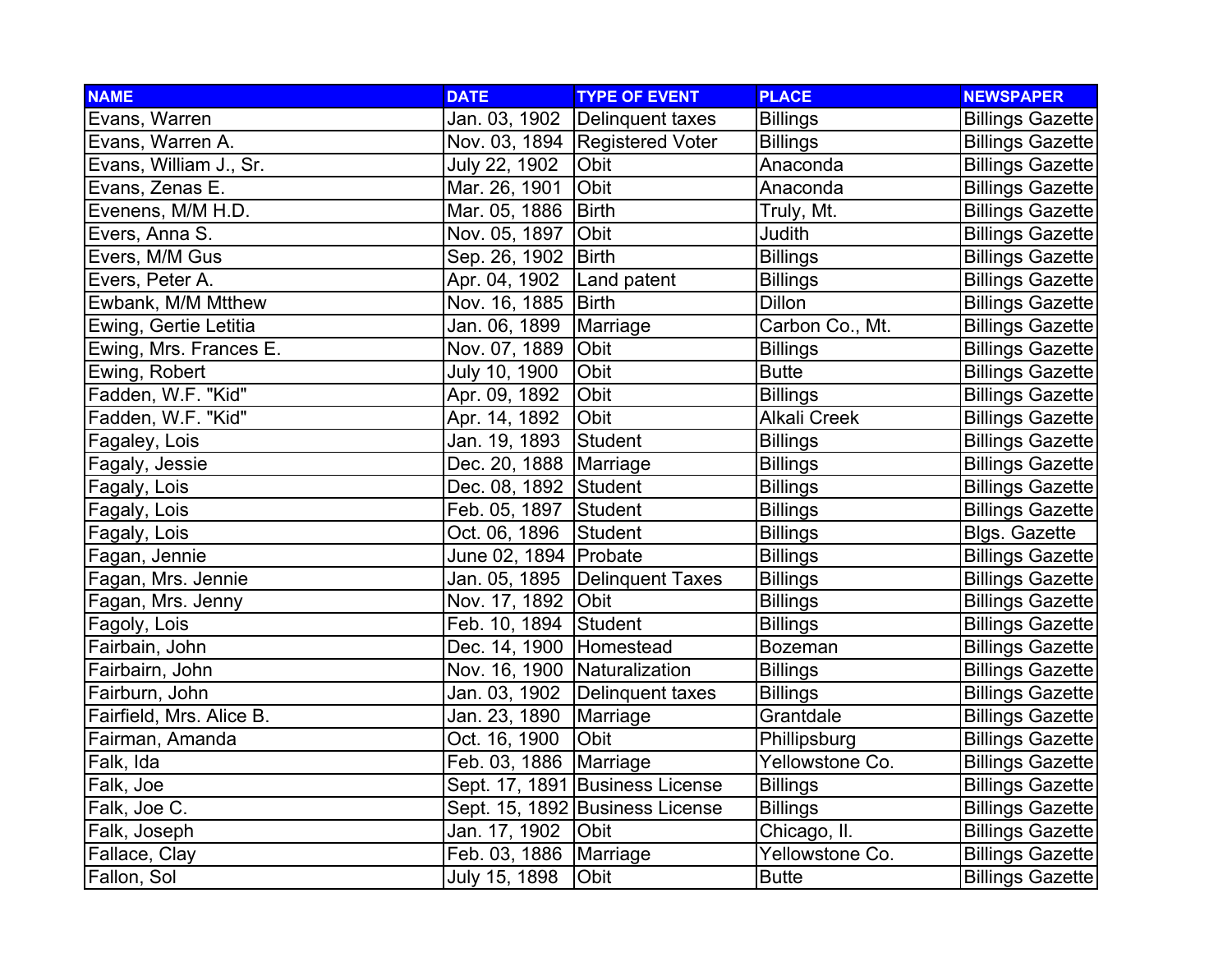| NAME | DATE | TYPE OF EVENT | PLACE | NEWSPAPER |
| --- | --- | --- | --- | --- |
| Evans, Warren | Jan. 03, 1902 | Delinquent taxes | Billings | Billings Gazette |
| Evans, Warren A. | Nov. 03, 1894 | Registered Voter | Billings | Billings Gazette |
| Evans, William J., Sr. | July 22, 1902 | Obit | Anaconda | Billings Gazette |
| Evans, Zenas E. | Mar. 26, 1901 | Obit | Anaconda | Billings Gazette |
| Evenens, M/M H.D. | Mar. 05, 1886 | Birth | Truly, Mt. | Billings Gazette |
| Evers, Anna S. | Nov. 05, 1897 | Obit | Judith | Billings Gazette |
| Evers, M/M Gus | Sep. 26, 1902 | Birth | Billings | Billings Gazette |
| Evers, Peter A. | Apr. 04, 1902 | Land patent | Billings | Billings Gazette |
| Ewbank, M/M Mtthew | Nov. 16, 1885 | Birth | Dillon | Billings Gazette |
| Ewing, Gertie Letitia | Jan. 06, 1899 | Marriage | Carbon Co., Mt. | Billings Gazette |
| Ewing, Mrs. Frances E. | Nov. 07, 1889 | Obit | Billings | Billings Gazette |
| Ewing, Robert | July 10, 1900 | Obit | Butte | Billings Gazette |
| Fadden, W.F. "Kid" | Apr. 09, 1892 | Obit | Billings | Billings Gazette |
| Fadden, W.F. "Kid" | Apr. 14, 1892 | Obit | Alkali Creek | Billings Gazette |
| Fagaley, Lois | Jan. 19, 1893 | Student | Billings | Billings Gazette |
| Fagaly, Jessie | Dec. 20, 1888 | Marriage | Billings | Billings Gazette |
| Fagaly, Lois | Dec. 08, 1892 | Student | Billings | Billings Gazette |
| Fagaly, Lois | Feb. 05, 1897 | Student | Billings | Billings Gazette |
| Fagaly, Lois | Oct. 06, 1896 | Student | Billings | Blgs. Gazette |
| Fagan, Jennie | June 02, 1894 | Probate | Billings | Billings Gazette |
| Fagan, Mrs. Jennie | Jan. 05, 1895 | Delinquent Taxes | Billings | Billings Gazette |
| Fagan, Mrs. Jenny | Nov. 17, 1892 | Obit | Billings | Billings Gazette |
| Fagoly, Lois | Feb. 10, 1894 | Student | Billings | Billings Gazette |
| Fairbain, John | Dec. 14, 1900 | Homestead | Bozeman | Billings Gazette |
| Fairbairn, John | Nov. 16, 1900 | Naturalization | Billings | Billings Gazette |
| Fairburn, John | Jan. 03, 1902 | Delinquent taxes | Billings | Billings Gazette |
| Fairfield, Mrs. Alice B. | Jan. 23, 1890 | Marriage | Grantdale | Billings Gazette |
| Fairman, Amanda | Oct. 16, 1900 | Obit | Phillipsburg | Billings Gazette |
| Falk, Ida | Feb. 03, 1886 | Marriage | Yellowstone Co. | Billings Gazette |
| Falk, Joe | Sept. 17, 1891 | Business License | Billings | Billings Gazette |
| Falk, Joe C. | Sept. 15, 1892 | Business License | Billings | Billings Gazette |
| Falk, Joseph | Jan. 17, 1902 | Obit | Chicago, Il. | Billings Gazette |
| Fallace, Clay | Feb. 03, 1886 | Marriage | Yellowstone Co. | Billings Gazette |
| Fallon, Sol | July 15, 1898 | Obit | Butte | Billings Gazette |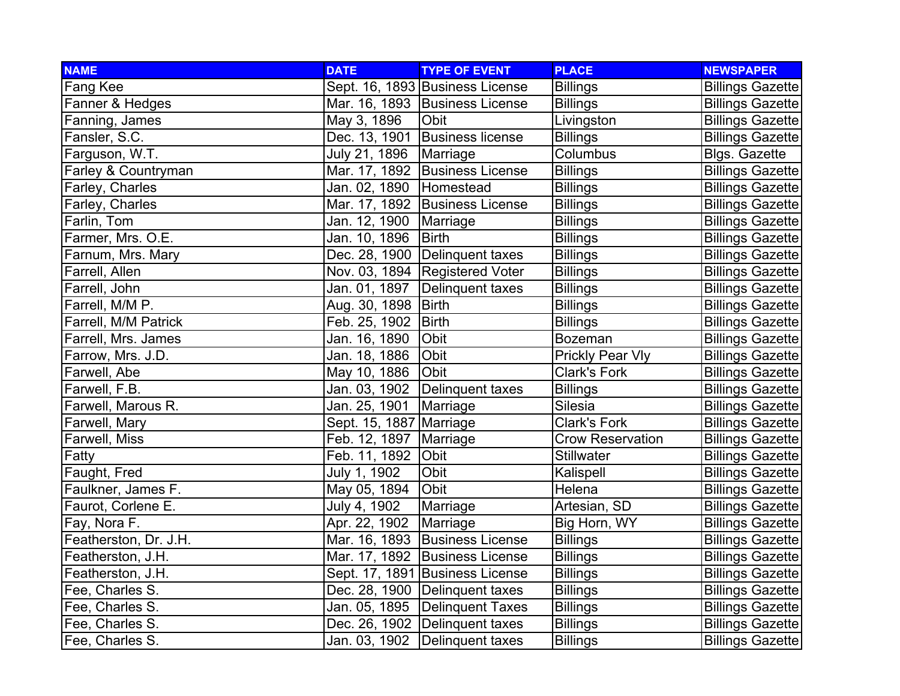| NAME | DATE | TYPE OF EVENT | PLACE | NEWSPAPER |
|---|---|---|---|---|
| Fang Kee | Sept. 16, 1893 | Business License | Billings | Billings Gazette |
| Fanner & Hedges | Mar. 16, 1893 | Business License | Billings | Billings Gazette |
| Fanning, James | May 3, 1896 | Obit | Livingston | Billings Gazette |
| Fansler, S.C. | Dec. 13, 1901 | Business license | Billings | Billings Gazette |
| Farguson, W.T. | July 21, 1896 | Marriage | Columbus | Blgs. Gazette |
| Farley & Countryman | Mar. 17, 1892 | Business License | Billings | Billings Gazette |
| Farley, Charles | Jan. 02, 1890 | Homestead | Billings | Billings Gazette |
| Farley, Charles | Mar. 17, 1892 | Business License | Billings | Billings Gazette |
| Farlin, Tom | Jan. 12, 1900 | Marriage | Billings | Billings Gazette |
| Farmer, Mrs. O.E. | Jan. 10, 1896 | Birth | Billings | Billings Gazette |
| Farnum, Mrs. Mary | Dec. 28, 1900 | Delinquent taxes | Billings | Billings Gazette |
| Farrell, Allen | Nov. 03, 1894 | Registered Voter | Billings | Billings Gazette |
| Farrell, John | Jan. 01, 1897 | Delinquent taxes | Billings | Billings Gazette |
| Farrell, M/M P. | Aug. 30, 1898 | Birth | Billings | Billings Gazette |
| Farrell, M/M Patrick | Feb. 25, 1902 | Birth | Billings | Billings Gazette |
| Farrell, Mrs. James | Jan. 16, 1890 | Obit | Bozeman | Billings Gazette |
| Farrow, Mrs. J.D. | Jan. 18, 1886 | Obit | Prickly Pear Vly | Billings Gazette |
| Farwell, Abe | May 10, 1886 | Obit | Clark's Fork | Billings Gazette |
| Farwell, F.B. | Jan. 03, 1902 | Delinquent taxes | Billings | Billings Gazette |
| Farwell, Marous R. | Jan. 25, 1901 | Marriage | Silesia | Billings Gazette |
| Farwell, Mary | Sept. 15, 1887 | Marriage | Clark's Fork | Billings Gazette |
| Farwell, Miss | Feb. 12, 1897 | Marriage | Crow Reservation | Billings Gazette |
| Fatty | Feb. 11, 1892 | Obit | Stillwater | Billings Gazette |
| Faught, Fred | July 1, 1902 | Obit | Kalispell | Billings Gazette |
| Faulkner, James F. | May 05, 1894 | Obit | Helena | Billings Gazette |
| Faurot, Corlene E. | July 4, 1902 | Marriage | Artesian, SD | Billings Gazette |
| Fay, Nora F. | Apr. 22, 1902 | Marriage | Big Horn, WY | Billings Gazette |
| Featherston, Dr. J.H. | Mar. 16, 1893 | Business License | Billings | Billings Gazette |
| Featherston, J.H. | Mar. 17, 1892 | Business License | Billings | Billings Gazette |
| Featherston, J.H. | Sept. 17, 1891 | Business License | Billings | Billings Gazette |
| Fee, Charles S. | Dec. 28, 1900 | Delinquent taxes | Billings | Billings Gazette |
| Fee, Charles S. | Jan. 05, 1895 | Delinquent Taxes | Billings | Billings Gazette |
| Fee, Charles S. | Dec. 26, 1902 | Delinquent taxes | Billings | Billings Gazette |
| Fee, Charles S. | Jan. 03, 1902 | Delinquent taxes | Billings | Billings Gazette |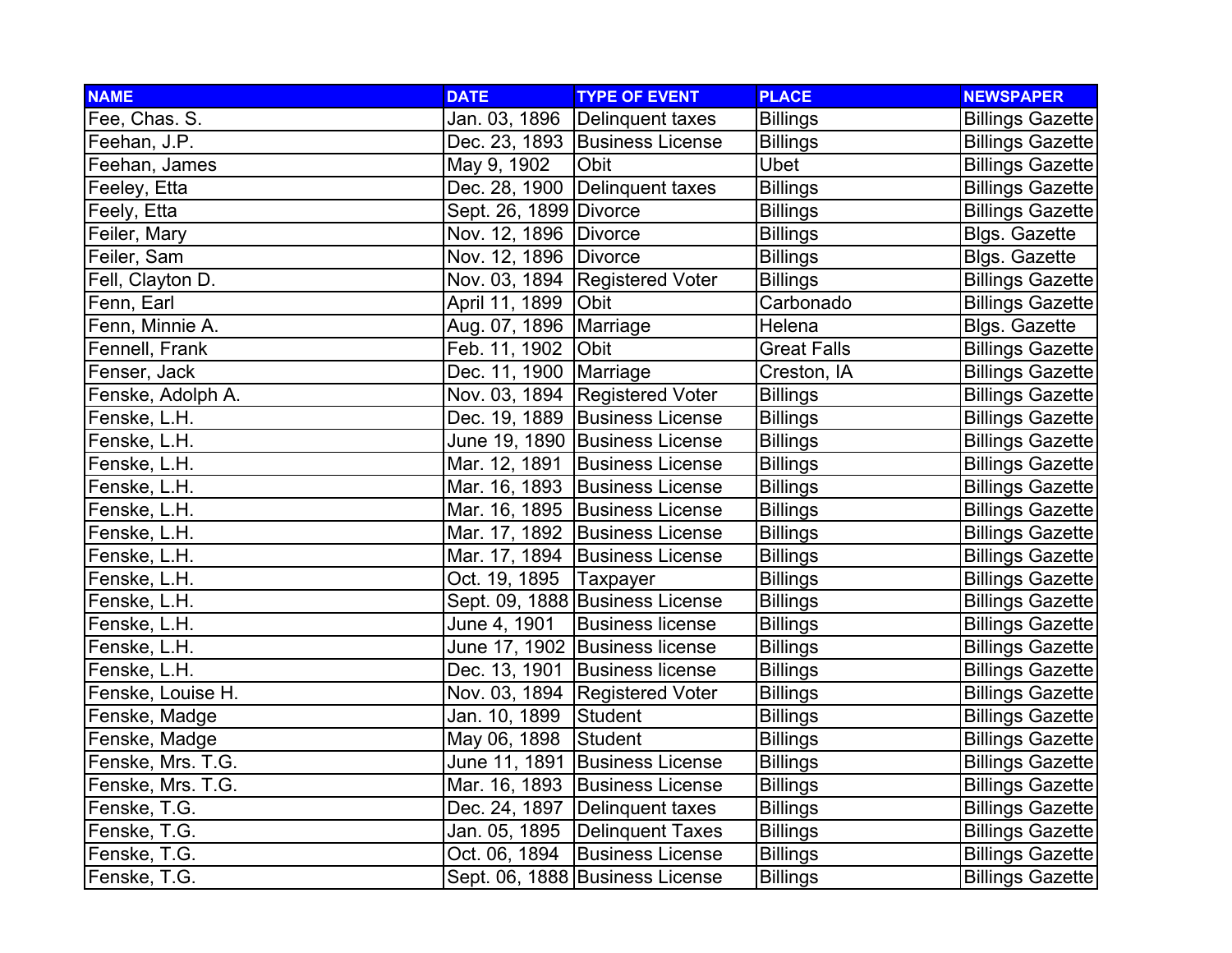| NAME | DATE | TYPE OF EVENT | PLACE | NEWSPAPER |
| --- | --- | --- | --- | --- |
| Fee, Chas. S. | Jan. 03, 1896 | Delinquent taxes | Billings | Billings Gazette |
| Feehan, J.P. | Dec. 23, 1893 | Business License | Billings | Billings Gazette |
| Feehan, James | May 9, 1902 | Obit | Ubet | Billings Gazette |
| Feeley, Etta | Dec. 28, 1900 | Delinquent taxes | Billings | Billings Gazette |
| Feely, Etta | Sept. 26, 1899 | Divorce | Billings | Billings Gazette |
| Feiler, Mary | Nov. 12, 1896 | Divorce | Billings | Blgs. Gazette |
| Feiler, Sam | Nov. 12, 1896 | Divorce | Billings | Blgs. Gazette |
| Fell, Clayton D. | Nov. 03, 1894 | Registered Voter | Billings | Billings Gazette |
| Fenn, Earl | April 11, 1899 | Obit | Carbonado | Billings Gazette |
| Fenn, Minnie A. | Aug. 07, 1896 | Marriage | Helena | Blgs. Gazette |
| Fennell, Frank | Feb. 11, 1902 | Obit | Great Falls | Billings Gazette |
| Fenser, Jack | Dec. 11, 1900 | Marriage | Creston, IA | Billings Gazette |
| Fenske, Adolph A. | Nov. 03, 1894 | Registered Voter | Billings | Billings Gazette |
| Fenske, L.H. | Dec. 19, 1889 | Business License | Billings | Billings Gazette |
| Fenske, L.H. | June 19, 1890 | Business License | Billings | Billings Gazette |
| Fenske, L.H. | Mar. 12, 1891 | Business License | Billings | Billings Gazette |
| Fenske, L.H. | Mar. 16, 1893 | Business License | Billings | Billings Gazette |
| Fenske, L.H. | Mar. 16, 1895 | Business License | Billings | Billings Gazette |
| Fenske, L.H. | Mar. 17, 1892 | Business License | Billings | Billings Gazette |
| Fenske, L.H. | Mar. 17, 1894 | Business License | Billings | Billings Gazette |
| Fenske, L.H. | Oct. 19, 1895 | Taxpayer | Billings | Billings Gazette |
| Fenske, L.H. | Sept. 09, 1888 | Business License | Billings | Billings Gazette |
| Fenske, L.H. | June 4, 1901 | Business license | Billings | Billings Gazette |
| Fenske, L.H. | June 17, 1902 | Business license | Billings | Billings Gazette |
| Fenske, L.H. | Dec. 13, 1901 | Business license | Billings | Billings Gazette |
| Fenske, Louise H. | Nov. 03, 1894 | Registered Voter | Billings | Billings Gazette |
| Fenske, Madge | Jan. 10, 1899 | Student | Billings | Billings Gazette |
| Fenske, Madge | May 06, 1898 | Student | Billings | Billings Gazette |
| Fenske, Mrs. T.G. | June 11, 1891 | Business License | Billings | Billings Gazette |
| Fenske, Mrs. T.G. | Mar. 16, 1893 | Business License | Billings | Billings Gazette |
| Fenske, T.G. | Dec. 24, 1897 | Delinquent taxes | Billings | Billings Gazette |
| Fenske, T.G. | Jan. 05, 1895 | Delinquent Taxes | Billings | Billings Gazette |
| Fenske, T.G. | Oct. 06, 1894 | Business License | Billings | Billings Gazette |
| Fenske, T.G. | Sept. 06, 1888 | Business License | Billings | Billings Gazette |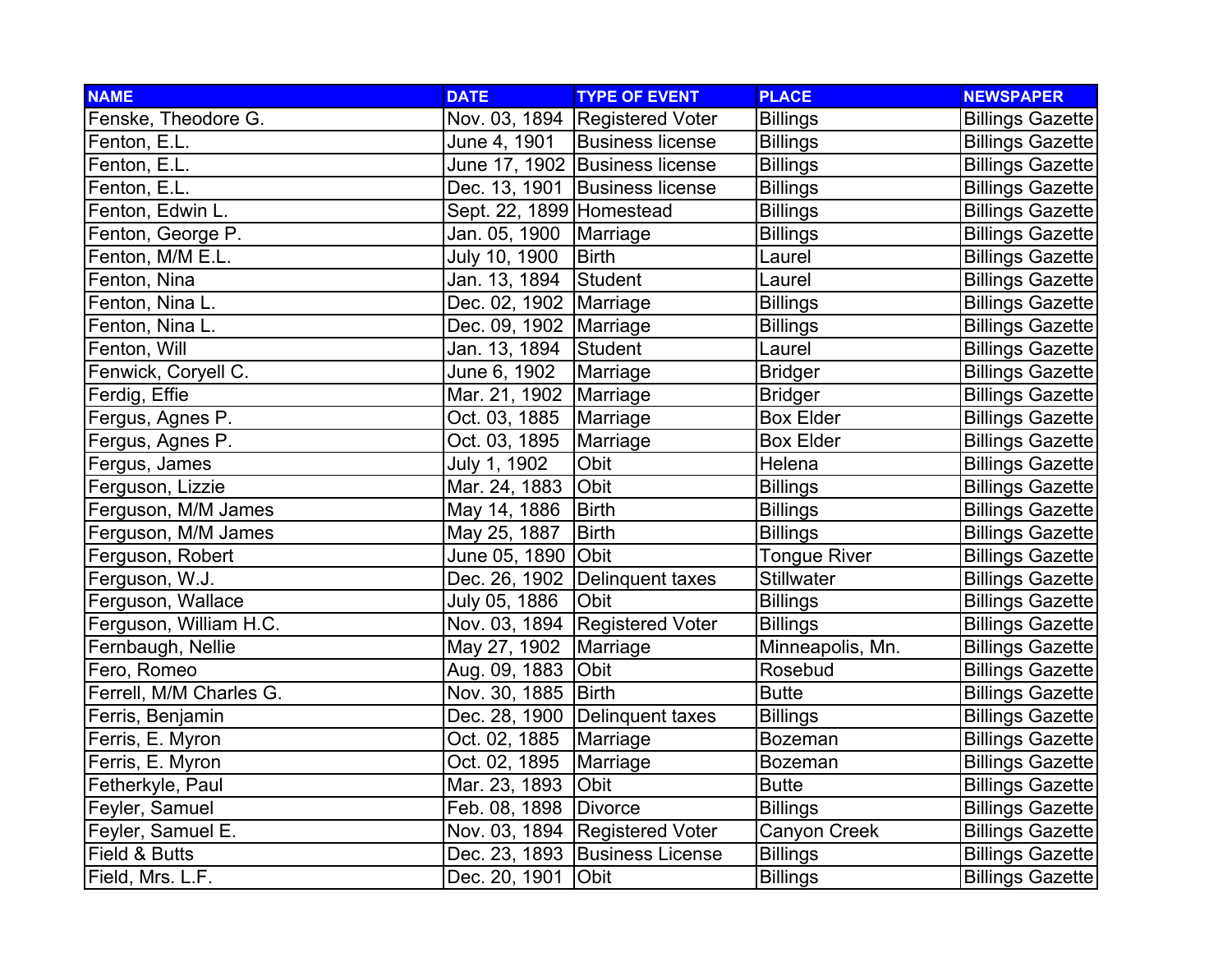| NAME | DATE | TYPE OF EVENT | PLACE | NEWSPAPER |
|---|---|---|---|---|
| Fenske, Theodore G. | Nov. 03, 1894 | Registered Voter | Billings | Billings Gazette |
| Fenton, E.L. | June 4, 1901 | Business license | Billings | Billings Gazette |
| Fenton, E.L. | June 17, 1902 | Business license | Billings | Billings Gazette |
| Fenton, E.L. | Dec. 13, 1901 | Business license | Billings | Billings Gazette |
| Fenton, Edwin L. | Sept. 22, 1899 | Homestead | Billings | Billings Gazette |
| Fenton, George P. | Jan. 05, 1900 | Marriage | Billings | Billings Gazette |
| Fenton, M/M E.L. | July 10, 1900 | Birth | Laurel | Billings Gazette |
| Fenton, Nina | Jan. 13, 1894 | Student | Laurel | Billings Gazette |
| Fenton, Nina L. | Dec. 02, 1902 | Marriage | Billings | Billings Gazette |
| Fenton, Nina L. | Dec. 09, 1902 | Marriage | Billings | Billings Gazette |
| Fenton, Will | Jan. 13, 1894 | Student | Laurel | Billings Gazette |
| Fenwick, Coryell C. | June 6, 1902 | Marriage | Bridger | Billings Gazette |
| Ferdig, Effie | Mar. 21, 1902 | Marriage | Bridger | Billings Gazette |
| Fergus, Agnes P. | Oct. 03, 1885 | Marriage | Box Elder | Billings Gazette |
| Fergus, Agnes P. | Oct. 03, 1895 | Marriage | Box Elder | Billings Gazette |
| Fergus, James | July 1, 1902 | Obit | Helena | Billings Gazette |
| Ferguson, Lizzie | Mar. 24, 1883 | Obit | Billings | Billings Gazette |
| Ferguson, M/M James | May 14, 1886 | Birth | Billings | Billings Gazette |
| Ferguson, M/M James | May 25, 1887 | Birth | Billings | Billings Gazette |
| Ferguson, Robert | June 05, 1890 | Obit | Tongue River | Billings Gazette |
| Ferguson, W.J. | Dec. 26, 1902 | Delinquent taxes | Stillwater | Billings Gazette |
| Ferguson, Wallace | July 05, 1886 | Obit | Billings | Billings Gazette |
| Ferguson, William H.C. | Nov. 03, 1894 | Registered Voter | Billings | Billings Gazette |
| Fernbaugh, Nellie | May 27, 1902 | Marriage | Minneapolis, Mn. | Billings Gazette |
| Fero, Romeo | Aug. 09, 1883 | Obit | Rosebud | Billings Gazette |
| Ferrell, M/M Charles G. | Nov. 30, 1885 | Birth | Butte | Billings Gazette |
| Ferris, Benjamin | Dec. 28, 1900 | Delinquent taxes | Billings | Billings Gazette |
| Ferris, E. Myron | Oct. 02, 1885 | Marriage | Bozeman | Billings Gazette |
| Ferris, E. Myron | Oct. 02, 1895 | Marriage | Bozeman | Billings Gazette |
| Fetherkyle, Paul | Mar. 23, 1893 | Obit | Butte | Billings Gazette |
| Feyler, Samuel | Feb. 08, 1898 | Divorce | Billings | Billings Gazette |
| Feyler, Samuel E. | Nov. 03, 1894 | Registered Voter | Canyon Creek | Billings Gazette |
| Field & Butts | Dec. 23, 1893 | Business License | Billings | Billings Gazette |
| Field, Mrs. L.F. | Dec. 20, 1901 | Obit | Billings | Billings Gazette |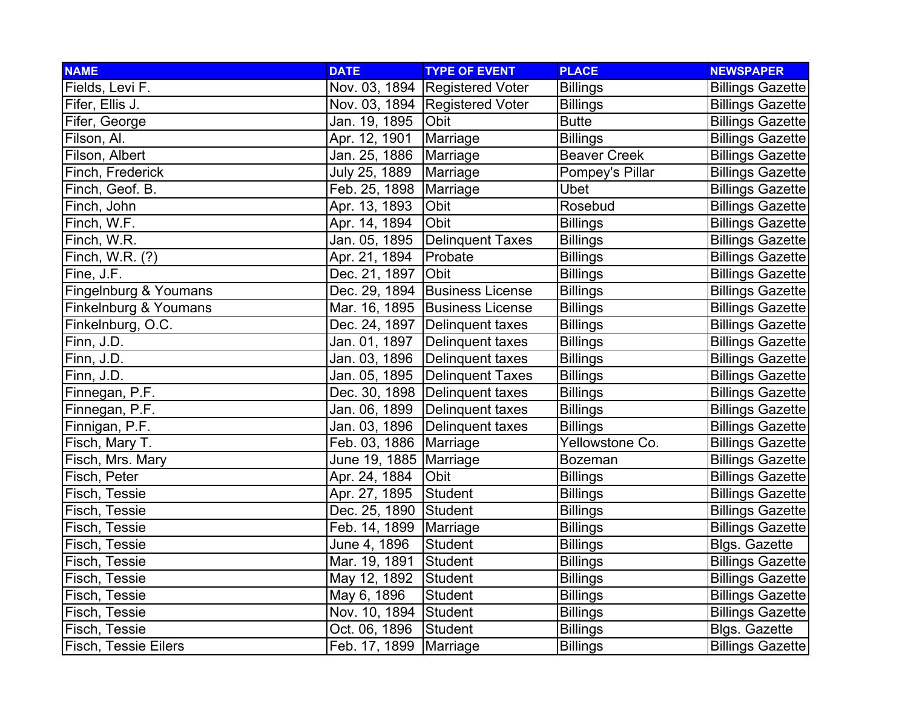| NAME | DATE | TYPE OF EVENT | PLACE | NEWSPAPER |
|---|---|---|---|---|
| Fields, Levi F. | Nov. 03, 1894 | Registered Voter | Billings | Billings Gazette |
| Fifer, Ellis J. | Nov. 03, 1894 | Registered Voter | Billings | Billings Gazette |
| Fifer, George | Jan. 19, 1895 | Obit | Butte | Billings Gazette |
| Filson, Al. | Apr. 12, 1901 | Marriage | Billings | Billings Gazette |
| Filson, Albert | Jan. 25, 1886 | Marriage | Beaver Creek | Billings Gazette |
| Finch, Frederick | July 25, 1889 | Marriage | Pompey's Pillar | Billings Gazette |
| Finch, Geof. B. | Feb. 25, 1898 | Marriage | Ubet | Billings Gazette |
| Finch, John | Apr. 13, 1893 | Obit | Rosebud | Billings Gazette |
| Finch, W.F. | Apr. 14, 1894 | Obit | Billings | Billings Gazette |
| Finch, W.R. | Jan. 05, 1895 | Delinquent Taxes | Billings | Billings Gazette |
| Finch, W.R. (?) | Apr. 21, 1894 | Probate | Billings | Billings Gazette |
| Fine, J.F. | Dec. 21, 1897 | Obit | Billings | Billings Gazette |
| Fingelnburg & Youmans | Dec. 29, 1894 | Business License | Billings | Billings Gazette |
| Finkelnburg & Youmans | Mar. 16, 1895 | Business License | Billings | Billings Gazette |
| Finkelnburg, O.C. | Dec. 24, 1897 | Delinquent taxes | Billings | Billings Gazette |
| Finn, J.D. | Jan. 01, 1897 | Delinquent taxes | Billings | Billings Gazette |
| Finn, J.D. | Jan. 03, 1896 | Delinquent taxes | Billings | Billings Gazette |
| Finn, J.D. | Jan. 05, 1895 | Delinquent Taxes | Billings | Billings Gazette |
| Finnegan, P.F. | Dec. 30, 1898 | Delinquent taxes | Billings | Billings Gazette |
| Finnegan, P.F. | Jan. 06, 1899 | Delinquent taxes | Billings | Billings Gazette |
| Finnigan, P.F. | Jan. 03, 1896 | Delinquent taxes | Billings | Billings Gazette |
| Fisch, Mary T. | Feb. 03, 1886 | Marriage | Yellowstone Co. | Billings Gazette |
| Fisch, Mrs. Mary | June 19, 1885 | Marriage | Bozeman | Billings Gazette |
| Fisch, Peter | Apr. 24, 1884 | Obit | Billings | Billings Gazette |
| Fisch, Tessie | Apr. 27, 1895 | Student | Billings | Billings Gazette |
| Fisch, Tessie | Dec. 25, 1890 | Student | Billings | Billings Gazette |
| Fisch, Tessie | Feb. 14, 1899 | Marriage | Billings | Billings Gazette |
| Fisch, Tessie | June 4, 1896 | Student | Billings | Blgs. Gazette |
| Fisch, Tessie | Mar. 19, 1891 | Student | Billings | Billings Gazette |
| Fisch, Tessie | May 12, 1892 | Student | Billings | Billings Gazette |
| Fisch, Tessie | May 6, 1896 | Student | Billings | Billings Gazette |
| Fisch, Tessie | Nov. 10, 1894 | Student | Billings | Billings Gazette |
| Fisch, Tessie | Oct. 06, 1896 | Student | Billings | Blgs. Gazette |
| Fisch, Tessie Eilers | Feb. 17, 1899 | Marriage | Billings | Billings Gazette |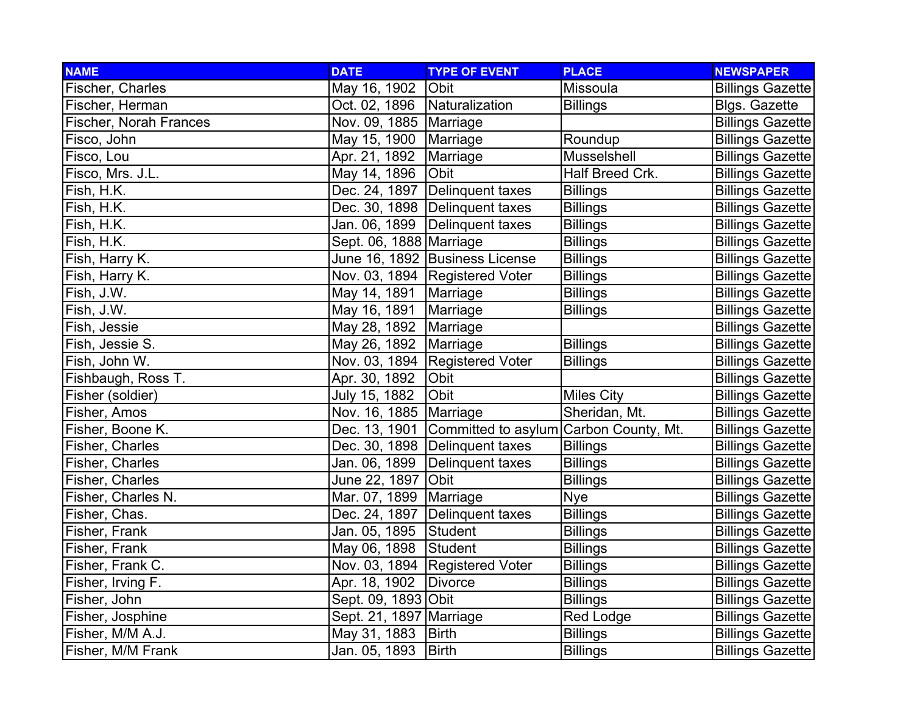| NAME | DATE | TYPE OF EVENT | PLACE | NEWSPAPER |
| --- | --- | --- | --- | --- |
| Fischer, Charles | May 16, 1902 | Obit | Missoula | Billings Gazette |
| Fischer, Herman | Oct. 02, 1896 | Naturalization | Billings | Blgs. Gazette |
| Fischer, Norah Frances | Nov. 09, 1885 | Marriage | | Billings Gazette |
| Fisco, John | May 15, 1900 | Marriage | Roundup | Billings Gazette |
| Fisco, Lou | Apr. 21, 1892 | Marriage | Musselshell | Billings Gazette |
| Fisco, Mrs. J.L. | May 14, 1896 | Obit | Half Breed Crk. | Billings Gazette |
| Fish, H.K. | Dec. 24, 1897 | Delinquent taxes | Billings | Billings Gazette |
| Fish, H.K. | Dec. 30, 1898 | Delinquent taxes | Billings | Billings Gazette |
| Fish, H.K. | Jan. 06, 1899 | Delinquent taxes | Billings | Billings Gazette |
| Fish, H.K. | Sept. 06, 1888 | Marriage | Billings | Billings Gazette |
| Fish, Harry K. | June 16, 1892 | Business License | Billings | Billings Gazette |
| Fish, Harry K. | Nov. 03, 1894 | Registered Voter | Billings | Billings Gazette |
| Fish, J.W. | May 14, 1891 | Marriage | Billings | Billings Gazette |
| Fish, J.W. | May 16, 1891 | Marriage | Billings | Billings Gazette |
| Fish, Jessie | May 28, 1892 | Marriage | | Billings Gazette |
| Fish, Jessie S. | May 26, 1892 | Marriage | Billings | Billings Gazette |
| Fish, John W. | Nov. 03, 1894 | Registered Voter | Billings | Billings Gazette |
| Fishbaugh, Ross T. | Apr. 30, 1892 | Obit | | Billings Gazette |
| Fisher (soldier) | July 15, 1882 | Obit | Miles City | Billings Gazette |
| Fisher, Amos | Nov. 16, 1885 | Marriage | Sheridan, Mt. | Billings Gazette |
| Fisher, Boone K. | Dec. 13, 1901 | Committed to asylum | Carbon County, Mt. | Billings Gazette |
| Fisher, Charles | Dec. 30, 1898 | Delinquent taxes | Billings | Billings Gazette |
| Fisher, Charles | Jan. 06, 1899 | Delinquent taxes | Billings | Billings Gazette |
| Fisher, Charles | June 22, 1897 | Obit | Billings | Billings Gazette |
| Fisher, Charles N. | Mar. 07, 1899 | Marriage | Nye | Billings Gazette |
| Fisher, Chas. | Dec. 24, 1897 | Delinquent taxes | Billings | Billings Gazette |
| Fisher, Frank | Jan. 05, 1895 | Student | Billings | Billings Gazette |
| Fisher, Frank | May 06, 1898 | Student | Billings | Billings Gazette |
| Fisher, Frank C. | Nov. 03, 1894 | Registered Voter | Billings | Billings Gazette |
| Fisher, Irving F. | Apr. 18, 1902 | Divorce | Billings | Billings Gazette |
| Fisher, John | Sept. 09, 1893 | Obit | Billings | Billings Gazette |
| Fisher, Josphine | Sept. 21, 1897 | Marriage | Red Lodge | Billings Gazette |
| Fisher, M/M A.J. | May 31, 1883 | Birth | Billings | Billings Gazette |
| Fisher, M/M Frank | Jan. 05, 1893 | Birth | Billings | Billings Gazette |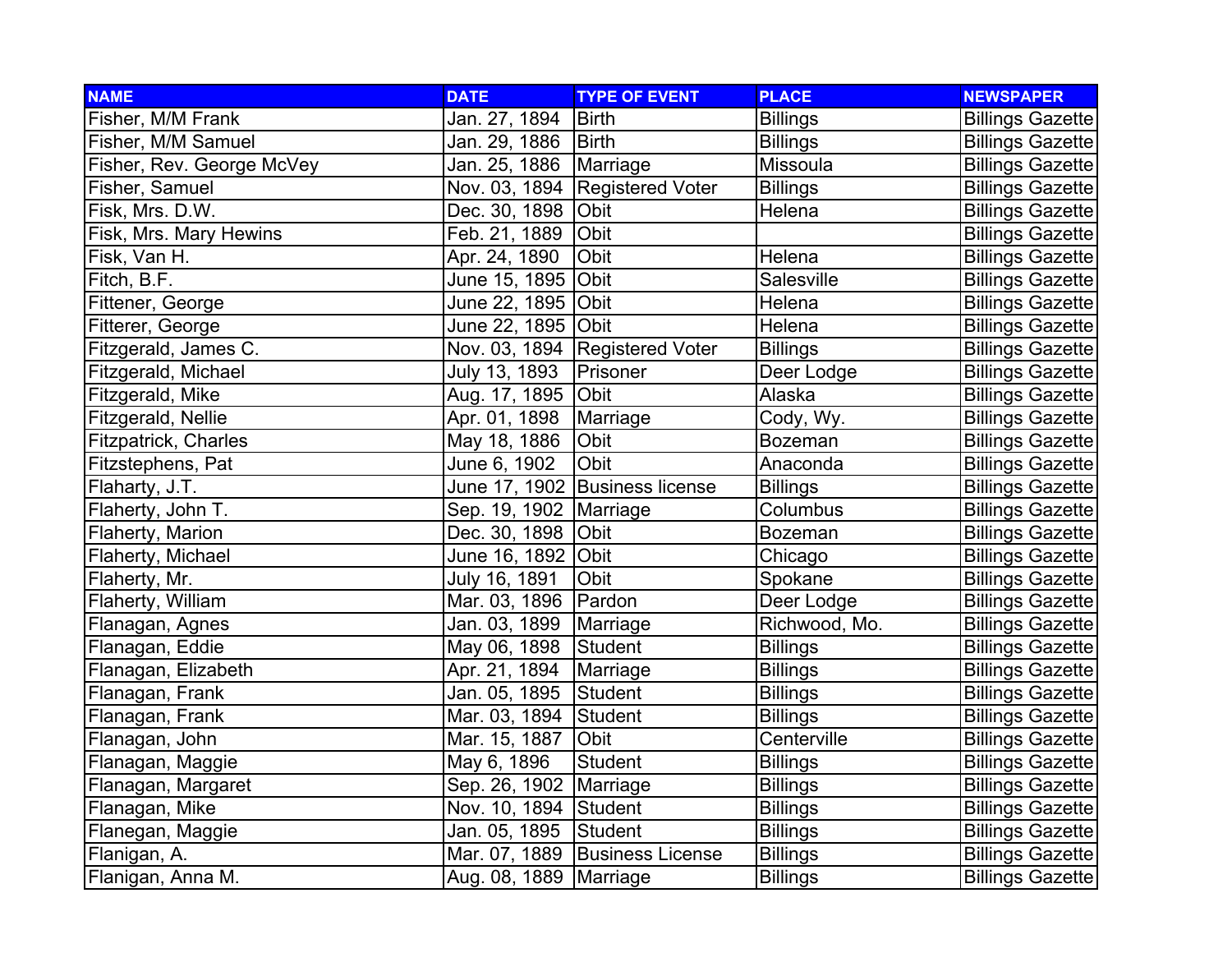| NAME | DATE | TYPE OF EVENT | PLACE | NEWSPAPER |
| --- | --- | --- | --- | --- |
| Fisher, M/M Frank | Jan. 27, 1894 | Birth | Billings | Billings Gazette |
| Fisher, M/M Samuel | Jan. 29, 1886 | Birth | Billings | Billings Gazette |
| Fisher, Rev. George McVey | Jan. 25, 1886 | Marriage | Missoula | Billings Gazette |
| Fisher, Samuel | Nov. 03, 1894 | Registered Voter | Billings | Billings Gazette |
| Fisk, Mrs. D.W. | Dec. 30, 1898 | Obit | Helena | Billings Gazette |
| Fisk, Mrs. Mary Hewins | Feb. 21, 1889 | Obit | | Billings Gazette |
| Fisk, Van H. | Apr. 24, 1890 | Obit | Helena | Billings Gazette |
| Fitch, B.F. | June 15, 1895 | Obit | Salesville | Billings Gazette |
| Fittener, George | June 22, 1895 | Obit | Helena | Billings Gazette |
| Fitterer, George | June 22, 1895 | Obit | Helena | Billings Gazette |
| Fitzgerald, James C. | Nov. 03, 1894 | Registered Voter | Billings | Billings Gazette |
| Fitzgerald, Michael | July 13, 1893 | Prisoner | Deer Lodge | Billings Gazette |
| Fitzgerald, Mike | Aug. 17, 1895 | Obit | Alaska | Billings Gazette |
| Fitzgerald, Nellie | Apr. 01, 1898 | Marriage | Cody, Wy. | Billings Gazette |
| Fitzpatrick, Charles | May 18, 1886 | Obit | Bozeman | Billings Gazette |
| Fitzstephens, Pat | June 6, 1902 | Obit | Anaconda | Billings Gazette |
| Flaharty, J.T. | June 17, 1902 | Business license | Billings | Billings Gazette |
| Flaherty, John T. | Sep. 19, 1902 | Marriage | Columbus | Billings Gazette |
| Flaherty, Marion | Dec. 30, 1898 | Obit | Bozeman | Billings Gazette |
| Flaherty, Michael | June 16, 1892 | Obit | Chicago | Billings Gazette |
| Flaherty, Mr. | July 16, 1891 | Obit | Spokane | Billings Gazette |
| Flaherty, William | Mar. 03, 1896 | Pardon | Deer Lodge | Billings Gazette |
| Flanagan, Agnes | Jan. 03, 1899 | Marriage | Richwood, Mo. | Billings Gazette |
| Flanagan, Eddie | May 06, 1898 | Student | Billings | Billings Gazette |
| Flanagan, Elizabeth | Apr. 21, 1894 | Marriage | Billings | Billings Gazette |
| Flanagan, Frank | Jan. 05, 1895 | Student | Billings | Billings Gazette |
| Flanagan, Frank | Mar. 03, 1894 | Student | Billings | Billings Gazette |
| Flanagan, John | Mar. 15, 1887 | Obit | Centerville | Billings Gazette |
| Flanagan, Maggie | May 6, 1896 | Student | Billings | Billings Gazette |
| Flanagan, Margaret | Sep. 26, 1902 | Marriage | Billings | Billings Gazette |
| Flanagan, Mike | Nov. 10, 1894 | Student | Billings | Billings Gazette |
| Flanegan, Maggie | Jan. 05, 1895 | Student | Billings | Billings Gazette |
| Flanigan, A. | Mar. 07, 1889 | Business License | Billings | Billings Gazette |
| Flanigan, Anna M. | Aug. 08, 1889 | Marriage | Billings | Billings Gazette |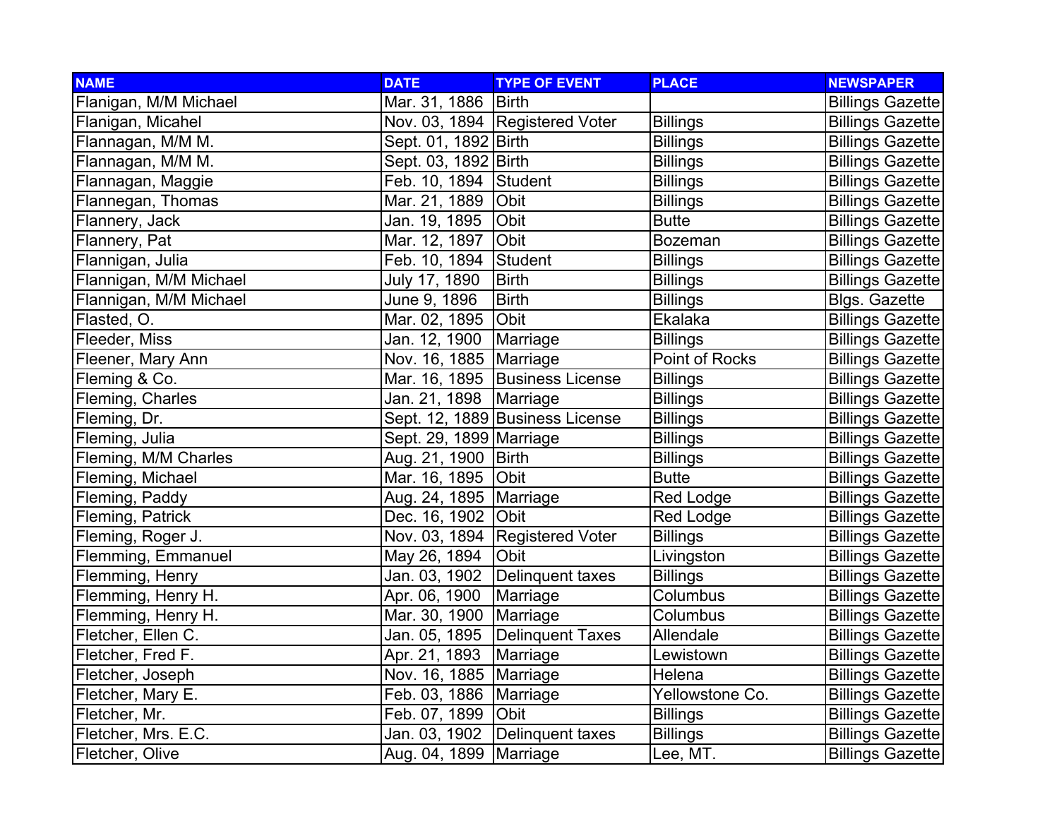| NAME | DATE | TYPE OF EVENT | PLACE | NEWSPAPER |
| --- | --- | --- | --- | --- |
| Flanigan, M/M Michael | Mar. 31, 1886 | Birth | | Billings Gazette |
| Flanigan, Micahel | Nov. 03, 1894 | Registered Voter | Billings | Billings Gazette |
| Flannagan, M/M M. | Sept. 01, 1892 | Birth | Billings | Billings Gazette |
| Flannagan, M/M M. | Sept. 03, 1892 | Birth | Billings | Billings Gazette |
| Flannagan, Maggie | Feb. 10, 1894 | Student | Billings | Billings Gazette |
| Flannegan, Thomas | Mar. 21, 1889 | Obit | Billings | Billings Gazette |
| Flannery, Jack | Jan. 19, 1895 | Obit | Butte | Billings Gazette |
| Flannery, Pat | Mar. 12, 1897 | Obit | Bozeman | Billings Gazette |
| Flannigan, Julia | Feb. 10, 1894 | Student | Billings | Billings Gazette |
| Flannigan, M/M Michael | July 17, 1890 | Birth | Billings | Billings Gazette |
| Flannigan, M/M Michael | June 9, 1896 | Birth | Billings | Blgs. Gazette |
| Flasted, O. | Mar. 02, 1895 | Obit | Ekalaka | Billings Gazette |
| Fleeder, Miss | Jan. 12, 1900 | Marriage | Billings | Billings Gazette |
| Fleener, Mary Ann | Nov. 16, 1885 | Marriage | Point of Rocks | Billings Gazette |
| Fleming & Co. | Mar. 16, 1895 | Business License | Billings | Billings Gazette |
| Fleming, Charles | Jan. 21, 1898 | Marriage | Billings | Billings Gazette |
| Fleming, Dr. | Sept. 12, 1889 | Business License | Billings | Billings Gazette |
| Fleming, Julia | Sept. 29, 1899 | Marriage | Billings | Billings Gazette |
| Fleming, M/M Charles | Aug. 21, 1900 | Birth | Billings | Billings Gazette |
| Fleming, Michael | Mar. 16, 1895 | Obit | Butte | Billings Gazette |
| Fleming, Paddy | Aug. 24, 1895 | Marriage | Red Lodge | Billings Gazette |
| Fleming, Patrick | Dec. 16, 1902 | Obit | Red Lodge | Billings Gazette |
| Fleming, Roger J. | Nov. 03, 1894 | Registered Voter | Billings | Billings Gazette |
| Flemming, Emmanuel | May 26, 1894 | Obit | Livingston | Billings Gazette |
| Flemming, Henry | Jan. 03, 1902 | Delinquent taxes | Billings | Billings Gazette |
| Flemming, Henry H. | Apr. 06, 1900 | Marriage | Columbus | Billings Gazette |
| Flemming, Henry H. | Mar. 30, 1900 | Marriage | Columbus | Billings Gazette |
| Fletcher, Ellen C. | Jan. 05, 1895 | Delinquent Taxes | Allendale | Billings Gazette |
| Fletcher, Fred F. | Apr. 21, 1893 | Marriage | Lewistown | Billings Gazette |
| Fletcher, Joseph | Nov. 16, 1885 | Marriage | Helena | Billings Gazette |
| Fletcher, Mary E. | Feb. 03, 1886 | Marriage | Yellowstone Co. | Billings Gazette |
| Fletcher, Mr. | Feb. 07, 1899 | Obit | Billings | Billings Gazette |
| Fletcher, Mrs. E.C. | Jan. 03, 1902 | Delinquent taxes | Billings | Billings Gazette |
| Fletcher, Olive | Aug. 04, 1899 | Marriage | Lee, MT. | Billings Gazette |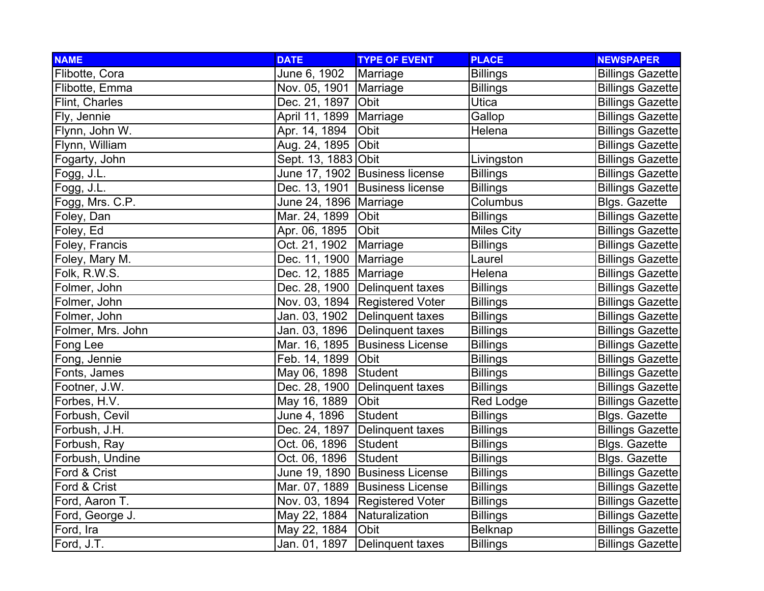| NAME | DATE | TYPE OF EVENT | PLACE | NEWSPAPER |
|---|---|---|---|---|
| Flibotte, Cora | June 6, 1902 | Marriage | Billings | Billings Gazette |
| Flibotte, Emma | Nov. 05, 1901 | Marriage | Billings | Billings Gazette |
| Flint, Charles | Dec. 21, 1897 | Obit | Utica | Billings Gazette |
| Fly, Jennie | April 11, 1899 | Marriage | Gallop | Billings Gazette |
| Flynn, John W. | Apr. 14, 1894 | Obit | Helena | Billings Gazette |
| Flynn, William | Aug. 24, 1895 | Obit | | Billings Gazette |
| Fogarty, John | Sept. 13, 1883 | Obit | Livingston | Billings Gazette |
| Fogg, J.L. | June 17, 1902 | Business license | Billings | Billings Gazette |
| Fogg, J.L. | Dec. 13, 1901 | Business license | Billings | Billings Gazette |
| Fogg, Mrs. C.P. | June 24, 1896 | Marriage | Columbus | Blgs. Gazette |
| Foley, Dan | Mar. 24, 1899 | Obit | Billings | Billings Gazette |
| Foley, Ed | Apr. 06, 1895 | Obit | Miles City | Billings Gazette |
| Foley, Francis | Oct. 21, 1902 | Marriage | Billings | Billings Gazette |
| Foley, Mary M. | Dec. 11, 1900 | Marriage | Laurel | Billings Gazette |
| Folk, R.W.S. | Dec. 12, 1885 | Marriage | Helena | Billings Gazette |
| Folmer, John | Dec. 28, 1900 | Delinquent taxes | Billings | Billings Gazette |
| Folmer, John | Nov. 03, 1894 | Registered Voter | Billings | Billings Gazette |
| Folmer, John | Jan. 03, 1902 | Delinquent taxes | Billings | Billings Gazette |
| Folmer, Mrs. John | Jan. 03, 1896 | Delinquent taxes | Billings | Billings Gazette |
| Fong Lee | Mar. 16, 1895 | Business License | Billings | Billings Gazette |
| Fong, Jennie | Feb. 14, 1899 | Obit | Billings | Billings Gazette |
| Fonts, James | May 06, 1898 | Student | Billings | Billings Gazette |
| Footner, J.W. | Dec. 28, 1900 | Delinquent taxes | Billings | Billings Gazette |
| Forbes, H.V. | May 16, 1889 | Obit | Red Lodge | Billings Gazette |
| Forbush, Cevil | June 4, 1896 | Student | Billings | Blgs. Gazette |
| Forbush, J.H. | Dec. 24, 1897 | Delinquent taxes | Billings | Billings Gazette |
| Forbush, Ray | Oct. 06, 1896 | Student | Billings | Blgs. Gazette |
| Forbush, Undine | Oct. 06, 1896 | Student | Billings | Blgs. Gazette |
| Ford & Crist | June 19, 1890 | Business License | Billings | Billings Gazette |
| Ford & Crist | Mar. 07, 1889 | Business License | Billings | Billings Gazette |
| Ford, Aaron T. | Nov. 03, 1894 | Registered Voter | Billings | Billings Gazette |
| Ford, George J. | May 22, 1884 | Naturalization | Billings | Billings Gazette |
| Ford, Ira | May 22, 1884 | Obit | Belknap | Billings Gazette |
| Ford, J.T. | Jan. 01, 1897 | Delinquent taxes | Billings | Billings Gazette |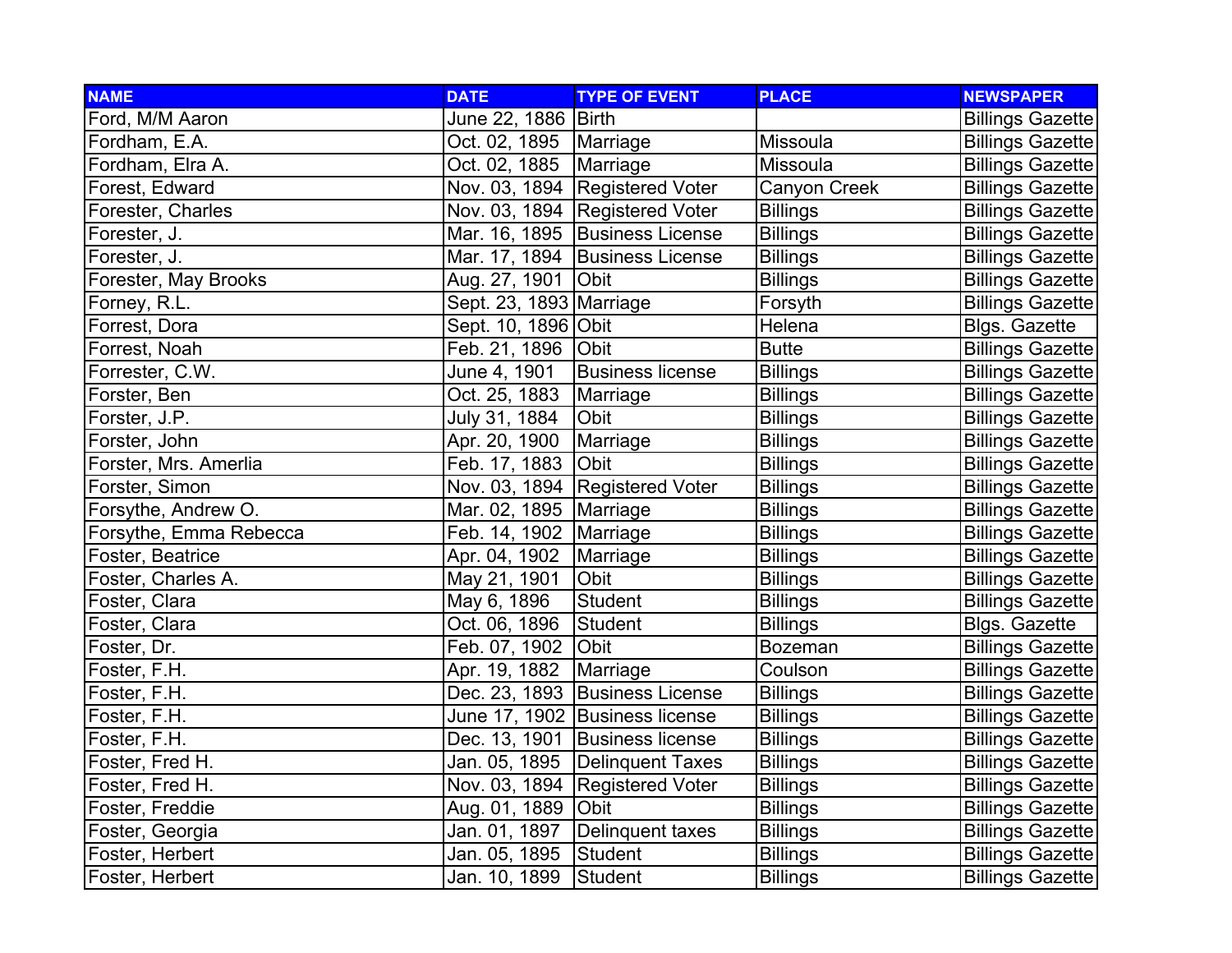| NAME | DATE | TYPE OF EVENT | PLACE | NEWSPAPER |
| --- | --- | --- | --- | --- |
| Ford, M/M Aaron | June 22, 1886 | Birth | | Billings Gazette |
| Fordham, E.A. | Oct. 02, 1895 | Marriage | Missoula | Billings Gazette |
| Fordham, Elra A. | Oct. 02, 1885 | Marriage | Missoula | Billings Gazette |
| Forest, Edward | Nov. 03, 1894 | Registered Voter | Canyon Creek | Billings Gazette |
| Forester, Charles | Nov. 03, 1894 | Registered Voter | Billings | Billings Gazette |
| Forester, J. | Mar. 16, 1895 | Business License | Billings | Billings Gazette |
| Forester, J. | Mar. 17, 1894 | Business License | Billings | Billings Gazette |
| Forester, May Brooks | Aug. 27, 1901 | Obit | Billings | Billings Gazette |
| Forney, R.L. | Sept. 23, 1893 | Marriage | Forsyth | Billings Gazette |
| Forrest, Dora | Sept. 10, 1896 | Obit | Helena | Blgs. Gazette |
| Forrest, Noah | Feb. 21, 1896 | Obit | Butte | Billings Gazette |
| Forrester, C.W. | June 4, 1901 | Business license | Billings | Billings Gazette |
| Forster, Ben | Oct. 25, 1883 | Marriage | Billings | Billings Gazette |
| Forster, J.P. | July 31, 1884 | Obit | Billings | Billings Gazette |
| Forster, John | Apr. 20, 1900 | Marriage | Billings | Billings Gazette |
| Forster, Mrs. Amerlia | Feb. 17, 1883 | Obit | Billings | Billings Gazette |
| Forster, Simon | Nov. 03, 1894 | Registered Voter | Billings | Billings Gazette |
| Forsythe, Andrew O. | Mar. 02, 1895 | Marriage | Billings | Billings Gazette |
| Forsythe, Emma Rebecca | Feb. 14, 1902 | Marriage | Billings | Billings Gazette |
| Foster, Beatrice | Apr. 04, 1902 | Marriage | Billings | Billings Gazette |
| Foster, Charles A. | May 21, 1901 | Obit | Billings | Billings Gazette |
| Foster, Clara | May 6, 1896 | Student | Billings | Billings Gazette |
| Foster, Clara | Oct. 06, 1896 | Student | Billings | Blgs. Gazette |
| Foster, Dr. | Feb. 07, 1902 | Obit | Bozeman | Billings Gazette |
| Foster, F.H. | Apr. 19, 1882 | Marriage | Coulson | Billings Gazette |
| Foster, F.H. | Dec. 23, 1893 | Business License | Billings | Billings Gazette |
| Foster, F.H. | June 17, 1902 | Business license | Billings | Billings Gazette |
| Foster, F.H. | Dec. 13, 1901 | Business license | Billings | Billings Gazette |
| Foster, Fred H. | Jan. 05, 1895 | Delinquent Taxes | Billings | Billings Gazette |
| Foster, Fred H. | Nov. 03, 1894 | Registered Voter | Billings | Billings Gazette |
| Foster, Freddie | Aug. 01, 1889 | Obit | Billings | Billings Gazette |
| Foster, Georgia | Jan. 01, 1897 | Delinquent taxes | Billings | Billings Gazette |
| Foster, Herbert | Jan. 05, 1895 | Student | Billings | Billings Gazette |
| Foster, Herbert | Jan. 10, 1899 | Student | Billings | Billings Gazette |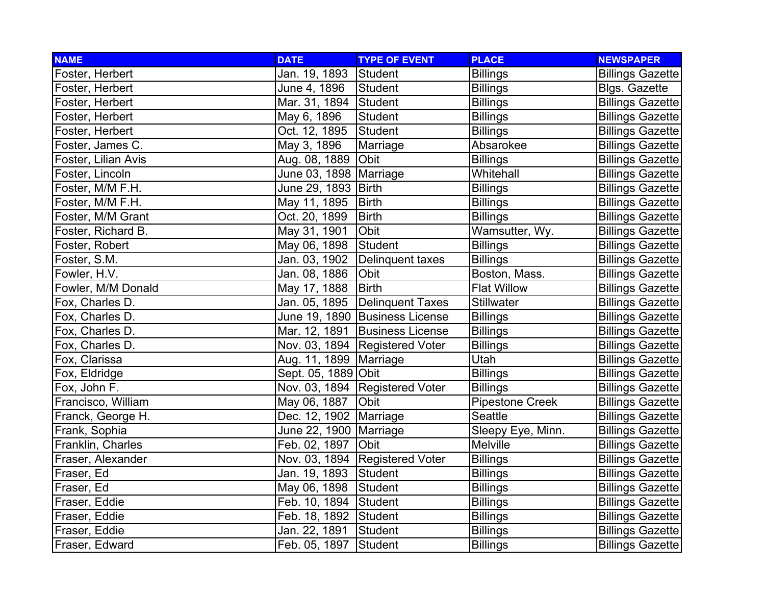| NAME | DATE | TYPE OF EVENT | PLACE | NEWSPAPER |
|---|---|---|---|---|
| Foster, Herbert | Jan. 19, 1893 | Student | Billings | Billings Gazette |
| Foster, Herbert | June 4, 1896 | Student | Billings | Blgs. Gazette |
| Foster, Herbert | Mar. 31, 1894 | Student | Billings | Billings Gazette |
| Foster, Herbert | May 6, 1896 | Student | Billings | Billings Gazette |
| Foster, Herbert | Oct. 12, 1895 | Student | Billings | Billings Gazette |
| Foster, James C. | May 3, 1896 | Marriage | Absarokee | Billings Gazette |
| Foster, Lilian Avis | Aug. 08, 1889 | Obit | Billings | Billings Gazette |
| Foster, Lincoln | June 03, 1898 | Marriage | Whitehall | Billings Gazette |
| Foster, M/M F.H. | June 29, 1893 | Birth | Billings | Billings Gazette |
| Foster, M/M F.H. | May 11, 1895 | Birth | Billings | Billings Gazette |
| Foster, M/M Grant | Oct. 20, 1899 | Birth | Billings | Billings Gazette |
| Foster, Richard B. | May 31, 1901 | Obit | Wamsutter, Wy. | Billings Gazette |
| Foster, Robert | May 06, 1898 | Student | Billings | Billings Gazette |
| Foster, S.M. | Jan. 03, 1902 | Delinquent taxes | Billings | Billings Gazette |
| Fowler, H.V. | Jan. 08, 1886 | Obit | Boston, Mass. | Billings Gazette |
| Fowler, M/M Donald | May 17, 1888 | Birth | Flat Willow | Billings Gazette |
| Fox, Charles D. | Jan. 05, 1895 | Delinquent Taxes | Stillwater | Billings Gazette |
| Fox, Charles D. | June 19, 1890 | Business License | Billings | Billings Gazette |
| Fox, Charles D. | Mar. 12, 1891 | Business License | Billings | Billings Gazette |
| Fox, Charles D. | Nov. 03, 1894 | Registered Voter | Billings | Billings Gazette |
| Fox, Clarissa | Aug. 11, 1899 | Marriage | Utah | Billings Gazette |
| Fox, Eldridge | Sept. 05, 1889 | Obit | Billings | Billings Gazette |
| Fox, John F. | Nov. 03, 1894 | Registered Voter | Billings | Billings Gazette |
| Francisco, William | May 06, 1887 | Obit | Pipestone Creek | Billings Gazette |
| Franck, George H. | Dec. 12, 1902 | Marriage | Seattle | Billings Gazette |
| Frank, Sophia | June 22, 1900 | Marriage | Sleepy Eye, Minn. | Billings Gazette |
| Franklin, Charles | Feb. 02, 1897 | Obit | Melville | Billings Gazette |
| Fraser, Alexander | Nov. 03, 1894 | Registered Voter | Billings | Billings Gazette |
| Fraser, Ed | Jan. 19, 1893 | Student | Billings | Billings Gazette |
| Fraser, Ed | May 06, 1898 | Student | Billings | Billings Gazette |
| Fraser, Eddie | Feb. 10, 1894 | Student | Billings | Billings Gazette |
| Fraser, Eddie | Feb. 18, 1892 | Student | Billings | Billings Gazette |
| Fraser, Eddie | Jan. 22, 1891 | Student | Billings | Billings Gazette |
| Fraser, Edward | Feb. 05, 1897 | Student | Billings | Billings Gazette |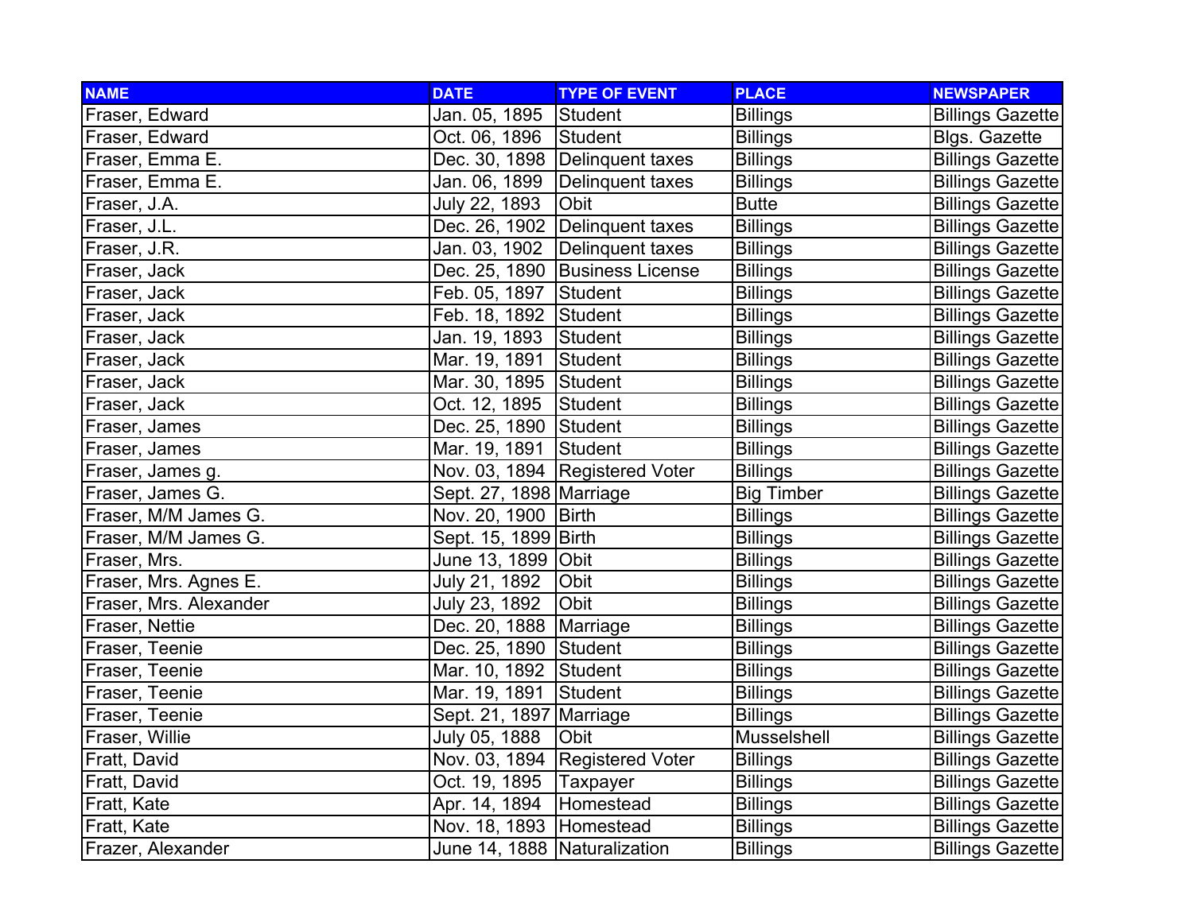| NAME | DATE | TYPE OF EVENT | PLACE | NEWSPAPER |
|---|---|---|---|---|
| Fraser, Edward | Jan. 05, 1895 | Student | Billings | Billings Gazette |
| Fraser, Edward | Oct. 06, 1896 | Student | Billings | Blgs. Gazette |
| Fraser, Emma E. | Dec. 30, 1898 | Delinquent taxes | Billings | Billings Gazette |
| Fraser, Emma E. | Jan. 06, 1899 | Delinquent taxes | Billings | Billings Gazette |
| Fraser, J.A. | July 22, 1893 | Obit | Butte | Billings Gazette |
| Fraser, J.L. | Dec. 26, 1902 | Delinquent taxes | Billings | Billings Gazette |
| Fraser, J.R. | Jan. 03, 1902 | Delinquent taxes | Billings | Billings Gazette |
| Fraser, Jack | Dec. 25, 1890 | Business License | Billings | Billings Gazette |
| Fraser, Jack | Feb. 05, 1897 | Student | Billings | Billings Gazette |
| Fraser, Jack | Feb. 18, 1892 | Student | Billings | Billings Gazette |
| Fraser, Jack | Jan. 19, 1893 | Student | Billings | Billings Gazette |
| Fraser, Jack | Mar. 19, 1891 | Student | Billings | Billings Gazette |
| Fraser, Jack | Mar. 30, 1895 | Student | Billings | Billings Gazette |
| Fraser, Jack | Oct. 12, 1895 | Student | Billings | Billings Gazette |
| Fraser, James | Dec. 25, 1890 | Student | Billings | Billings Gazette |
| Fraser, James | Mar. 19, 1891 | Student | Billings | Billings Gazette |
| Fraser, James g. | Nov. 03, 1894 | Registered Voter | Billings | Billings Gazette |
| Fraser, James G. | Sept. 27, 1898 | Marriage | Big Timber | Billings Gazette |
| Fraser, M/M James G. | Nov. 20, 1900 | Birth | Billings | Billings Gazette |
| Fraser, M/M James G. | Sept. 15, 1899 | Birth | Billings | Billings Gazette |
| Fraser, Mrs. | June 13, 1899 | Obit | Billings | Billings Gazette |
| Fraser, Mrs. Agnes E. | July 21, 1892 | Obit | Billings | Billings Gazette |
| Fraser, Mrs. Alexander | July 23, 1892 | Obit | Billings | Billings Gazette |
| Fraser, Nettie | Dec. 20, 1888 | Marriage | Billings | Billings Gazette |
| Fraser, Teenie | Dec. 25, 1890 | Student | Billings | Billings Gazette |
| Fraser, Teenie | Mar. 10, 1892 | Student | Billings | Billings Gazette |
| Fraser, Teenie | Mar. 19, 1891 | Student | Billings | Billings Gazette |
| Fraser, Teenie | Sept. 21, 1897 | Marriage | Billings | Billings Gazette |
| Fraser, Willie | July 05, 1888 | Obit | Musselshell | Billings Gazette |
| Fratt, David | Nov. 03, 1894 | Registered Voter | Billings | Billings Gazette |
| Fratt, David | Oct. 19, 1895 | Taxpayer | Billings | Billings Gazette |
| Fratt, Kate | Apr. 14, 1894 | Homestead | Billings | Billings Gazette |
| Fratt, Kate | Nov. 18, 1893 | Homestead | Billings | Billings Gazette |
| Frazer, Alexander | June 14, 1888 | Naturalization | Billings | Billings Gazette |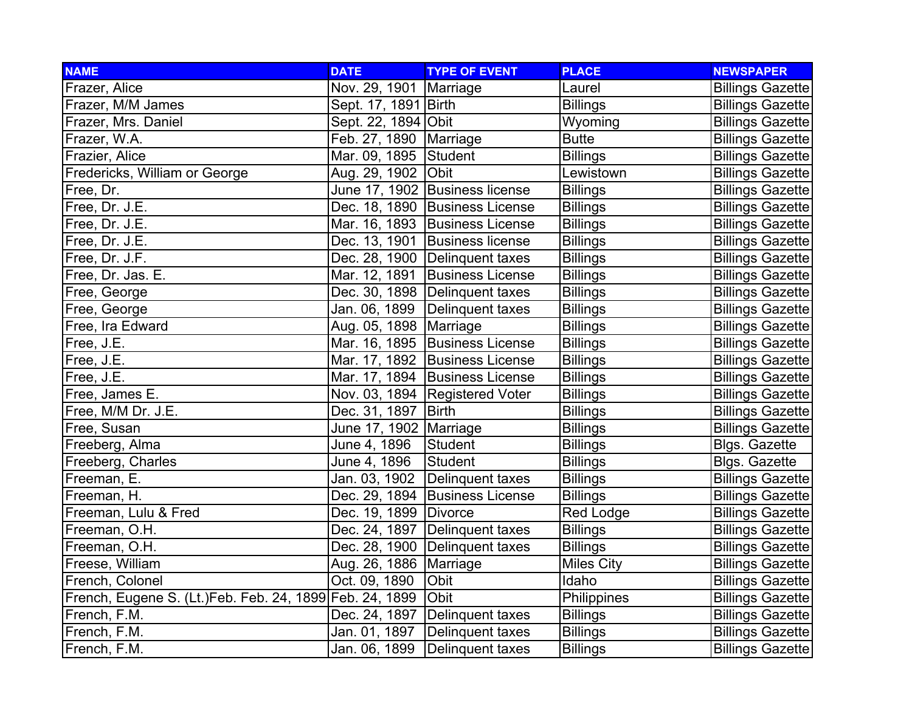| NAME | DATE | TYPE OF EVENT | PLACE | NEWSPAPER |
|---|---|---|---|---|
| Frazer, Alice | Nov. 29, 1901 | Marriage | Laurel | Billings Gazette |
| Frazer, M/M James | Sept. 17, 1891 | Birth | Billings | Billings Gazette |
| Frazer, Mrs. Daniel | Sept. 22, 1894 | Obit | Wyoming | Billings Gazette |
| Frazer, W.A. | Feb. 27, 1890 | Marriage | Butte | Billings Gazette |
| Frazier, Alice | Mar. 09, 1895 | Student | Billings | Billings Gazette |
| Fredericks, William or George | Aug. 29, 1902 | Obit | Lewistown | Billings Gazette |
| Free, Dr. | June 17, 1902 | Business license | Billings | Billings Gazette |
| Free, Dr. J.E. | Dec. 18, 1890 | Business License | Billings | Billings Gazette |
| Free, Dr. J.E. | Mar. 16, 1893 | Business License | Billings | Billings Gazette |
| Free, Dr. J.E. | Dec. 13, 1901 | Business license | Billings | Billings Gazette |
| Free, Dr. J.F. | Dec. 28, 1900 | Delinquent taxes | Billings | Billings Gazette |
| Free, Dr. Jas. E. | Mar. 12, 1891 | Business License | Billings | Billings Gazette |
| Free, George | Dec. 30, 1898 | Delinquent taxes | Billings | Billings Gazette |
| Free, George | Jan. 06, 1899 | Delinquent taxes | Billings | Billings Gazette |
| Free, Ira Edward | Aug. 05, 1898 | Marriage | Billings | Billings Gazette |
| Free, J.E. | Mar. 16, 1895 | Business License | Billings | Billings Gazette |
| Free, J.E. | Mar. 17, 1892 | Business License | Billings | Billings Gazette |
| Free, J.E. | Mar. 17, 1894 | Business License | Billings | Billings Gazette |
| Free, James E. | Nov. 03, 1894 | Registered Voter | Billings | Billings Gazette |
| Free, M/M Dr. J.E. | Dec. 31, 1897 | Birth | Billings | Billings Gazette |
| Free, Susan | June 17, 1902 | Marriage | Billings | Billings Gazette |
| Freeberg, Alma | June 4, 1896 | Student | Billings | Blgs. Gazette |
| Freeberg, Charles | June 4, 1896 | Student | Billings | Blgs. Gazette |
| Freeman, E. | Jan. 03, 1902 | Delinquent taxes | Billings | Billings Gazette |
| Freeman, H. | Dec. 29, 1894 | Business License | Billings | Billings Gazette |
| Freeman, Lulu & Fred | Dec. 19, 1899 | Divorce | Red Lodge | Billings Gazette |
| Freeman, O.H. | Dec. 24, 1897 | Delinquent taxes | Billings | Billings Gazette |
| Freeman, O.H. | Dec. 28, 1900 | Delinquent taxes | Billings | Billings Gazette |
| Freese, William | Aug. 26, 1886 | Marriage | Miles City | Billings Gazette |
| French, Colonel | Oct. 09, 1890 | Obit | Idaho | Billings Gazette |
| French, Eugene S. (Lt.)Feb. Feb. 24, 1899 | Feb. 24, 1899 | Obit | Philippines | Billings Gazette |
| French, F.M. | Dec. 24, 1897 | Delinquent taxes | Billings | Billings Gazette |
| French, F.M. | Jan. 01, 1897 | Delinquent taxes | Billings | Billings Gazette |
| French, F.M. | Jan. 06, 1899 | Delinquent taxes | Billings | Billings Gazette |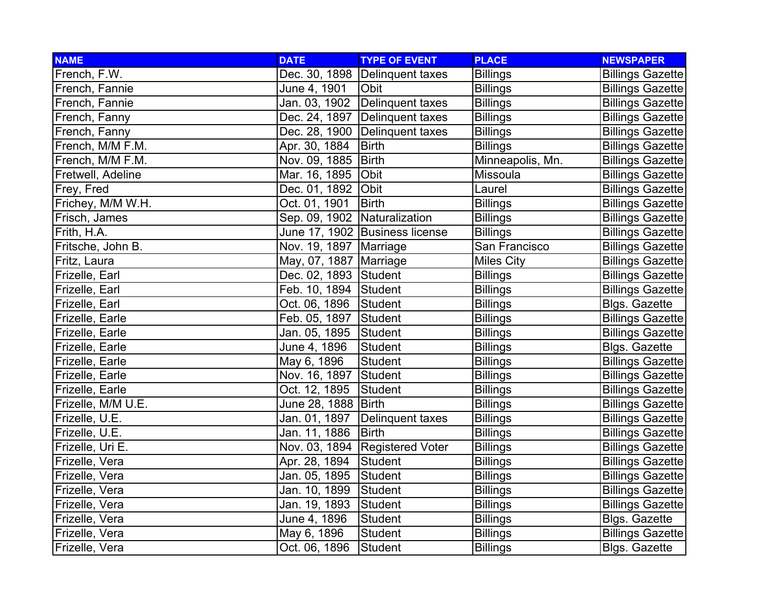| NAME | DATE | TYPE OF EVENT | PLACE | NEWSPAPER |
|---|---|---|---|---|
| French, F.W. | Dec. 30, 1898 | Delinquent taxes | Billings | Billings Gazette |
| French, Fannie | June 4, 1901 | Obit | Billings | Billings Gazette |
| French, Fannie | Jan. 03, 1902 | Delinquent taxes | Billings | Billings Gazette |
| French, Fanny | Dec. 24, 1897 | Delinquent taxes | Billings | Billings Gazette |
| French, Fanny | Dec. 28, 1900 | Delinquent taxes | Billings | Billings Gazette |
| French, M/M F.M. | Apr. 30, 1884 | Birth | Billings | Billings Gazette |
| French, M/M F.M. | Nov. 09, 1885 | Birth | Minneapolis, Mn. | Billings Gazette |
| Fretwell, Adeline | Mar. 16, 1895 | Obit | Missoula | Billings Gazette |
| Frey, Fred | Dec. 01, 1892 | Obit | Laurel | Billings Gazette |
| Frichey, M/M W.H. | Oct. 01, 1901 | Birth | Billings | Billings Gazette |
| Frisch, James | Sep. 09, 1902 | Naturalization | Billings | Billings Gazette |
| Frith, H.A. | June 17, 1902 | Business license | Billings | Billings Gazette |
| Fritsche, John B. | Nov. 19, 1897 | Marriage | San Francisco | Billings Gazette |
| Fritz, Laura | May, 07, 1887 | Marriage | Miles City | Billings Gazette |
| Frizelle, Earl | Dec. 02, 1893 | Student | Billings | Billings Gazette |
| Frizelle, Earl | Feb. 10, 1894 | Student | Billings | Billings Gazette |
| Frizelle, Earl | Oct. 06, 1896 | Student | Billings | Blgs. Gazette |
| Frizelle, Earle | Feb. 05, 1897 | Student | Billings | Billings Gazette |
| Frizelle, Earle | Jan. 05, 1895 | Student | Billings | Billings Gazette |
| Frizelle, Earle | June 4, 1896 | Student | Billings | Blgs. Gazette |
| Frizelle, Earle | May 6, 1896 | Student | Billings | Billings Gazette |
| Frizelle, Earle | Nov. 16, 1897 | Student | Billings | Billings Gazette |
| Frizelle, Earle | Oct. 12, 1895 | Student | Billings | Billings Gazette |
| Frizelle, M/M U.E. | June 28, 1888 | Birth | Billings | Billings Gazette |
| Frizelle, U.E. | Jan. 01, 1897 | Delinquent taxes | Billings | Billings Gazette |
| Frizelle, U.E. | Jan. 11, 1886 | Birth | Billings | Billings Gazette |
| Frizelle, Uri E. | Nov. 03, 1894 | Registered Voter | Billings | Billings Gazette |
| Frizelle, Vera | Apr. 28, 1894 | Student | Billings | Billings Gazette |
| Frizelle, Vera | Jan. 05, 1895 | Student | Billings | Billings Gazette |
| Frizelle, Vera | Jan. 10, 1899 | Student | Billings | Billings Gazette |
| Frizelle, Vera | Jan. 19, 1893 | Student | Billings | Billings Gazette |
| Frizelle, Vera | June 4, 1896 | Student | Billings | Blgs. Gazette |
| Frizelle, Vera | May 6, 1896 | Student | Billings | Billings Gazette |
| Frizelle, Vera | Oct. 06, 1896 | Student | Billings | Blgs. Gazette |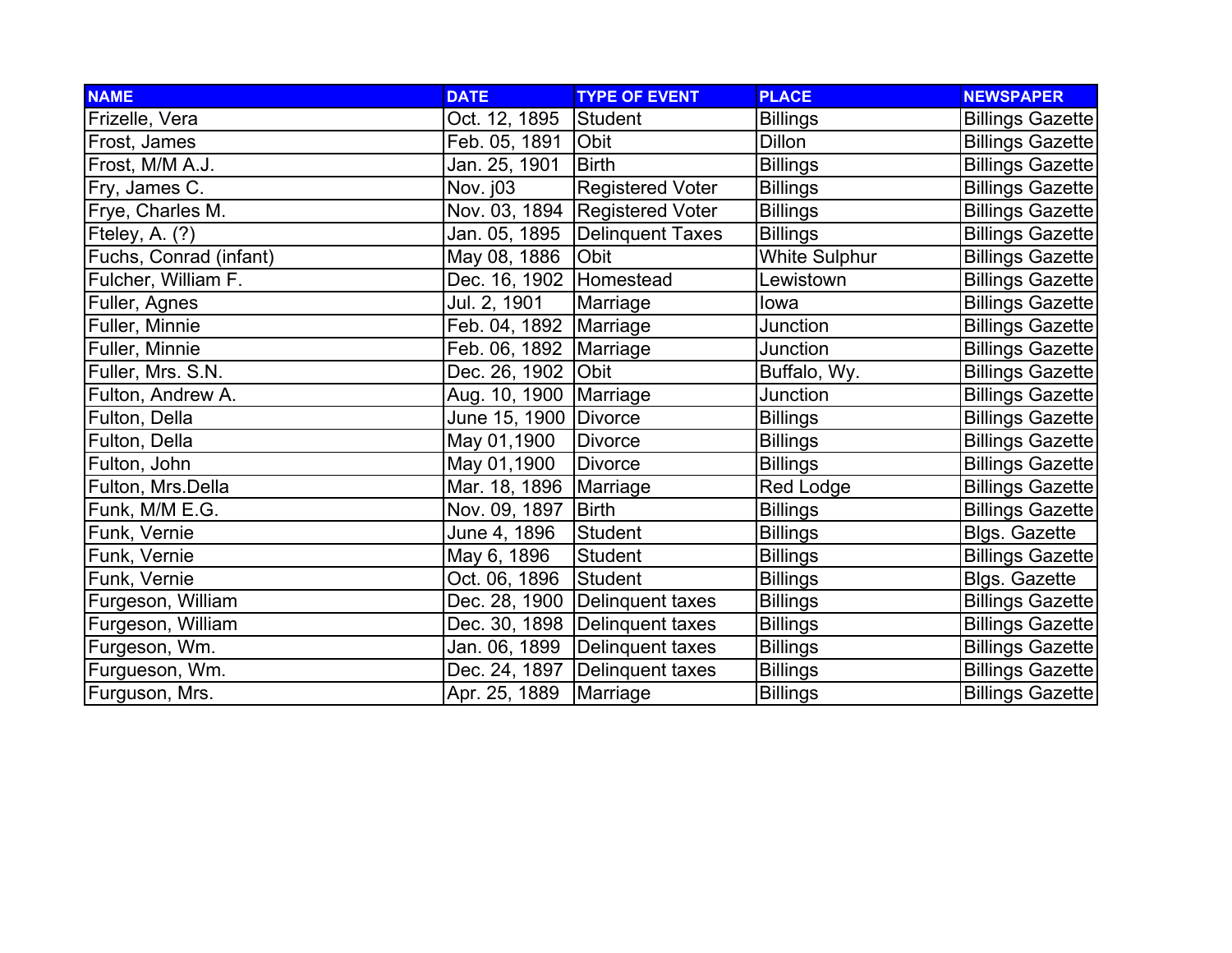| NAME | DATE | TYPE OF EVENT | PLACE | NEWSPAPER |
|---|---|---|---|---|
| Frizelle, Vera | Oct. 12, 1895 | Student | Billings | Billings Gazette |
| Frost, James | Feb. 05, 1891 | Obit | Dillon | Billings Gazette |
| Frost, M/M A.J. | Jan. 25, 1901 | Birth | Billings | Billings Gazette |
| Fry, James C. | Nov. j03 | Registered Voter | Billings | Billings Gazette |
| Frye, Charles M. | Nov. 03, 1894 | Registered Voter | Billings | Billings Gazette |
| Fteley, A. (?) | Jan. 05, 1895 | Delinquent Taxes | Billings | Billings Gazette |
| Fuchs, Conrad (infant) | May 08, 1886 | Obit | White Sulphur | Billings Gazette |
| Fulcher, William F. | Dec. 16, 1902 | Homestead | Lewistown | Billings Gazette |
| Fuller, Agnes | Jul. 2, 1901 | Marriage | Iowa | Billings Gazette |
| Fuller, Minnie | Feb. 04, 1892 | Marriage | Junction | Billings Gazette |
| Fuller, Minnie | Feb. 06, 1892 | Marriage | Junction | Billings Gazette |
| Fuller, Mrs. S.N. | Dec. 26, 1902 | Obit | Buffalo, Wy. | Billings Gazette |
| Fulton, Andrew A. | Aug. 10, 1900 | Marriage | Junction | Billings Gazette |
| Fulton, Della | June 15, 1900 | Divorce | Billings | Billings Gazette |
| Fulton, Della | May 01,1900 | Divorce | Billings | Billings Gazette |
| Fulton, John | May 01,1900 | Divorce | Billings | Billings Gazette |
| Fulton, Mrs.Della | Mar. 18, 1896 | Marriage | Red Lodge | Billings Gazette |
| Funk, M/M E.G. | Nov. 09, 1897 | Birth | Billings | Billings Gazette |
| Funk, Vernie | June 4, 1896 | Student | Billings | Blgs. Gazette |
| Funk, Vernie | May 6, 1896 | Student | Billings | Billings Gazette |
| Funk, Vernie | Oct. 06, 1896 | Student | Billings | Blgs. Gazette |
| Furgeson, William | Dec. 28, 1900 | Delinquent taxes | Billings | Billings Gazette |
| Furgeson, William | Dec. 30, 1898 | Delinquent taxes | Billings | Billings Gazette |
| Furgeson, Wm. | Jan. 06, 1899 | Delinquent taxes | Billings | Billings Gazette |
| Furgueson, Wm. | Dec. 24, 1897 | Delinquent taxes | Billings | Billings Gazette |
| Furguson, Mrs. | Apr. 25, 1889 | Marriage | Billings | Billings Gazette |